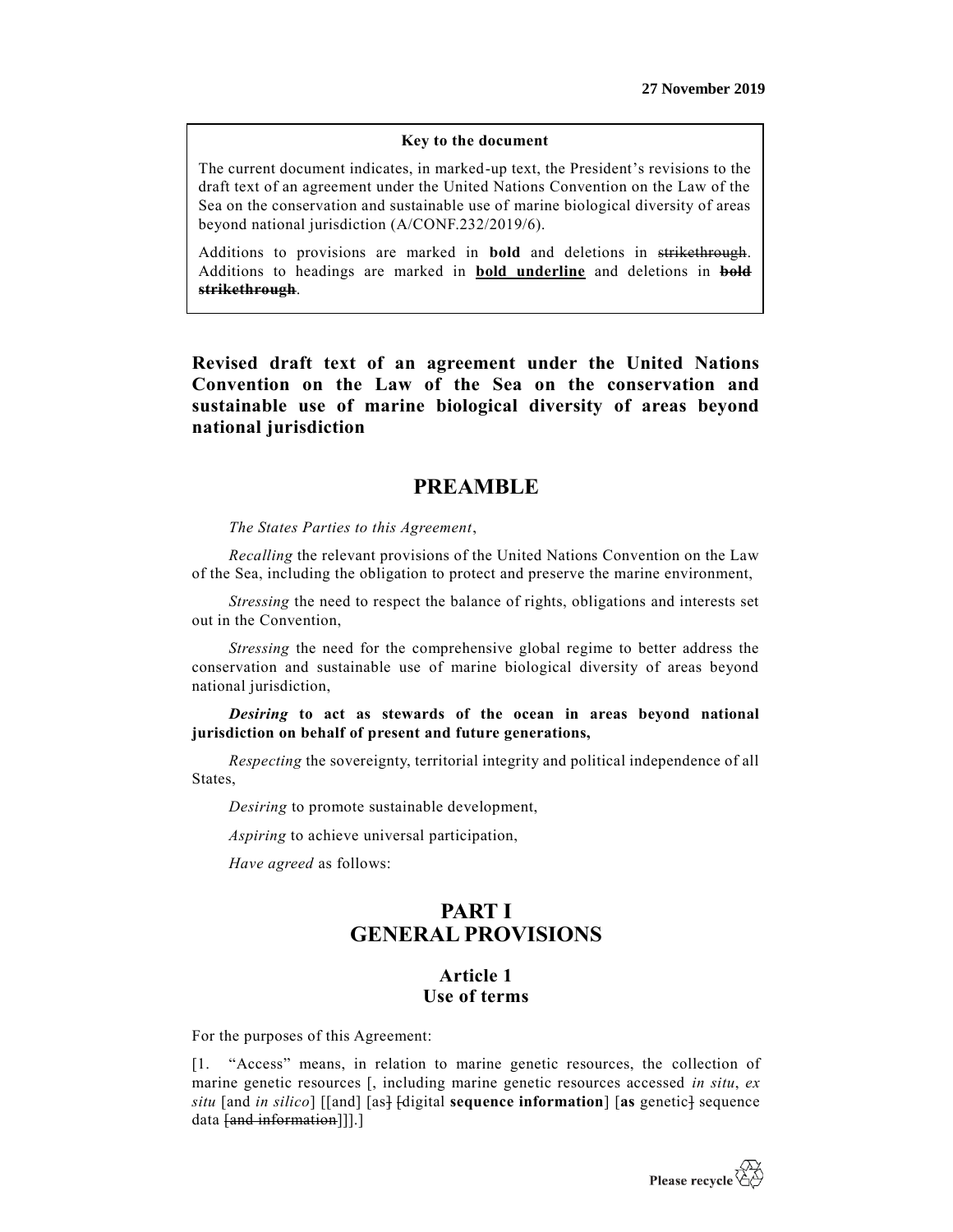27 November 2019

**Key to the document**

The current document indicates, in marked-up text, the President's revisions to the draft text of an agreement under the United Nations Convention on the Law of the Sea on the conservation and sustainable use of marine biological diversity of areas beyond national jurisdiction (A/CONF.232/2019/6).

Additions to provisions are marked in **bold** and deletions in ~~strikethrough~~. Additions to headings are marked in **<u>bold underline</u>** and deletions in **~~bold strikethrough~~**.

# Revised draft text of an agreement under the United Nations Convention on the Law of the Sea on the conservation and sustainable use of marine biological diversity of areas beyond national jurisdiction

## PREAMBLE

*The States Parties to this Agreement*,

*Recalling* the relevant provisions of the United Nations Convention on the Law of the Sea, including the obligation to protect and preserve the marine environment,

*Stressing* the need to respect the balance of rights, obligations and interests set out in the Convention,

*Stressing* the need for the comprehensive global regime to better address the conservation and sustainable use of marine biological diversity of areas beyond national jurisdiction,

***Desiring* to act as stewards of the ocean in areas beyond national jurisdiction on behalf of present and future generations,**

*Respecting* the sovereignty, territorial integrity and political independence of all States,

*Desiring* to promote sustainable development,

*Aspiring* to achieve universal participation,

*Have agreed* as follows:

## PART I
## GENERAL PROVISIONS

### Article 1
### Use of terms

For the purposes of this Agreement:

[1. "Access" means, in relation to marine genetic resources, the collection of marine genetic resources [, including marine genetic resources accessed *in situ*, *ex situ* [and *in silico*] [[and] [as~~]~~ ~~[~~digital **sequence information**] [**as** genetic~~]~~ sequence data ~~[and information~~]]].]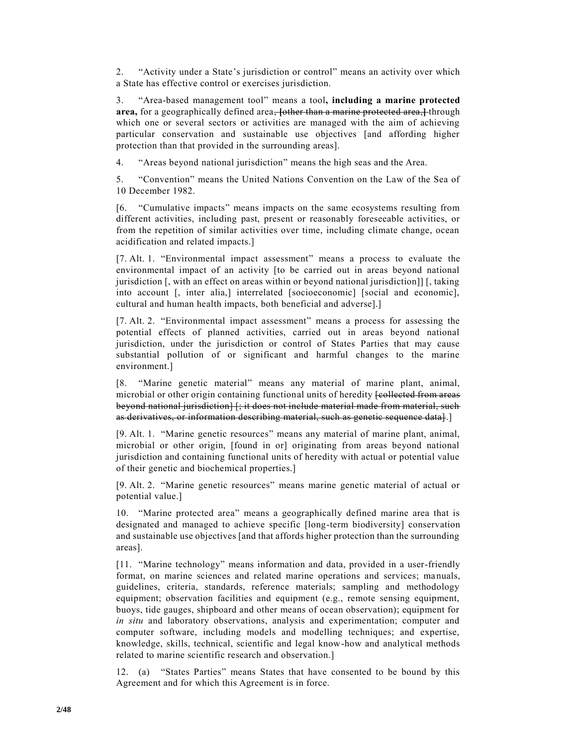2. "Activity under a State's jurisdiction or control" means an activity over which a State has effective control or exercises jurisdiction.

3. "Area-based management tool" means a tool**, including a marine protected area,** for a geographically defined area~~, [other than a marine protected area,]~~ through which one or several sectors or activities are managed with the aim of achieving particular conservation and sustainable use objectives [and affording higher protection than that provided in the surrounding areas].

4. "Areas beyond national jurisdiction" means the high seas and the Area.

5. "Convention" means the United Nations Convention on the Law of the Sea of 10 December 1982.

[6. "Cumulative impacts" means impacts on the same ecosystems resulting from different activities, including past, present or reasonably foreseeable activities, or from the repetition of similar activities over time, including climate change, ocean acidification and related impacts.]

[7. Alt. 1. "Environmental impact assessment" means a process to evaluate the environmental impact of an activity [to be carried out in areas beyond national jurisdiction [, with an effect on areas within or beyond national jurisdiction]] [, taking into account [, inter alia,] interrelated [socioeconomic] [social and economic], cultural and human health impacts, both beneficial and adverse].]

[7. Alt. 2. "Environmental impact assessment" means a process for assessing the potential effects of planned activities, carried out in areas beyond national jurisdiction, under the jurisdiction or control of States Parties that may cause substantial pollution of or significant and harmful changes to the marine environment.]

[8. "Marine genetic material" means any material of marine plant, animal, microbial or other origin containing functional units of heredity ~~[collected from areas beyond national jurisdiction] [; it does not include material made from material, such as derivatives, or information describing material, such as genetic sequence data]~~.]

[9. Alt. 1. "Marine genetic resources" means any material of marine plant, animal, microbial or other origin, [found in or] originating from areas beyond national jurisdiction and containing functional units of heredity with actual or potential value of their genetic and biochemical properties.]

[9. Alt. 2. "Marine genetic resources" means marine genetic material of actual or potential value.]

10. "Marine protected area" means a geographically defined marine area that is designated and managed to achieve specific [long-term biodiversity] conservation and sustainable use objectives [and that affords higher protection than the surrounding areas].

[11. "Marine technology" means information and data, provided in a user-friendly format, on marine sciences and related marine operations and services; manuals, guidelines, criteria, standards, reference materials; sampling and methodology equipment; observation facilities and equipment (e.g., remote sensing equipment, buoys, tide gauges, shipboard and other means of ocean observation); equipment for *in situ* and laboratory observations, analysis and experimentation; computer and computer software, including models and modelling techniques; and expertise, knowledge, skills, technical, scientific and legal know-how and analytical methods related to marine scientific research and observation.]

12. (a) "States Parties" means States that have consented to be bound by this Agreement and for which this Agreement is in force.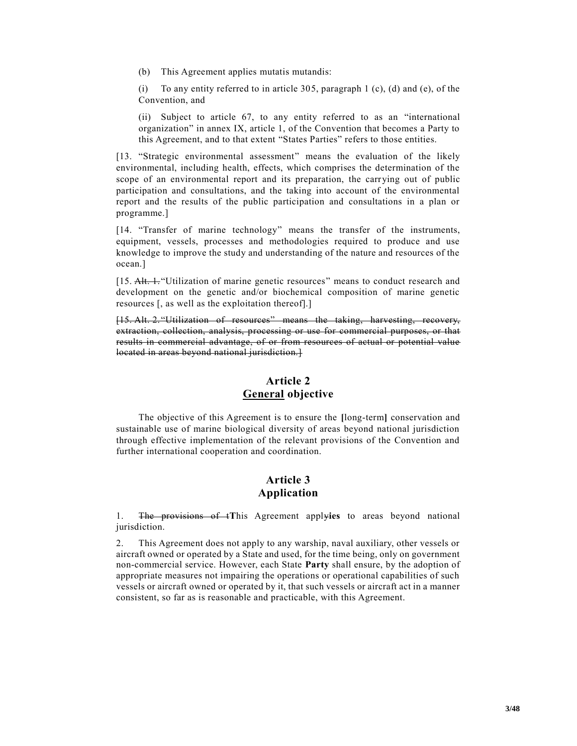(b) This Agreement applies mutatis mutandis:

(i) To any entity referred to in article 305, paragraph 1 (c), (d) and (e), of the Convention, and

(ii) Subject to article 67, to any entity referred to as an "international organization" in annex IX, article 1, of the Convention that becomes a Party to this Agreement, and to that extent "States Parties" refers to those entities.

[13. "Strategic environmental assessment" means the evaluation of the likely environmental, including health, effects, which comprises the determination of the scope of an environmental report and its preparation, the carrying out of public participation and consultations, and the taking into account of the environmental report and the results of the public participation and consultations in a plan or programme.]

[14. "Transfer of marine technology" means the transfer of the instruments, equipment, vessels, processes and methodologies required to produce and use knowledge to improve the study and understanding of the nature and resources of the ocean.]

[15. ~~Alt. 1.~~ "Utilization of marine genetic resources" means to conduct research and development on the genetic and/or biochemical composition of marine genetic resources [, as well as the exploitation thereof].]

~~[15. Alt. 2. "Utilization of resources" means the taking, harvesting, recovery, extraction, collection, analysis, processing or use for commercial purposes, or that results in commercial advantage, of or from resources of actual or potential value located in areas beyond national jurisdiction.]~~

## Article 2
## <u>General</u> objective

The objective of this Agreement is to ensure the **[**long-term**]** conservation and sustainable use of marine biological diversity of areas beyond national jurisdiction through effective implementation of the relevant provisions of the Convention and further international cooperation and coordination.

## Article 3
## Application

1. ~~The provisions of t~~**T**his Agreement apply~~y~~**ies** to areas beyond national jurisdiction.

2. This Agreement does not apply to any warship, naval auxiliary, other vessels or aircraft owned or operated by a State and used, for the time being, only on government non-commercial service. However, each State **Party** shall ensure, by the adoption of appropriate measures not impairing the operations or operational capabilities of such vessels or aircraft owned or operated by it, that such vessels or aircraft act in a manner consistent, so far as is reasonable and practicable, with this Agreement.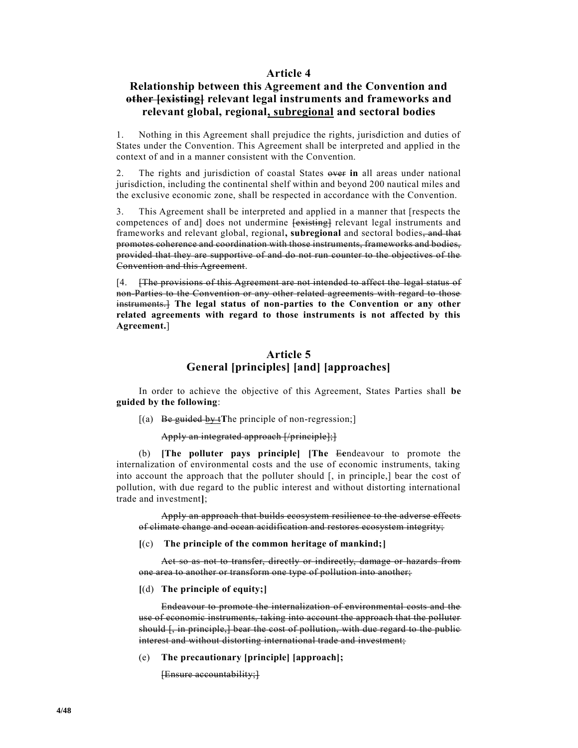## Article 4

## Relationship between this Agreement and the Convention and ~~other [existing]~~ relevant legal instruments and frameworks and relevant global, regional<u>, subregional</u> and sectoral bodies

1. Nothing in this Agreement shall prejudice the rights, jurisdiction and duties of States under the Convention. This Agreement shall be interpreted and applied in the context of and in a manner consistent with the Convention.

2. The rights and jurisdiction of coastal States ~~over~~ **in** all areas under national jurisdiction, including the continental shelf within and beyond 200 nautical miles and the exclusive economic zone, shall be respected in accordance with the Convention.

3. This Agreement shall be interpreted and applied in a manner that [respects the competences of and] does not undermine ~~[existing]~~ relevant legal instruments and frameworks and relevant global, regional**, subregional** and sectoral bodies~~, and that promotes coherence and coordination with those instruments, frameworks and bodies, provided that they are supportive of and do not run counter to the objectives of the Convention and this Agreement~~.

[4. ~~[The provisions of this Agreement are not intended to affect the legal status of non-Parties to the Convention or any other related agreements with regard to those instruments.]~~ **The legal status of non-parties to the Convention or any other related agreements with regard to those instruments is not affected by this Agreement.**]

## Article 5

## General [principles] [and] [approaches]

In order to achieve the objective of this Agreement, States Parties shall **be guided by the following**:

[(a) ~~Be guided by t~~**T**he principle of non-regression;]

~~Apply an integrated approach [/principle];]~~

(b) **[The polluter pays principle] [The** ~~E~~**e**ndeavour to promote the internalization of environmental costs and the use of economic instruments, taking into account the approach that the polluter should [, in principle,] bear the cost of pollution, with due regard to the public interest and without distorting international trade and investment**]**;

~~Apply an approach that builds ecosystem resilience to the adverse effects of climate change and ocean acidification and restores ecosystem integrity;~~

**[**(c) **The principle of the common heritage of mankind;]**

~~Act so as not to transfer, directly or indirectly, damage or hazards from one area to another or transform one type of pollution into another;~~

**[**(d) **The principle of equity;]**

~~Endeavour to promote the internalization of environmental costs and the use of economic instruments, taking into account the approach that the polluter should [, in principle,] bear the cost of pollution, with due regard to the public interest and without distorting international trade and investment;~~

(e) **The precautionary [principle] [approach];**

~~[Ensure accountability;]~~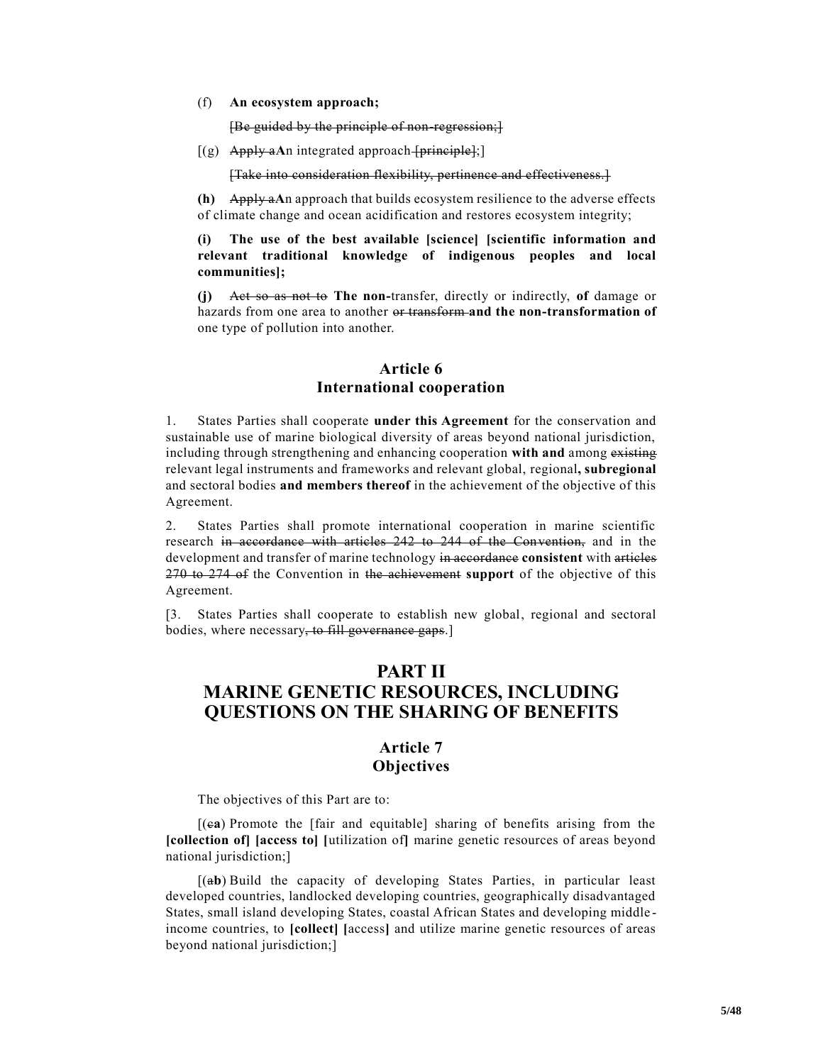(f) **An ecosystem approach;**

~~[Be guided by the principle of non-regression;]~~

[(g) ~~Apply a~~**A**n integrated approach ~~[principle]~~;]

~~[Take into consideration flexibility, pertinence and effectiveness.]~~

**(h)** ~~Apply a~~**A**n approach that builds ecosystem resilience to the adverse effects of climate change and ocean acidification and restores ecosystem integrity;

**(i) The use of the best available [science] [scientific information and relevant traditional knowledge of indigenous peoples and local communities];**

**(j)** ~~Act so as not to~~ **The non-**transfer, directly or indirectly, **of** damage or hazards from one area to another ~~or transform~~ **and the non-transformation of** one type of pollution into another.

## Article 6
## International cooperation

1. States Parties shall cooperate **under this Agreement** for the conservation and sustainable use of marine biological diversity of areas beyond national jurisdiction, including through strengthening and enhancing cooperation **with and** among ~~existing~~ relevant legal instruments and frameworks and relevant global, regional**, subregional** and sectoral bodies **and members thereof** in the achievement of the objective of this Agreement.

2. States Parties shall promote international cooperation in marine scientific research ~~in accordance with articles 242 to 244 of the Convention,~~ and in the development and transfer of marine technology ~~in accordance~~ **consistent** with ~~articles 270 to 274 of~~ the Convention in ~~the achievement~~ **support** of the objective of this Agreement.

[3. States Parties shall cooperate to establish new global, regional and sectoral bodies, where necessary~~, to fill governance gaps~~.]

# PART II
# MARINE GENETIC RESOURCES, INCLUDING QUESTIONS ON THE SHARING OF BENEFITS

## Article 7
## Objectives

The objectives of this Part are to:

[(~~c~~**a**) Promote the [fair and equitable] sharing of benefits arising from the **[collection of] [access to] [**utilization of**]** marine genetic resources of areas beyond national jurisdiction;]

[(~~a~~**b**) Build the capacity of developing States Parties, in particular least developed countries, landlocked developing countries, geographically disadvantaged States, small island developing States, coastal African States and developing middle-income countries, to **[collect] [**access**]** and utilize marine genetic resources of areas beyond national jurisdiction;]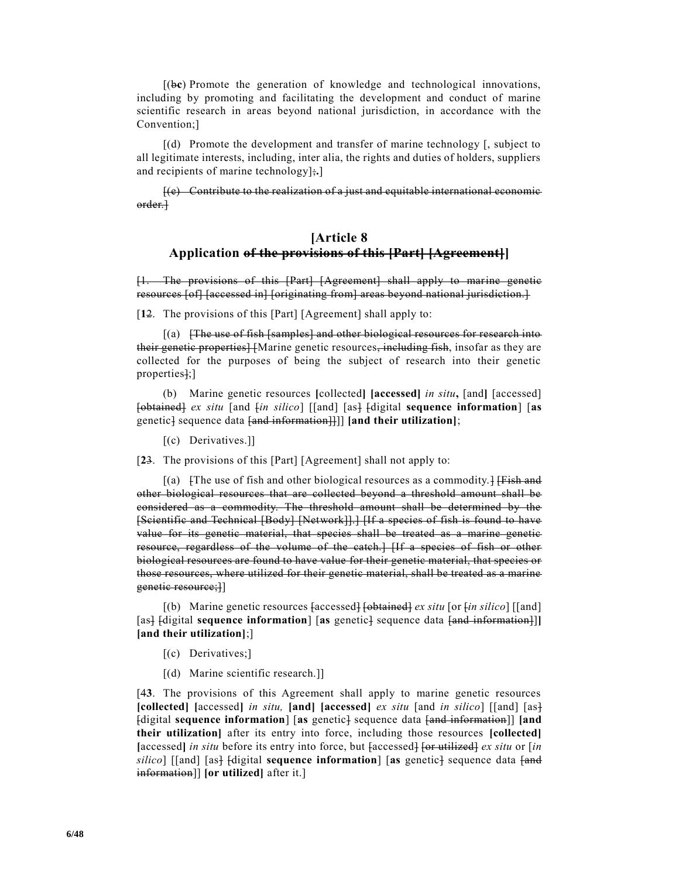[(~~b~~**c**) Promote the generation of knowledge and technological innovations, including by promoting and facilitating the development and conduct of marine scientific research in areas beyond national jurisdiction, in accordance with the Convention;]

[(d) Promote the development and transfer of marine technology [, subject to all legitimate interests, including, inter alia, the rights and duties of holders, suppliers and recipients of marine technology]~~;~~**.**]

~~[(e) Contribute to the realization of a just and equitable international economic order.]~~

## [Article 8
## Application ~~of the provisions of this [Part] [Agreement]~~]

~~[1. The provisions of this [Part] [Agreement] shall apply to marine genetic resources [of] [accessed in] [originating from] areas beyond national jurisdiction.]~~

[**1**~~2~~. The provisions of this [Part] [Agreement] shall apply to:

[(a) ~~[The use of fish [samples] and other biological resources for research into their genetic properties] [~~Marine genetic resources~~, including fish~~, insofar as they are collected for the purposes of being the subject of research into their genetic properties~~]~~;]

(b) Marine genetic resources **[**collected**] [accessed]** *in situ***,** [and**]** [accessed] ~~[obtained]~~ *ex situ* [and ~~[~~*in silico*] [[and] [as~~]~~ ~~[~~digital **sequence information**] [**as** genetic~~]~~ sequence data ~~[and information]]~~]] **[and their utilization]**;

[(c) Derivatives.]]

[**2**~~3~~. The provisions of this [Part] [Agreement] shall not apply to:

[(a) ~~[~~The use of fish and other biological resources as a commodity.~~] [Fish and other biological resources that are collected beyond a threshold amount shall be considered as a commodity. The threshold amount shall be determined by the [Scientific and Technical [Body] [Network]].] [If a species of fish is found to have value for its genetic material, that species shall be treated as a marine genetic resource, regardless of the volume of the catch.] [If a species of fish or other biological resources are found to have value for their genetic material, that species or those resources, where utilized for their genetic material, shall be treated as a marine genetic resource;]~~]

[(b) Marine genetic resources ~~[accessed] [obtained]~~ *ex situ* [or ~~[~~*in silico*] [[and] [as~~]~~ ~~[~~digital **sequence information**] [**as** genetic~~]~~ sequence data ~~[and information]~~]]**]** **[and their utilization]**;]

[(c) Derivatives;]

[(d) Marine scientific research.]]

[4**3**. The provisions of this Agreement shall apply to marine genetic resources **[collected] [**accessed**]** *in situ,* **[and] [accessed]** *ex situ* [and *in silico*] [[and] [as~~]~~ ~~[~~digital **sequence information**] [**as** genetic~~]~~ sequence data ~~[and information]~~]] **[and their utilization]** after its entry into force, including those resources **[collected] [**accessed**]** *in situ* before its entry into force, but ~~[accessed] [or utilized]~~ *ex situ* or [*in silico*] [[and] [as~~]~~ ~~[~~digital **sequence information**] [**as** genetic~~]~~ sequence data ~~[and information]~~]] **[or utilized]** after it.]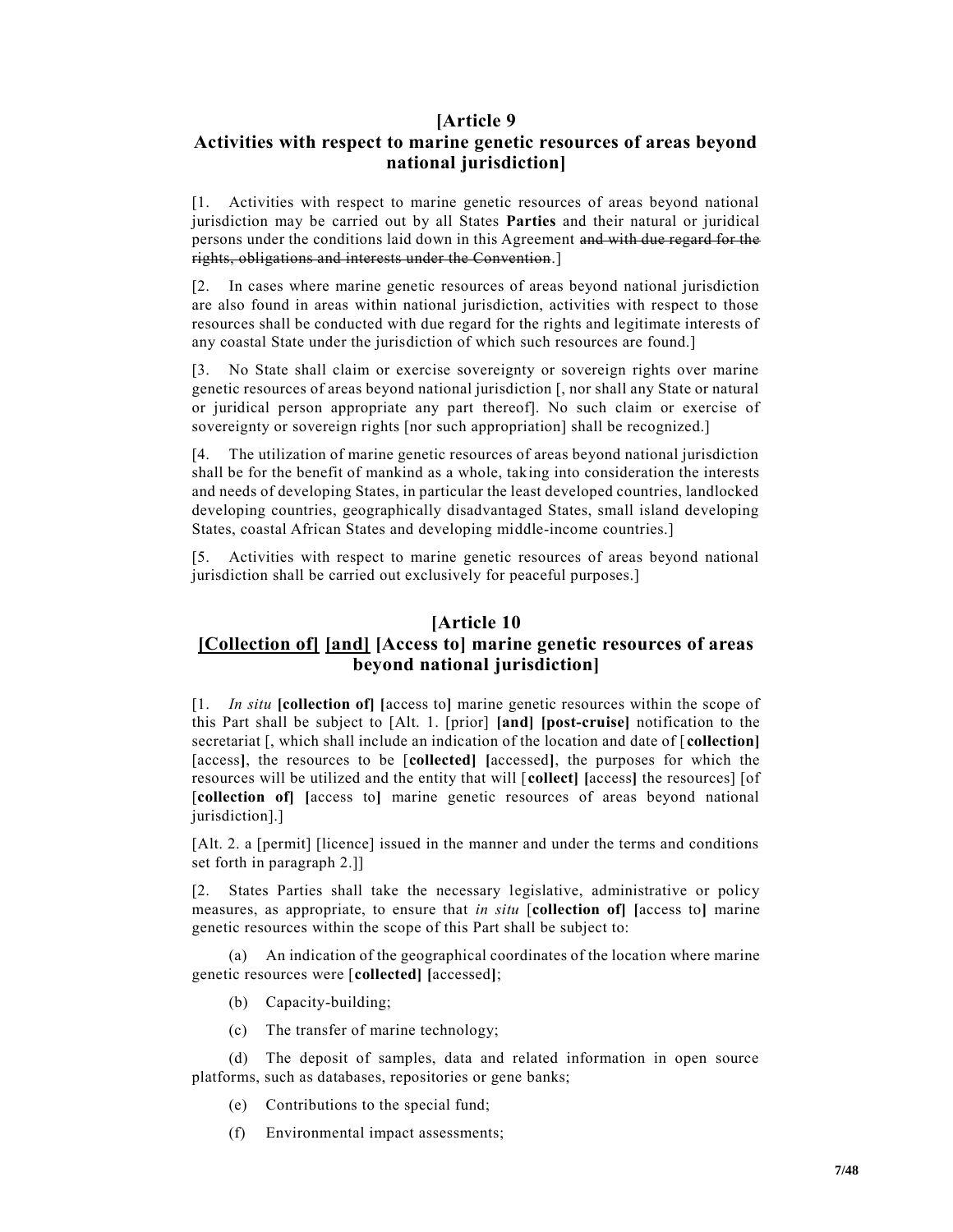## [Article 9
## Activities with respect to marine genetic resources of areas beyond national jurisdiction]

[1. Activities with respect to marine genetic resources of areas beyond national jurisdiction may be carried out by all States **Parties** and their natural or juridical persons under the conditions laid down in this Agreement ~~and with due regard for the rights, obligations and interests under the Convention~~.]

[2. In cases where marine genetic resources of areas beyond national jurisdiction are also found in areas within national jurisdiction, activities with respect to those resources shall be conducted with due regard for the rights and legitimate interests of any coastal State under the jurisdiction of which such resources are found.]

[3. No State shall claim or exercise sovereignty or sovereign rights over marine genetic resources of areas beyond national jurisdiction [, nor shall any State or natural or juridical person appropriate any part thereof]. No such claim or exercise of sovereignty or sovereign rights [nor such appropriation] shall be recognized.]

[4. The utilization of marine genetic resources of areas beyond national jurisdiction shall be for the benefit of mankind as a whole, taking into consideration the interests and needs of developing States, in particular the least developed countries, landlocked developing countries, geographically disadvantaged States, small island developing States, coastal African States and developing middle-income countries.]

[5. Activities with respect to marine genetic resources of areas beyond national jurisdiction shall be carried out exclusively for peaceful purposes.]

## [Article 10
## <u>[Collection of]</u> <u>[and]</u> [Access to] marine genetic resources of areas beyond national jurisdiction]

[1. *In situ* **[collection of] [**access to**]** marine genetic resources within the scope of this Part shall be subject to [Alt. 1. [prior] **[and] [post-cruise]** notification to the secretariat [, which shall include an indication of the location and date of [**collection] [**access**]**, the resources to be [**collected] [**accessed**]**, the purposes for which the resources will be utilized and the entity that will [**collect] [**access**]** the resources] [of [**collection of] [**access to**]** marine genetic resources of areas beyond national jurisdiction].]

[Alt. 2. a [permit] [licence] issued in the manner and under the terms and conditions set forth in paragraph 2.]]

[2. States Parties shall take the necessary legislative, administrative or policy measures, as appropriate, to ensure that *in situ* [**collection of] [**access to**]** marine genetic resources within the scope of this Part shall be subject to:

(a) An indication of the geographical coordinates of the location where marine genetic resources were [**collected] [**accessed**]**;

(b) Capacity-building;

(c) The transfer of marine technology;

(d) The deposit of samples, data and related information in open source platforms, such as databases, repositories or gene banks;

(e) Contributions to the special fund;

(f) Environmental impact assessments;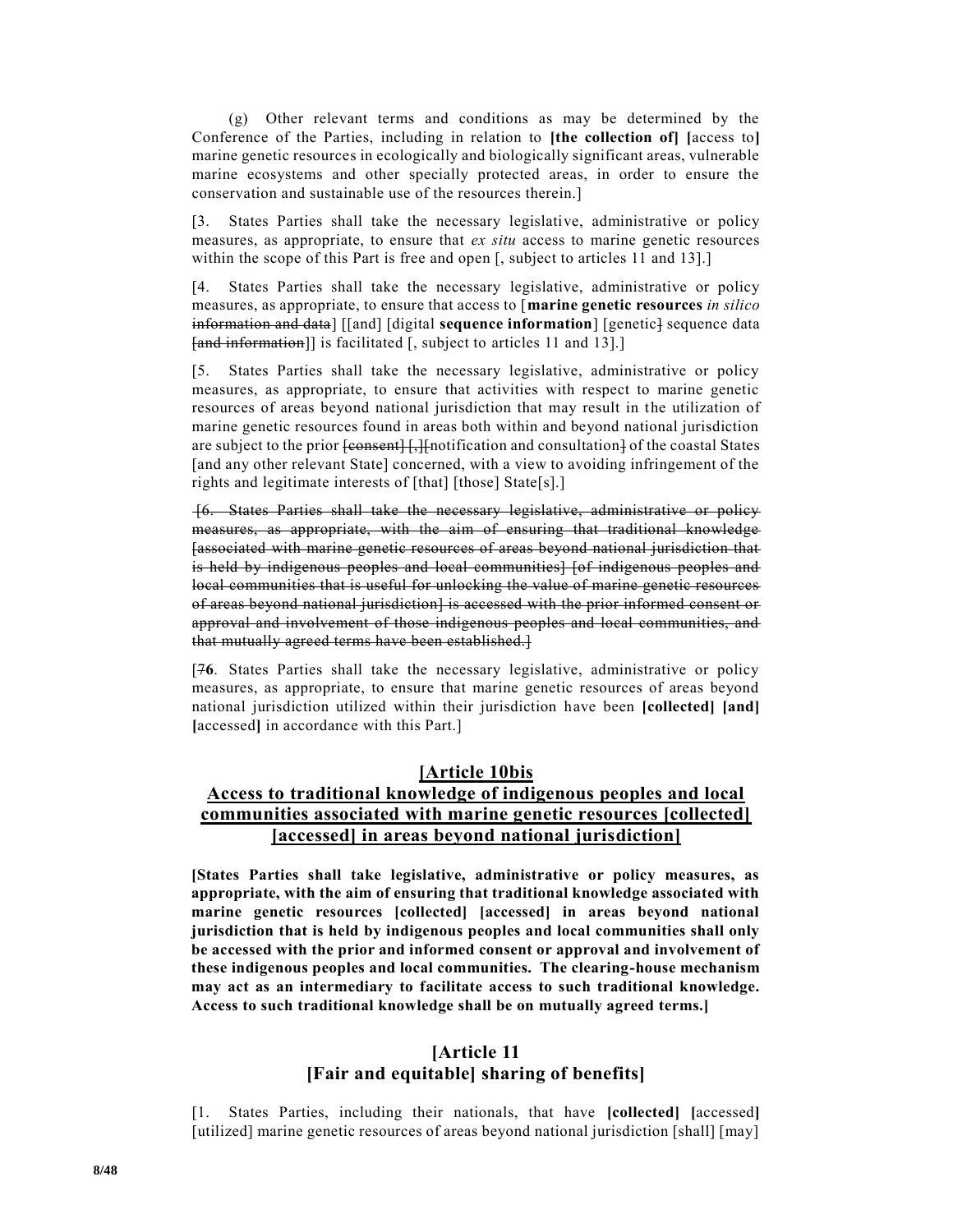(g) Other relevant terms and conditions as may be determined by the Conference of the Parties, including in relation to **[the collection of] [**access to**]** marine genetic resources in ecologically and biologically significant areas, vulnerable marine ecosystems and other specially protected areas, in order to ensure the conservation and sustainable use of the resources therein.]

[3. States Parties shall take the necessary legislative, administrative or policy measures, as appropriate, to ensure that *ex situ* access to marine genetic resources within the scope of this Part is free and open [, subject to articles 11 and 13].]

[4. States Parties shall take the necessary legislative, administrative or policy measures, as appropriate, to ensure that access to [**marine genetic resources** *in silico* ~~information and data~~] [[and] [digital **sequence information**] [genetic~~]~~ sequence data ~~[and information~~]] is facilitated [, subject to articles 11 and 13].]

[5. States Parties shall take the necessary legislative, administrative or policy measures, as appropriate, to ensure that activities with respect to marine genetic resources of areas beyond national jurisdiction that may result in the utilization of marine genetic resources found in areas both within and beyond national jurisdiction are subject to the prior ~~[consent] [,][~~notification and consultation~~]~~ of the coastal States [and any other relevant State] concerned, with a view to avoiding infringement of the rights and legitimate interests of [that] [those] State[s].]

~~[6. States Parties shall take the necessary legislative, administrative or policy measures, as appropriate, with the aim of ensuring that traditional knowledge [associated with marine genetic resources of areas beyond national jurisdiction that is held by indigenous peoples and local communities] [of indigenous peoples and local communities that is useful for unlocking the value of marine genetic resources of areas beyond national jurisdiction] is accessed with the prior informed consent or approval and involvement of those indigenous peoples and local communities, and that mutually agreed terms have been established.]~~

[~~7~~**6**. States Parties shall take the necessary legislative, administrative or policy measures, as appropriate, to ensure that marine genetic resources of areas beyond national jurisdiction utilized within their jurisdiction have been **[collected] [and] [**accessed**]** in accordance with this Part.]

## [Article 10bis
## Access to traditional knowledge of indigenous peoples and local communities associated with marine genetic resources [collected] [accessed] in areas beyond national jurisdiction]

**[States Parties shall take legislative, administrative or policy measures, as appropriate, with the aim of ensuring that traditional knowledge associated with marine genetic resources [collected] [accessed] in areas beyond national jurisdiction that is held by indigenous peoples and local communities shall only be accessed with the prior and informed consent or approval and involvement of these indigenous peoples and local communities. The clearing-house mechanism may act as an intermediary to facilitate access to such traditional knowledge. Access to such traditional knowledge shall be on mutually agreed terms.]**

## [Article 11
## [Fair and equitable] sharing of benefits]

[1. States Parties, including their nationals, that have **[collected] [**accessed**]** [utilized] marine genetic resources of areas beyond national jurisdiction [shall] [may]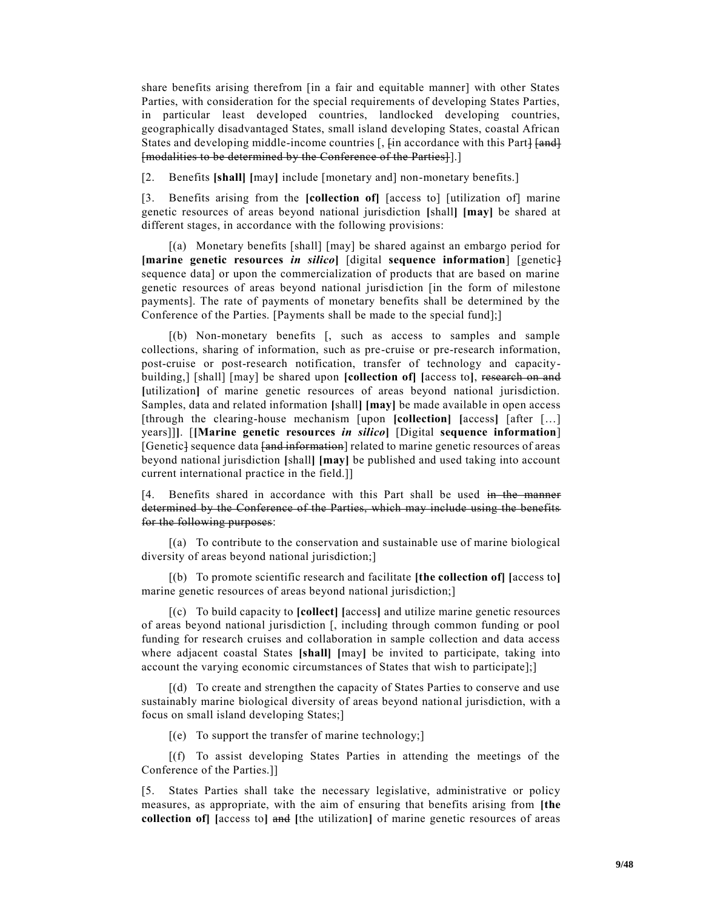share benefits arising therefrom [in a fair and equitable manner] with other States Parties, with consideration for the special requirements of developing States Parties, in particular least developed countries, landlocked developing countries, geographically disadvantaged States, small island developing States, coastal African States and developing middle-income countries [, ~~[in accordance with this Part]~~ ~~[and]~~ ~~[modalities to be determined by the Conference of the Parties]~~].]

[2. Benefits **[shall]** **[**may**]** include [monetary and] non-monetary benefits.]

[3. Benefits arising from the **[collection of]** [access to] [utilization of] marine genetic resources of areas beyond national jurisdiction **[**shall**]** **[may]** be shared at different stages, in accordance with the following provisions:

[(a) Monetary benefits [shall] [may] be shared against an embargo period for **[marine genetic resources** ***in silico*****]** [digital **sequence information**] [genetic~~]~~ sequence data] or upon the commercialization of products that are based on marine genetic resources of areas beyond national jurisdiction [in the form of milestone payments]. The rate of payments of monetary benefits shall be determined by the Conference of the Parties. [Payments shall be made to the special fund];]

[(b) Non-monetary benefits [, such as access to samples and sample collections, sharing of information, such as pre-cruise or pre-research information, post-cruise or post-research notification, transfer of technology and capacity-building,] [shall] [may] be shared upon **[collection of]** **[**access to**]**, ~~research on and~~ **[**utilization**]** of marine genetic resources of areas beyond national jurisdiction. Samples, data and related information **[**shall**]** **[may]** be made available in open access [through the clearing-house mechanism [upon **[collection]** **[**access**]** [after […] years]]**]**. [**[Marine genetic resources** ***in silico*****]** [Digital **sequence information**] [Genetic~~]~~ sequence data ~~[and information]~~] related to marine genetic resources of areas beyond national jurisdiction **[**shall**]** **[may]** be published and used taking into account current international practice in the field.]]

[4. Benefits shared in accordance with this Part shall be used ~~in the manner determined by the Conference of the Parties, which may include using the benefits for the following purposes~~:

[(a) To contribute to the conservation and sustainable use of marine biological diversity of areas beyond national jurisdiction;]

[(b) To promote scientific research and facilitate **[the collection of]** **[**access to**]** marine genetic resources of areas beyond national jurisdiction;]

[(c) To build capacity to **[collect]** **[**access**]** and utilize marine genetic resources of areas beyond national jurisdiction [, including through common funding or pool funding for research cruises and collaboration in sample collection and data access where adjacent coastal States **[shall]** **[**may**]** be invited to participate, taking into account the varying economic circumstances of States that wish to participate];]

[(d) To create and strengthen the capacity of States Parties to conserve and use sustainably marine biological diversity of areas beyond national jurisdiction, with a focus on small island developing States;]

[(e) To support the transfer of marine technology;]

[(f) To assist developing States Parties in attending the meetings of the Conference of the Parties.]]

[5. States Parties shall take the necessary legislative, administrative or policy measures, as appropriate, with the aim of ensuring that benefits arising from **[the collection of]** **[**access to**]** ~~and~~ **[**the utilization**]** of marine genetic resources of areas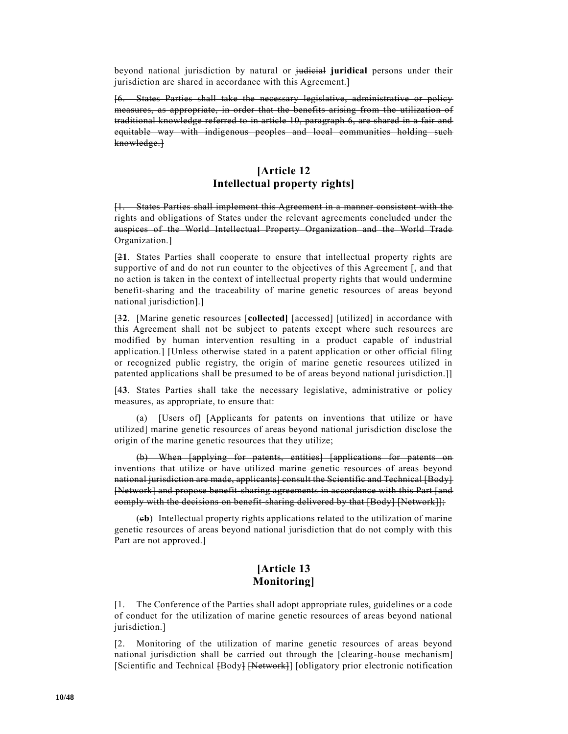beyond national jurisdiction by natural or ~~judicial~~ **juridical** persons under their jurisdiction are shared in accordance with this Agreement.]

~~[6. States Parties shall take the necessary legislative, administrative or policy measures, as appropriate, in order that the benefits arising from the utilization of traditional knowledge referred to in article 10, paragraph 6, are shared in a fair and equitable way with indigenous peoples and local communities holding such knowledge.]~~

## [Article 12
## Intellectual property rights]

~~[1. States Parties shall implement this Agreement in a manner consistent with the rights and obligations of States under the relevant agreements concluded under the auspices of the World Intellectual Property Organization and the World Trade Organization.]~~

[~~2~~**1**. States Parties shall cooperate to ensure that intellectual property rights are supportive of and do not run counter to the objectives of this Agreement [, and that no action is taken in the context of intellectual property rights that would undermine benefit-sharing and the traceability of marine genetic resources of areas beyond national jurisdiction].]

[~~3~~**2**. [Marine genetic resources [**collected]** [accessed] [utilized] in accordance with this Agreement shall not be subject to patents except where such resources are modified by human intervention resulting in a product capable of industrial application.] [Unless otherwise stated in a patent application or other official filing or recognized public registry, the origin of marine genetic resources utilized in patented applications shall be presumed to be of areas beyond national jurisdiction.]]

[~~4~~**3**. States Parties shall take the necessary legislative, administrative or policy measures, as appropriate, to ensure that:

(a) [Users of] [Applicants for patents on inventions that utilize or have utilized] marine genetic resources of areas beyond national jurisdiction disclose the origin of the marine genetic resources that they utilize;

~~(b) When [applying for patents, entities] [applications for patents on inventions that utilize or have utilized marine genetic resources of areas beyond national jurisdiction are made, applicants] consult the Scientific and Technical [Body] [Network] and propose benefit-sharing agreements in accordance with this Part [and comply with the decisions on benefit-sharing delivered by that [Body] [Network]];~~

(~~c~~**b**) Intellectual property rights applications related to the utilization of marine genetic resources of areas beyond national jurisdiction that do not comply with this Part are not approved.]

## [Article 13
## Monitoring]

[1. The Conference of the Parties shall adopt appropriate rules, guidelines or a code of conduct for the utilization of marine genetic resources of areas beyond national jurisdiction.]

[2. Monitoring of the utilization of marine genetic resources of areas beyond national jurisdiction shall be carried out through the [clearing-house mechanism] [Scientific and Technical ~~[Body]~~ ~~[Network]~~] [obligatory prior electronic notification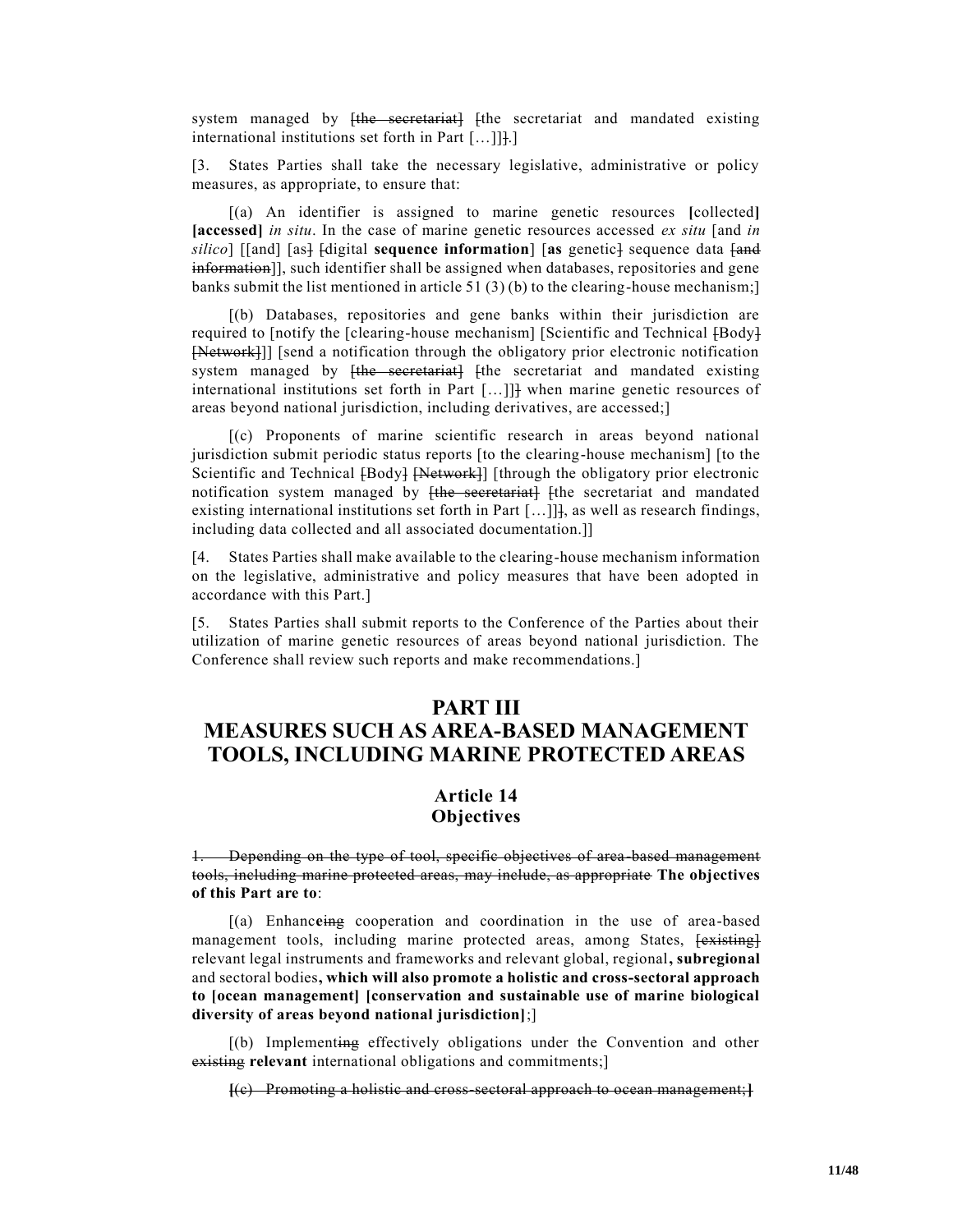system managed by ~~[the secretariat]~~ ~~[~~the secretariat and mandated existing international institutions set forth in Part […]]~~]~~.]

[3. States Parties shall take the necessary legislative, administrative or policy measures, as appropriate, to ensure that:

[(a) An identifier is assigned to marine genetic resources **[**collected**]** **[accessed]** *in situ*. In the case of marine genetic resources accessed *ex situ* [and *in silico*] [[and] [as~~]~~ ~~[~~digital **sequence information**] [**as** genetic~~]~~ sequence data ~~[and information~~]], such identifier shall be assigned when databases, repositories and gene banks submit the list mentioned in article 51 (3) (b) to the clearing-house mechanism;]

[(b) Databases, repositories and gene banks within their jurisdiction are required to [notify the [clearing-house mechanism] [Scientific and Technical ~~[Body]~~ ~~[Network]~~]] [send a notification through the obligatory prior electronic notification system managed by ~~[the secretariat]~~ ~~[~~the secretariat and mandated existing international institutions set forth in Part […]]~~]~~ when marine genetic resources of areas beyond national jurisdiction, including derivatives, are accessed;]

[(c) Proponents of marine scientific research in areas beyond national jurisdiction submit periodic status reports [to the clearing-house mechanism] [to the Scientific and Technical ~~[Body]~~ ~~[Network]~~] [through the obligatory prior electronic notification system managed by ~~[the secretariat]~~ ~~[~~the secretariat and mandated existing international institutions set forth in Part […]]~~]~~, as well as research findings, including data collected and all associated documentation.]]

[4. States Parties shall make available to the clearing-house mechanism information on the legislative, administrative and policy measures that have been adopted in accordance with this Part.]

[5. States Parties shall submit reports to the Conference of the Parties about their utilization of marine genetic resources of areas beyond national jurisdiction. The Conference shall review such reports and make recommendations.]

# PART III
# MEASURES SUCH AS AREA-BASED MANAGEMENT TOOLS, INCLUDING MARINE PROTECTED AREAS

## Article 14
## Objectives

~~1. Depending on the type of tool, specific objectives of area-based management tools, including marine protected areas, may include, as appropriate~~ **The objectives of this Part are to**:

[(a) Enhanc~~eing~~ cooperation and coordination in the use of area-based management tools, including marine protected areas, among States, ~~[existing]~~ relevant legal instruments and frameworks and relevant global, regional**, subregional** and sectoral bodies**, which will also promote a holistic and cross-sectoral approach to [ocean management] [conservation and sustainable use of marine biological diversity of areas beyond national jurisdiction]**;]

[(b) Implement~~ing~~ effectively obligations under the Convention and other ~~existing~~ **relevant** international obligations and commitments;]

~~**[**(c) Promoting a holistic and cross-sectoral approach to ocean management;**]**~~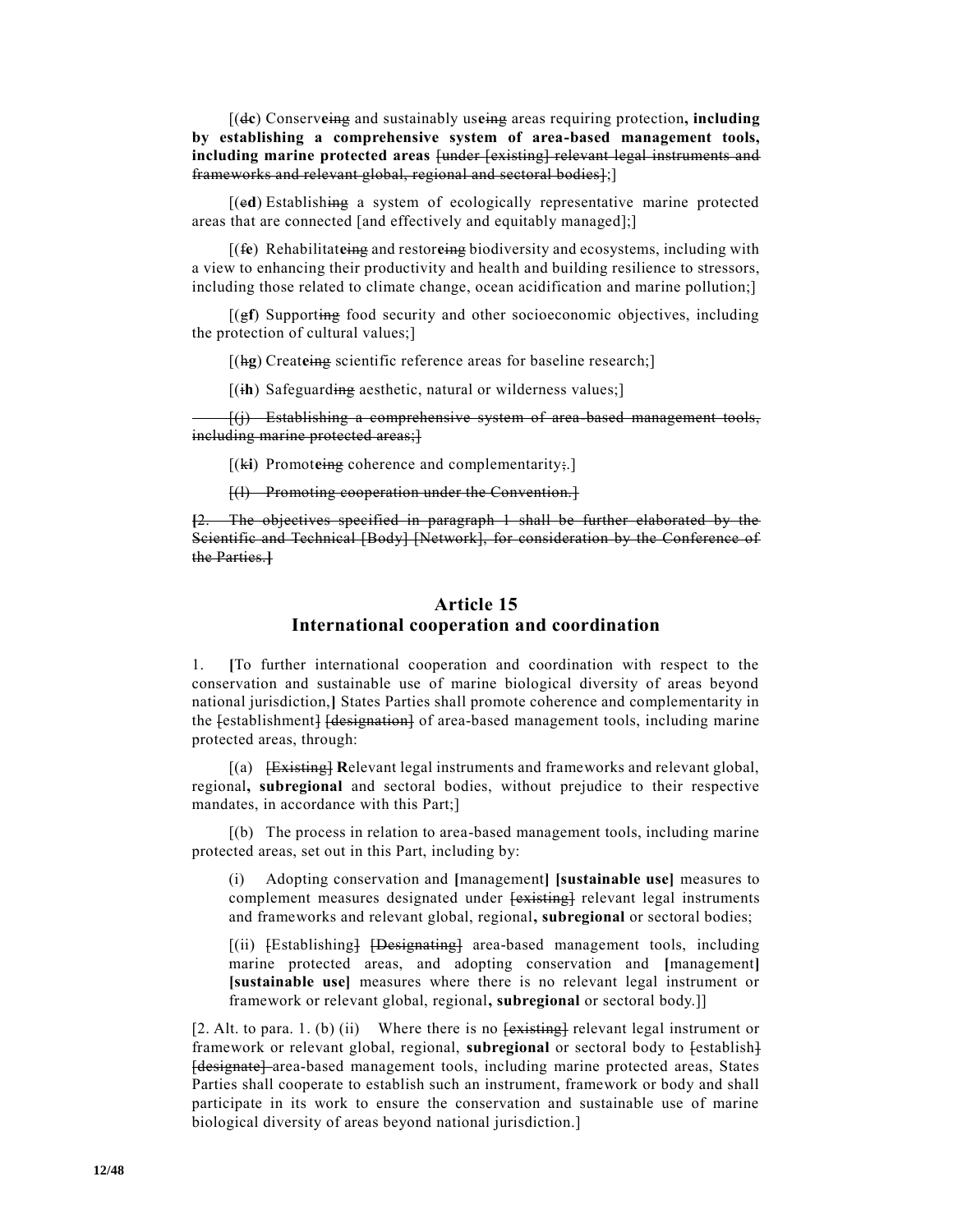[(dc) Conserveing and sustainably useing areas requiring protection**, including by establishing a comprehensive system of area-based management tools, including marine protected areas** ~~[under [existing] relevant legal instruments and frameworks and relevant global, regional and sectoral bodies]~~;]

[(ed) Establishing a system of ecologically representative marine protected areas that are connected [and effectively and equitably managed];]

[(fe) Rehabilitateing and restoreing biodiversity and ecosystems, including with a view to enhancing their productivity and health and building resilience to stressors, including those related to climate change, ocean acidification and marine pollution;]

[(gf) Supporting food security and other socioeconomic objectives, including the protection of cultural values;]

[(hg) Createing scientific reference areas for baseline research;]

[(ih) Safeguarding aesthetic, natural or wilderness values;]

~~[(j) Establishing a comprehensive system of area-based management tools, including marine protected areas;]~~

[(ki) Promoteing coherence and complementarity;.]

~~[(l) Promoting cooperation under the Convention.]~~

~~[2. The objectives specified in paragraph 1 shall be further elaborated by the Scientific and Technical [Body] [Network], for consideration by the Conference of the Parties.]~~

## Article 15
## International cooperation and coordination

1. **[**To further international cooperation and coordination with respect to the conservation and sustainable use of marine biological diversity of areas beyond national jurisdiction,**]** States Parties shall promote coherence and complementarity in the ~~[establishment]~~ ~~[designation]~~ of area-based management tools, including marine protected areas, through:

[(a) ~~[Existing]~~ **R**elevant legal instruments and frameworks and relevant global, regional**, subregional** and sectoral bodies, without prejudice to their respective mandates, in accordance with this Part;]

[(b) The process in relation to area-based management tools, including marine protected areas, set out in this Part, including by:

(i) Adopting conservation and **[**management**]** **[sustainable use]** measures to complement measures designated under ~~[existing]~~ relevant legal instruments and frameworks and relevant global, regional**, subregional** or sectoral bodies;

[(ii) ~~[Establishing]~~ ~~[Designating]~~ area-based management tools, including marine protected areas, and adopting conservation and **[**management**]** **[sustainable use]** measures where there is no relevant legal instrument or framework or relevant global, regional**, subregional** or sectoral body.]]

[2. Alt. to para. 1. (b) (ii) Where there is no ~~[existing]~~ relevant legal instrument or framework or relevant global, regional, **subregional** or sectoral body to ~~[establish]~~ ~~[designate]~~ area-based management tools, including marine protected areas, States Parties shall cooperate to establish such an instrument, framework or body and shall participate in its work to ensure the conservation and sustainable use of marine biological diversity of areas beyond national jurisdiction.]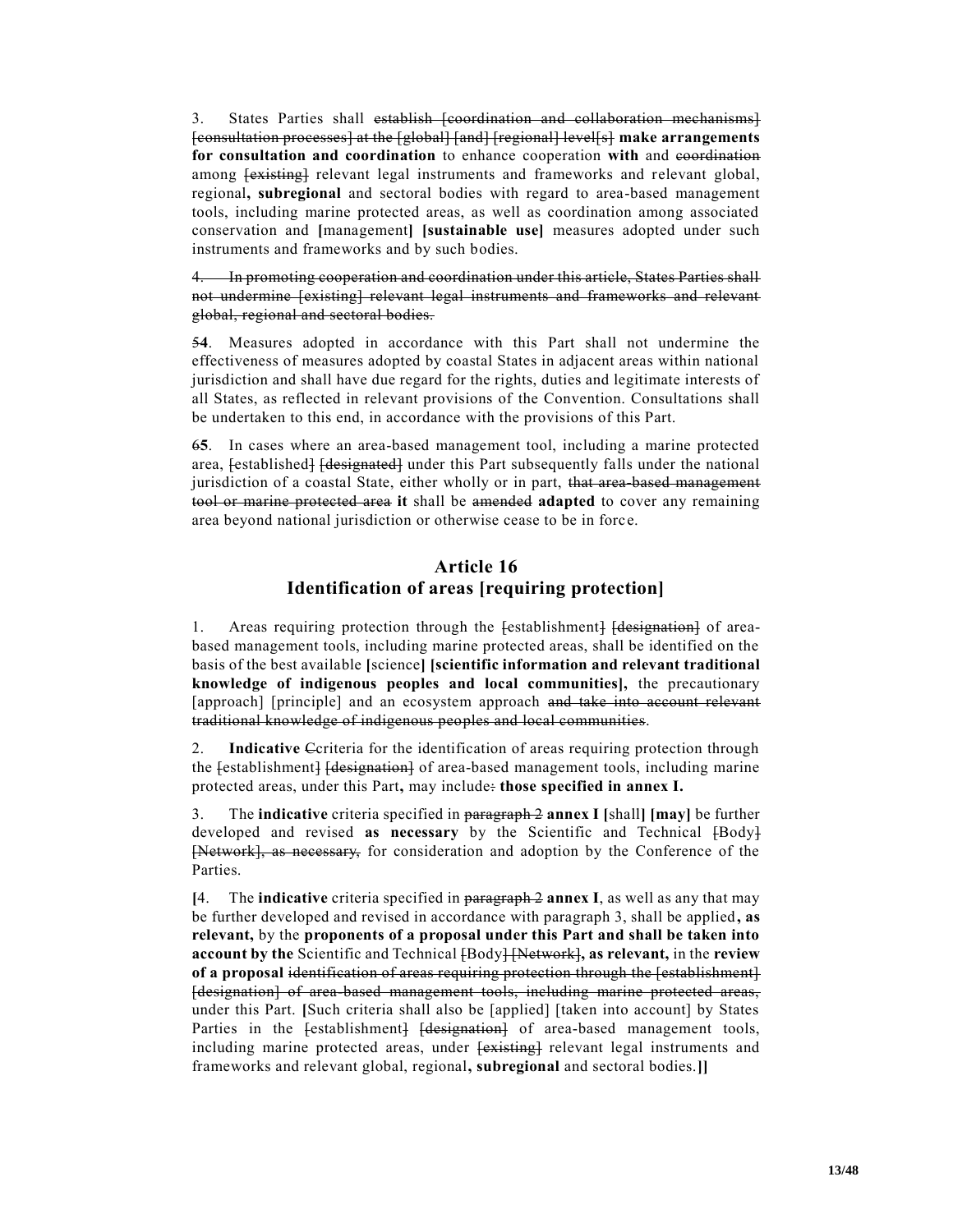3. States Parties shall ~~establish [coordination and collaboration mechanisms] [consultation processes] at the [global] [and] [regional] level[s]~~ **make arrangements for consultation and coordination** to enhance cooperation **with** and ~~coordination~~ among ~~[existing]~~ relevant legal instruments and frameworks and relevant global, regional**, subregional** and sectoral bodies with regard to area-based management tools, including marine protected areas, as well as coordination among associated conservation and **[**management**] [sustainable use]** measures adopted under such instruments and frameworks and by such bodies.

~~4. In promoting cooperation and coordination under this article, States Parties shall not undermine [existing] relevant legal instruments and frameworks and relevant global, regional and sectoral bodies.~~

~~5~~**4**. Measures adopted in accordance with this Part shall not undermine the effectiveness of measures adopted by coastal States in adjacent areas within national jurisdiction and shall have due regard for the rights, duties and legitimate interests of all States, as reflected in relevant provisions of the Convention. Consultations shall be undertaken to this end, in accordance with the provisions of this Part.

~~6~~**5**. In cases where an area-based management tool, including a marine protected area, ~~[established]~~ ~~[designated]~~ under this Part subsequently falls under the national jurisdiction of a coastal State, either wholly or in part, ~~that area-based management tool or marine protected area~~ **it** shall be ~~amended~~ **adapted** to cover any remaining area beyond national jurisdiction or otherwise cease to be in force.

## Article 16
## Identification of areas [requiring protection]

1. Areas requiring protection through the ~~[establishment]~~ ~~[designation]~~ of area-based management tools, including marine protected areas, shall be identified on the basis of the best available **[**science**] [scientific information and relevant traditional knowledge of indigenous peoples and local communities],** the precautionary [approach] [principle] and an ecosystem approach ~~and take into account relevant traditional knowledge of indigenous peoples and local communities~~.

2. **Indicative** ~~C~~criteria for the identification of areas requiring protection through the ~~[establishment]~~ ~~[designation]~~ of area-based management tools, including marine protected areas, under this Part**,** may include~~:~~ **those specified in annex I.**

3. The **indicative** criteria specified in ~~paragraph 2~~ **annex I [**shall**] [may]** be further developed and revised **as necessary** by the Scientific and Technical ~~[Body]~~ ~~[Network], as necessary,~~ for consideration and adoption by the Conference of the Parties.

**[**4. The **indicative** criteria specified in ~~paragraph 2~~ **annex I**, as well as any that may be further developed and revised in accordance with paragraph 3, shall be applied**, as relevant,** by the **proponents of a proposal under this Part and shall be taken into account by the** Scientific and Technical ~~[Body]~~ ~~[Network]~~**, as relevant,** in the **review of a proposal** ~~identification of areas requiring protection through the [establishment] [designation] of area-based management tools, including marine protected areas,~~ under this Part. **[**Such criteria shall also be [applied] [taken into account] by States Parties in the ~~[establishment]~~ ~~[designation]~~ of area-based management tools, including marine protected areas, under ~~[existing]~~ relevant legal instruments and frameworks and relevant global, regional**, subregional** and sectoral bodies.**]]**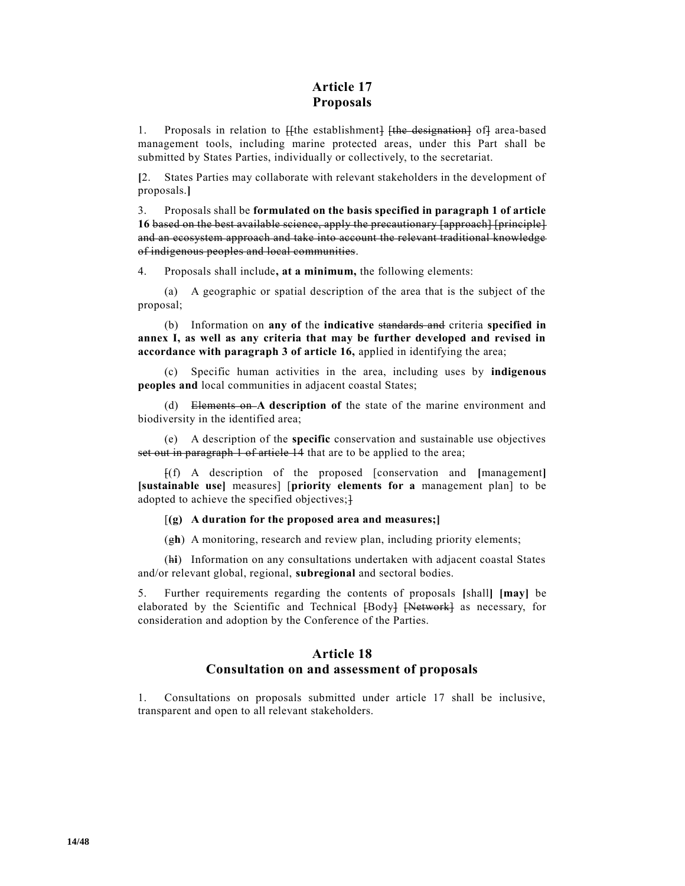## Article 17
## Proposals

1. Proposals in relation to [[the establishment] [the designation] of] area-based management tools, including marine protected areas, under this Part shall be submitted by States Parties, individually or collectively, to the secretariat.

[2. States Parties may collaborate with relevant stakeholders in the development of proposals.]

3. Proposals shall be **formulated on the basis specified in paragraph 1 of article 16** ~~based on the best available science, apply the precautionary [approach] [principle] and an ecosystem approach and take into account the relevant traditional knowledge of indigenous peoples and local communities~~.

4. Proposals shall include**, at a minimum,** the following elements:

(a) A geographic or spatial description of the area that is the subject of the proposal;

(b) Information on **any of** the **indicative** ~~standards and~~ criteria **specified in annex I, as well as any criteria that may be further developed and revised in accordance with paragraph 3 of article 16,** applied in identifying the area;

(c) Specific human activities in the area, including uses by **indigenous peoples and** local communities in adjacent coastal States;

(d) ~~Elements on~~ **A description of** the state of the marine environment and biodiversity in the identified area;

(e) A description of the **specific** conservation and sustainable use objectives ~~set out in paragraph 1 of article 14~~ that are to be applied to the area;

~~[~~(f) A description of the proposed [conservation and **[**management**]** **[sustainable use]** measures] [**priority elements for a** management plan] to be adopted to achieve the specified objectives;~~]~~

[**(g) A duration for the proposed area and measures;]**

(~~g~~**h**) A monitoring, research and review plan, including priority elements;

(~~h~~**i**) Information on any consultations undertaken with adjacent coastal States and/or relevant global, regional, **subregional** and sectoral bodies.

5. Further requirements regarding the contents of proposals **[**shall**]** **[may]** be elaborated by the Scientific and Technical ~~[Body]~~ ~~[Network]~~ as necessary, for consideration and adoption by the Conference of the Parties.

## Article 18
## Consultation on and assessment of proposals

1. Consultations on proposals submitted under article 17 shall be inclusive, transparent and open to all relevant stakeholders.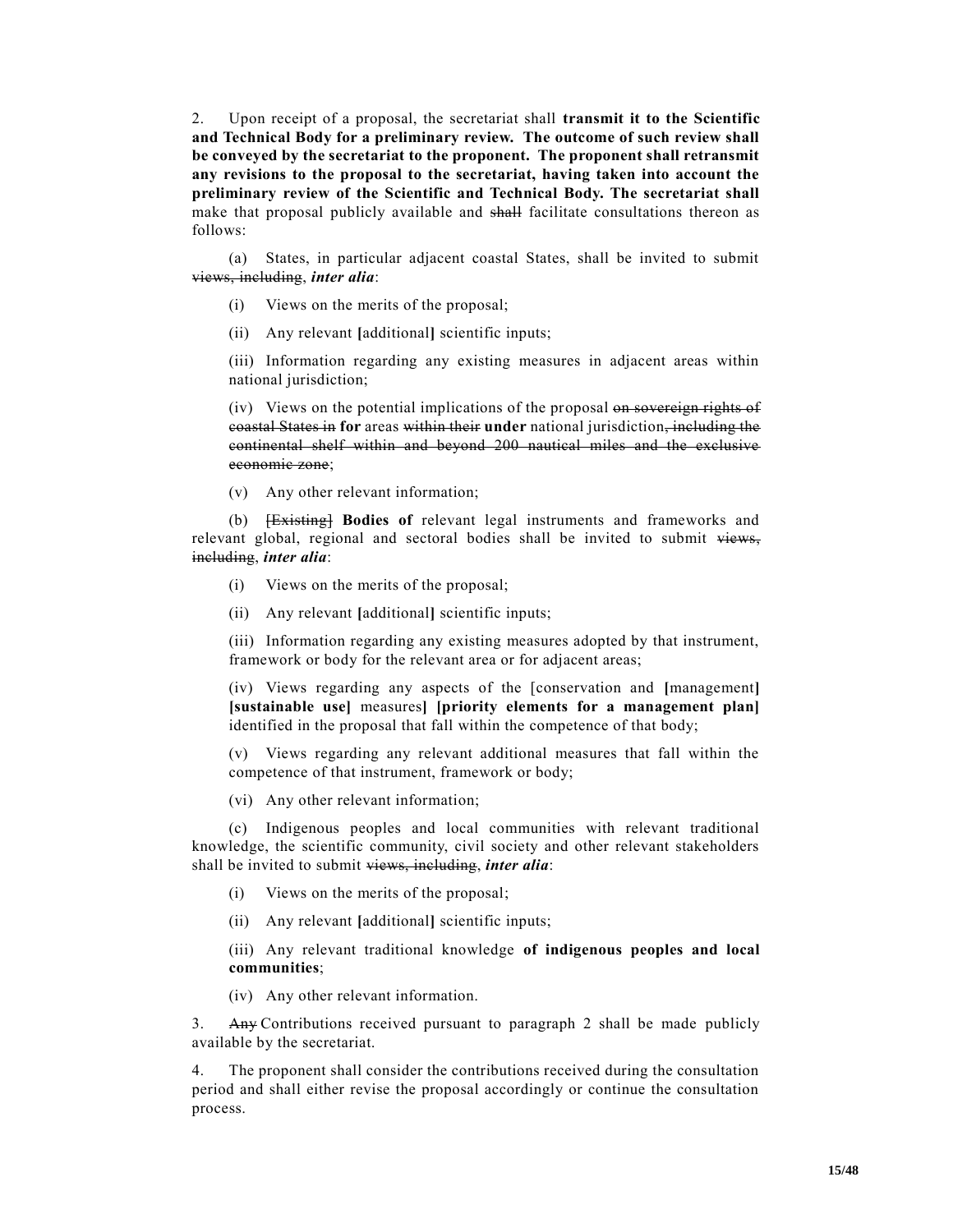2. Upon receipt of a proposal, the secretariat shall **transmit it to the Scientific and Technical Body for a preliminary review. The outcome of such review shall be conveyed by the secretariat to the proponent. The proponent shall retransmit any revisions to the proposal to the secretariat, having taken into account the preliminary review of the Scientific and Technical Body. The secretariat shall** make that proposal publicly available and ~~shall~~ facilitate consultations thereon as follows:

(a) States, in particular adjacent coastal States, shall be invited to submit ~~views, including~~, ***inter alia***:

(i) Views on the merits of the proposal;

(ii) Any relevant **[**additional**]** scientific inputs;

(iii) Information regarding any existing measures in adjacent areas within national jurisdiction;

(iv) Views on the potential implications of the proposal ~~on sovereign rights of coastal States in~~ **for** areas ~~within their~~ **under** national jurisdiction~~, including the continental shelf within and beyond 200 nautical miles and the exclusive economic zone~~;

(v) Any other relevant information;

(b) ~~[Existing]~~ **Bodies of** relevant legal instruments and frameworks and relevant global, regional and sectoral bodies shall be invited to submit ~~views, including~~, ***inter alia***:

(i) Views on the merits of the proposal;

(ii) Any relevant **[**additional**]** scientific inputs;

(iii) Information regarding any existing measures adopted by that instrument, framework or body for the relevant area or for adjacent areas;

(iv) Views regarding any aspects of the [conservation and **[**management**]** **[sustainable use]** measures**]** **[priority elements for a management plan]** identified in the proposal that fall within the competence of that body;

(v) Views regarding any relevant additional measures that fall within the competence of that instrument, framework or body;

(vi) Any other relevant information;

(c) Indigenous peoples and local communities with relevant traditional knowledge, the scientific community, civil society and other relevant stakeholders shall be invited to submit ~~views, including~~, ***inter alia***:

(i) Views on the merits of the proposal;

(ii) Any relevant **[**additional**]** scientific inputs;

(iii) Any relevant traditional knowledge **of indigenous peoples and local communities**;

(iv) Any other relevant information.

3. ~~Any~~ Contributions received pursuant to paragraph 2 shall be made publicly available by the secretariat.

4. The proponent shall consider the contributions received during the consultation period and shall either revise the proposal accordingly or continue the consultation process.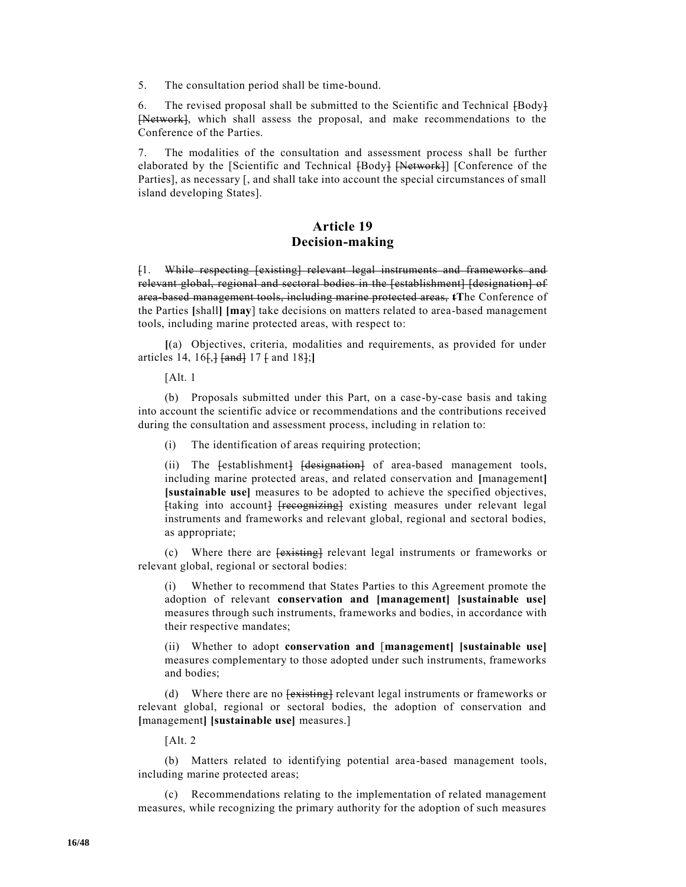5. The consultation period shall be time-bound.

6. The revised proposal shall be submitted to the Scientific and Technical ~~[Body]~~ ~~[Network]~~, which shall assess the proposal, and make recommendations to the Conference of the Parties.

7. The modalities of the consultation and assessment process shall be further elaborated by the [Scientific and Technical ~~[Body]~~ ~~[Network]~~] [Conference of the Parties], as necessary [, and shall take into account the special circumstances of small island developing States].

## Article 19
## Decision-making

~~[~~1. ~~While respecting [existing] relevant legal instruments and frameworks and relevant global, regional and sectoral bodies in the [establishment] [designation] of area-based management tools, including marine protected areas, t~~**T**he Conference of the Parties **[**shall**]** **[may**] take decisions on matters related to area-based management tools, including marine protected areas, with respect to:

**[**(a) Objectives, criteria, modalities and requirements, as provided for under articles 14, 16~~[,]~~ ~~[and]~~ 17 ~~[~~ and 18~~]~~;**]**

[Alt. 1

(b) Proposals submitted under this Part, on a case-by-case basis and taking into account the scientific advice or recommendations and the contributions received during the consultation and assessment process, including in relation to:

(i) The identification of areas requiring protection;

(ii) The ~~[~~establishment~~]~~ ~~[designation]~~ of area-based management tools, including marine protected areas, and related conservation and **[**management**]** **[sustainable use]** measures to be adopted to achieve the specified objectives, ~~[~~taking into account~~]~~ ~~[recognizing]~~ existing measures under relevant legal instruments and frameworks and relevant global, regional and sectoral bodies, as appropriate;

(c) Where there are ~~[existing]~~ relevant legal instruments or frameworks or relevant global, regional or sectoral bodies:

(i) Whether to recommend that States Parties to this Agreement promote the adoption of relevant **conservation and [management] [sustainable use]** measures through such instruments, frameworks and bodies, in accordance with their respective mandates;

(ii) Whether to adopt **conservation and** [**management] [sustainable use]** measures complementary to those adopted under such instruments, frameworks and bodies;

(d) Where there are no ~~[existing]~~ relevant legal instruments or frameworks or relevant global, regional or sectoral bodies, the adoption of conservation and **[**management**]** **[sustainable use]** measures.]

[Alt. 2

(b) Matters related to identifying potential area-based management tools, including marine protected areas;

(c) Recommendations relating to the implementation of related management measures, while recognizing the primary authority for the adoption of such measures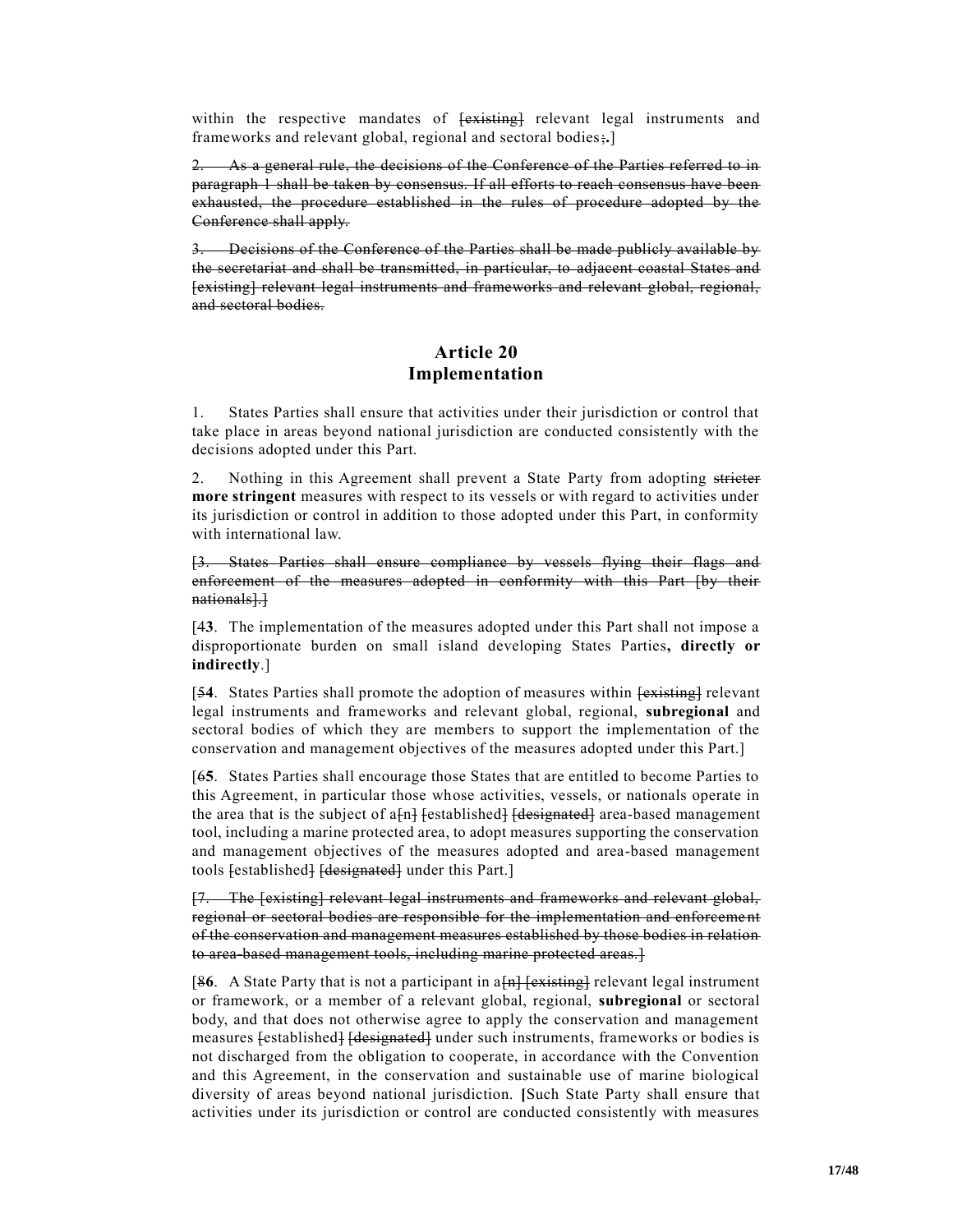within the respective mandates of ~~[existing]~~ relevant legal instruments and frameworks and relevant global, regional and sectoral bodies~~;~~**.**]

~~2. As a general rule, the decisions of the Conference of the Parties referred to in paragraph 1 shall be taken by consensus. If all efforts to reach consensus have been exhausted, the procedure established in the rules of procedure adopted by the Conference shall apply.~~

~~3. Decisions of the Conference of the Parties shall be made publicly available by the secretariat and shall be transmitted, in particular, to adjacent coastal States and [existing] relevant legal instruments and frameworks and relevant global, regional, and sectoral bodies.~~

## Article 20
## Implementation

1. States Parties shall ensure that activities under their jurisdiction or control that take place in areas beyond national jurisdiction are conducted consistently with the decisions adopted under this Part.

2. Nothing in this Agreement shall prevent a State Party from adopting ~~stricter~~ **more stringent** measures with respect to its vessels or with regard to activities under its jurisdiction or control in addition to those adopted under this Part, in conformity with international law.

~~[3. States Parties shall ensure compliance by vessels flying their flags and enforcement of the measures adopted in conformity with this Part [by their nationals].]~~

[~~4~~**3**. The implementation of the measures adopted under this Part shall not impose a disproportionate burden on small island developing States Parties**, directly or indirectly**.]

[~~5~~**4**. States Parties shall promote the adoption of measures within ~~[existing]~~ relevant legal instruments and frameworks and relevant global, regional, **subregional** and sectoral bodies of which they are members to support the implementation of the conservation and management objectives of the measures adopted under this Part.]

[~~6~~**5**. States Parties shall encourage those States that are entitled to become Parties to this Agreement, in particular those whose activities, vessels, or nationals operate in the area that is the subject of a~~[n]~~ ~~[established]~~ ~~[designated]~~ area-based management tool, including a marine protected area, to adopt measures supporting the conservation and management objectives of the measures adopted and area-based management tools ~~[established]~~ ~~[designated]~~ under this Part.]

~~[7. The [existing] relevant legal instruments and frameworks and relevant global, regional or sectoral bodies are responsible for the implementation and enforcement of the conservation and management measures established by those bodies in relation to area-based management tools, including marine protected areas.]~~

[~~8~~**6**. A State Party that is not a participant in a~~[n]~~ ~~[existing]~~ relevant legal instrument or framework, or a member of a relevant global, regional, **subregional** or sectoral body, and that does not otherwise agree to apply the conservation and management measures ~~[established]~~ ~~[designated]~~ under such instruments, frameworks or bodies is not discharged from the obligation to cooperate, in accordance with the Convention and this Agreement, in the conservation and sustainable use of marine biological diversity of areas beyond national jurisdiction. **[**Such State Party shall ensure that activities under its jurisdiction or control are conducted consistently with measures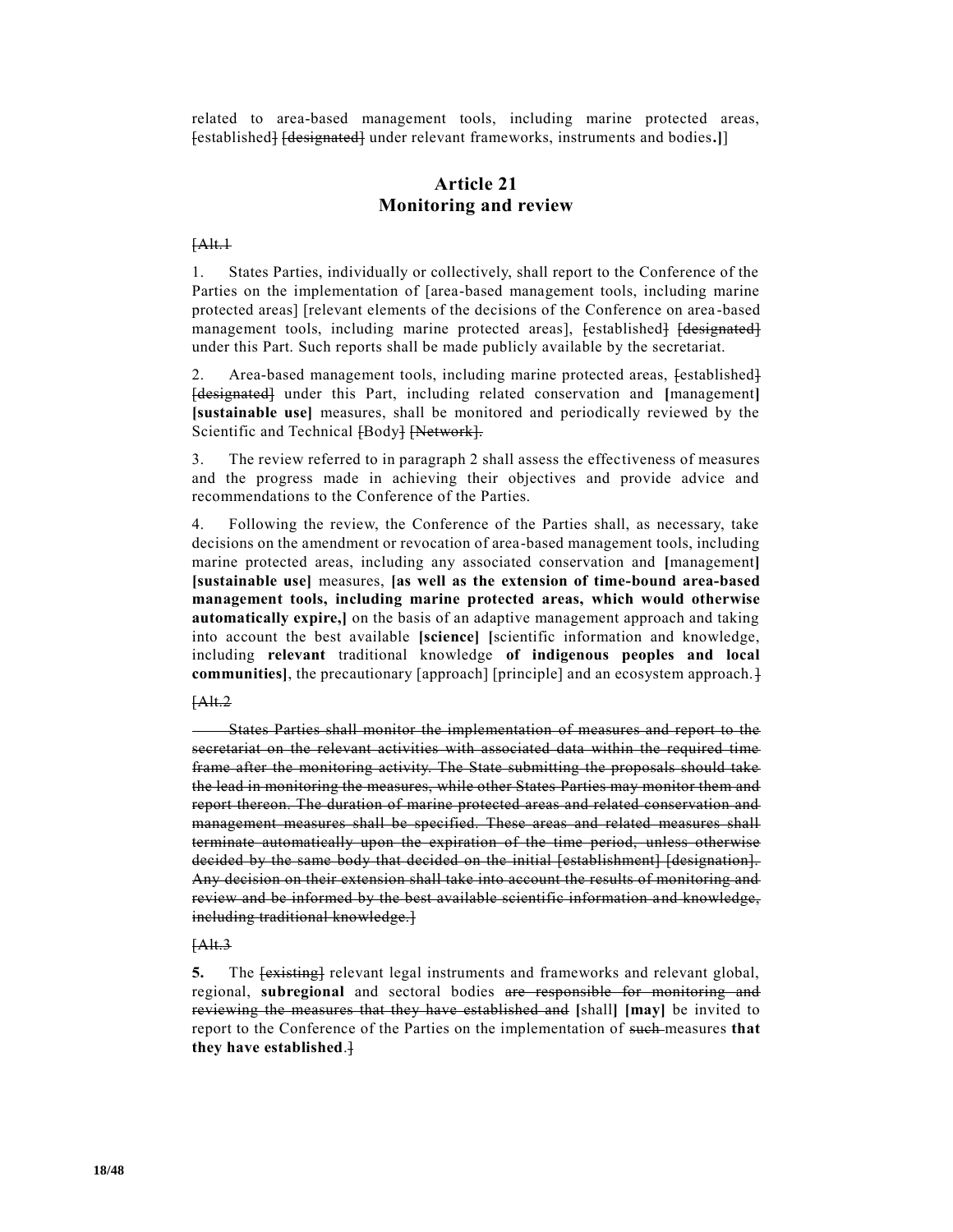related to area-based management tools, including marine protected areas, ~~[established]~~ ~~[designated]~~ under relevant frameworks, instruments and bodies**.]**]

## Article 21
## Monitoring and review

~~[Alt.1~~

1. States Parties, individually or collectively, shall report to the Conference of the Parties on the implementation of [area-based management tools, including marine protected areas] [relevant elements of the decisions of the Conference on area-based management tools, including marine protected areas], ~~[established]~~ ~~[designated]~~ under this Part. Such reports shall be made publicly available by the secretariat.

2. Area-based management tools, including marine protected areas, ~~[established]~~ ~~[designated]~~ under this Part, including related conservation and **[**management**]** **[sustainable use]** measures, shall be monitored and periodically reviewed by the Scientific and Technical ~~[Body]~~ ~~[Network]~~.

3. The review referred to in paragraph 2 shall assess the effectiveness of measures and the progress made in achieving their objectives and provide advice and recommendations to the Conference of the Parties.

4. Following the review, the Conference of the Parties shall, as necessary, take decisions on the amendment or revocation of area-based management tools, including marine protected areas, including any associated conservation and **[**management**]** **[sustainable use]** measures, **[as well as the extension of time-bound area-based management tools, including marine protected areas, which would otherwise automatically expire,]** on the basis of an adaptive management approach and taking into account the best available **[science]** **[**scientific information and knowledge, including **relevant** traditional knowledge **of indigenous peoples and local communities]**, the precautionary [approach] [principle] and an ecosystem approach.~~]~~

~~[Alt.2~~

~~States Parties shall monitor the implementation of measures and report to the secretariat on the relevant activities with associated data within the required time frame after the monitoring activity. The State submitting the proposals should take the lead in monitoring the measures, while other States Parties may monitor them and report thereon. The duration of marine protected areas and related conservation and management measures shall be specified. These areas and related measures shall terminate automatically upon the expiration of the time period, unless otherwise decided by the same body that decided on the initial [establishment] [designation]. Any decision on their extension shall take into account the results of monitoring and review and be informed by the best available scientific information and knowledge, including traditional knowledge.]~~

~~[Alt.3~~

**5.** The ~~[existing]~~ relevant legal instruments and frameworks and relevant global, regional, **subregional** and sectoral bodies ~~are responsible for monitoring and reviewing the measures that they have established and~~ **[**shall**]** **[may]** be invited to report to the Conference of the Parties on the implementation of ~~such~~ measures **that they have established**.~~]~~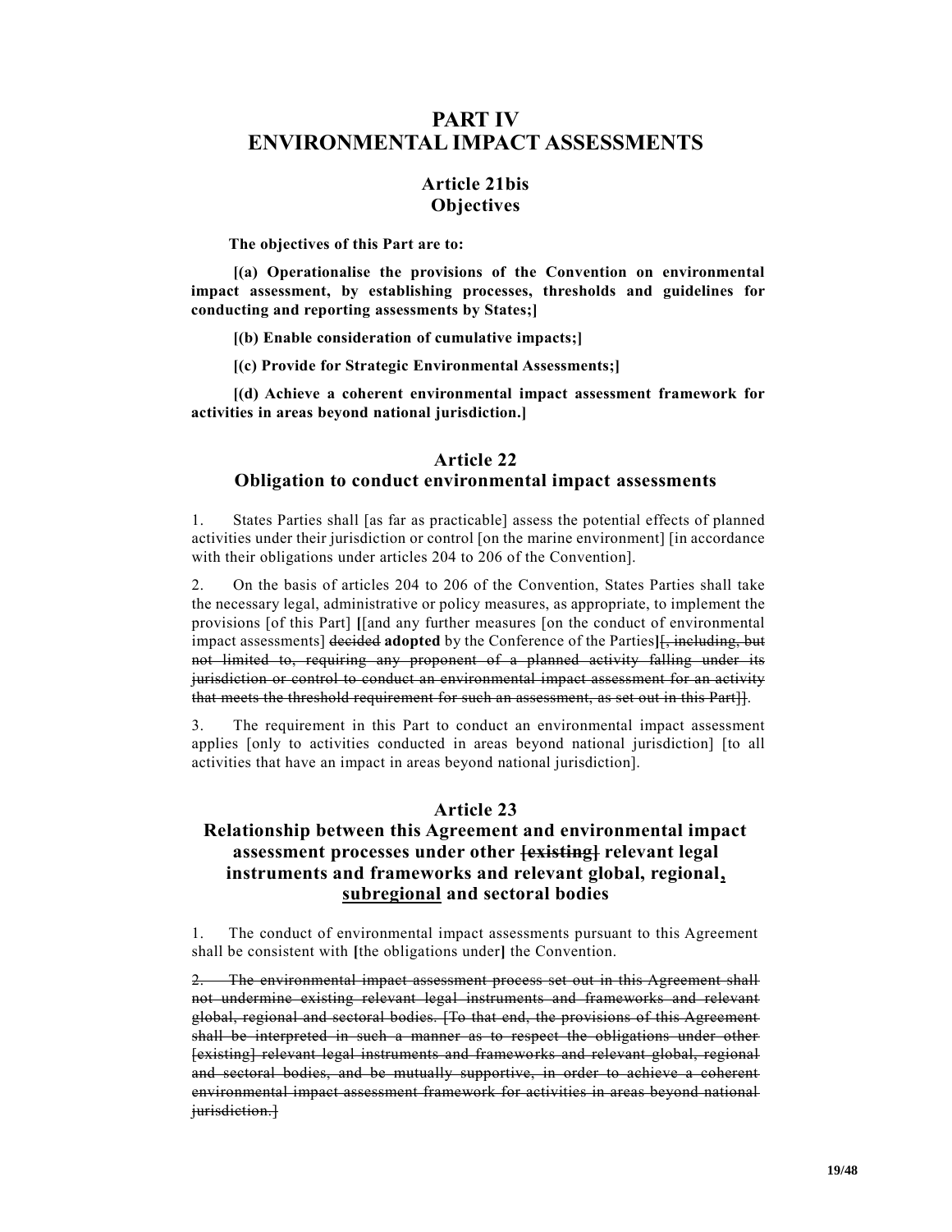# PART IV
# ENVIRONMENTAL IMPACT ASSESSMENTS

## Article 21bis
## Objectives

**The objectives of this Part are to:**

**[(a) Operationalise the provisions of the Convention on environmental impact assessment, by establishing processes, thresholds and guidelines for conducting and reporting assessments by States;]**

**[(b) Enable consideration of cumulative impacts;]**

**[(c) Provide for Strategic Environmental Assessments;]**

**[(d) Achieve a coherent environmental impact assessment framework for activities in areas beyond national jurisdiction.]**

## Article 22
## Obligation to conduct environmental impact assessments

1. States Parties shall [as far as practicable] assess the potential effects of planned activities under their jurisdiction or control [on the marine environment] [in accordance with their obligations under articles 204 to 206 of the Convention].

2. On the basis of articles 204 to 206 of the Convention, States Parties shall take the necessary legal, administrative or policy measures, as appropriate, to implement the provisions [of this Part] **[**[and any further measures [on the conduct of environmental impact assessments] ~~decided~~ **adopted** by the Conference of the Parties**]**~~[, including, but not limited to, requiring any proponent of a planned activity falling under its jurisdiction or control to conduct an environmental impact assessment for an activity that meets the threshold requirement for such an assessment, as set out in this Part]]~~.

3. The requirement in this Part to conduct an environmental impact assessment applies [only to activities conducted in areas beyond national jurisdiction] [to all activities that have an impact in areas beyond national jurisdiction].

## Article 23
## Relationship between this Agreement and environmental impact assessment processes under other ~~[existing]~~ relevant legal instruments and frameworks and relevant global, regional<u>,</u> <u>subregional</u> and sectoral bodies

1. The conduct of environmental impact assessments pursuant to this Agreement shall be consistent with **[**the obligations under**]** the Convention.

~~2. The environmental impact assessment process set out in this Agreement shall not undermine existing relevant legal instruments and frameworks and relevant global, regional and sectoral bodies. [To that end, the provisions of this Agreement shall be interpreted in such a manner as to respect the obligations under other [existing] relevant legal instruments and frameworks and relevant global, regional and sectoral bodies, and be mutually supportive, in order to achieve a coherent environmental impact assessment framework for activities in areas beyond national jurisdiction.]~~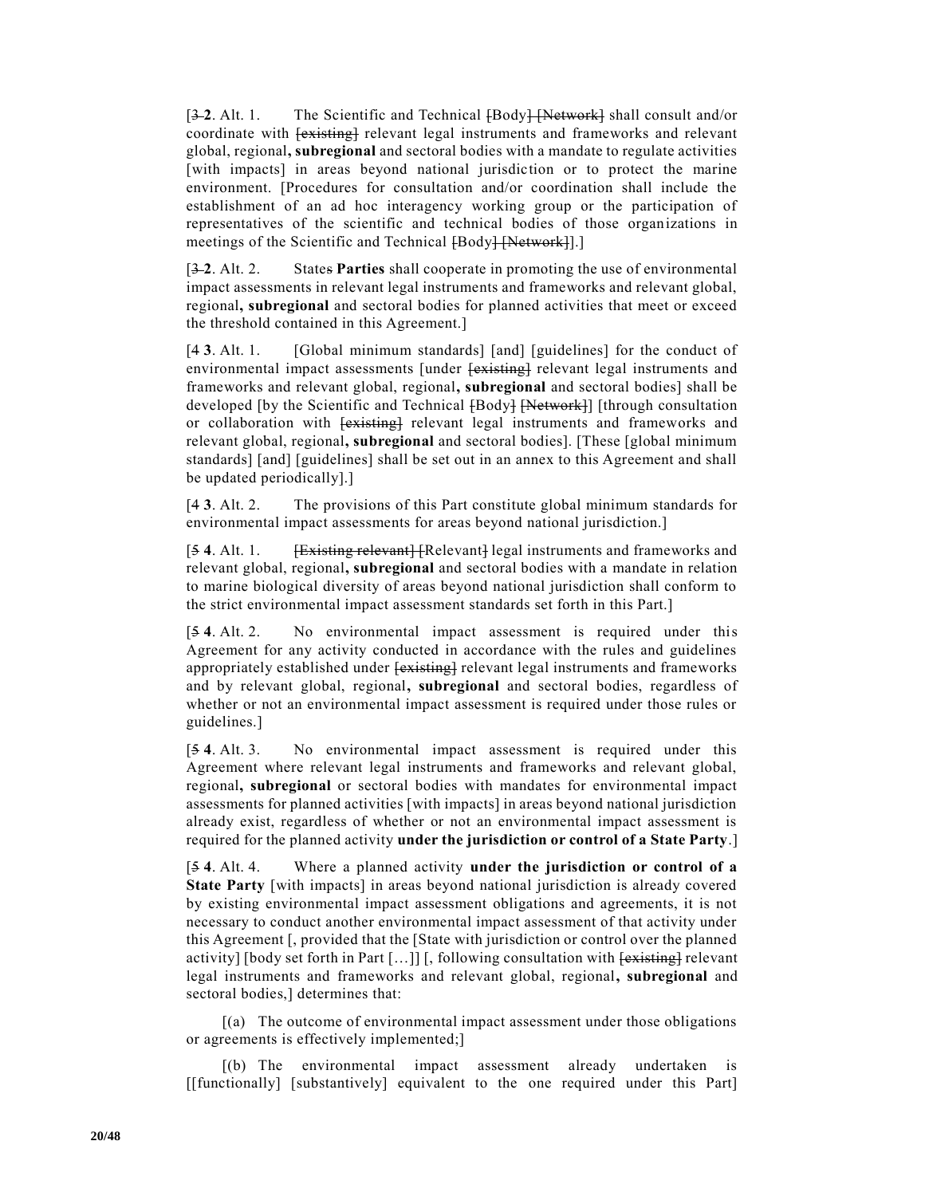[~~3~~ **2**. Alt. 1. The Scientific and Technical ~~[Body]~~ ~~[Network]~~ shall consult and/or coordinate with ~~[existing]~~ relevant legal instruments and frameworks and relevant global, regional**, subregional** and sectoral bodies with a mandate to regulate activities [with impacts] in areas beyond national jurisdiction or to protect the marine environment. [Procedures for consultation and/or coordination shall include the establishment of an ad hoc interagency working group or the participation of representatives of the scientific and technical bodies of those organizations in meetings of the Scientific and Technical ~~[Body]~~ ~~[Network]~~].]

[~~3~~ **2**. Alt. 2. State~~s~~ **Parties** shall cooperate in promoting the use of environmental impact assessments in relevant legal instruments and frameworks and relevant global, regional**, subregional** and sectoral bodies for planned activities that meet or exceed the threshold contained in this Agreement.]

[~~4~~ **3**. Alt. 1. [Global minimum standards] [and] [guidelines] for the conduct of environmental impact assessments [under ~~[existing]~~ relevant legal instruments and frameworks and relevant global, regional**, subregional** and sectoral bodies] shall be developed [by the Scientific and Technical ~~[Body]~~ ~~[Network]~~] [through consultation or collaboration with ~~[existing]~~ relevant legal instruments and frameworks and relevant global, regional**, subregional** and sectoral bodies]. [These [global minimum standards] [and] [guidelines] shall be set out in an annex to this Agreement and shall be updated periodically].]

[~~4~~ **3**. Alt. 2. The provisions of this Part constitute global minimum standards for environmental impact assessments for areas beyond national jurisdiction.]

[~~5~~ **4**. Alt. 1. ~~[Existing relevant]~~ ~~[~~Relevant~~]~~ legal instruments and frameworks and relevant global, regional**, subregional** and sectoral bodies with a mandate in relation to marine biological diversity of areas beyond national jurisdiction shall conform to the strict environmental impact assessment standards set forth in this Part.]

[~~5~~ **4**. Alt. 2. No environmental impact assessment is required under this Agreement for any activity conducted in accordance with the rules and guidelines appropriately established under ~~[existing]~~ relevant legal instruments and frameworks and by relevant global, regional**, subregional** and sectoral bodies, regardless of whether or not an environmental impact assessment is required under those rules or guidelines.]

[~~5~~ **4**. Alt. 3. No environmental impact assessment is required under this Agreement where relevant legal instruments and frameworks and relevant global, regional**, subregional** or sectoral bodies with mandates for environmental impact assessments for planned activities [with impacts] in areas beyond national jurisdiction already exist, regardless of whether or not an environmental impact assessment is required for the planned activity **under the jurisdiction or control of a State Party**.]

[~~5~~ **4**. Alt. 4. Where a planned activity **under the jurisdiction or control of a State Party** [with impacts] in areas beyond national jurisdiction is already covered by existing environmental impact assessment obligations and agreements, it is not necessary to conduct another environmental impact assessment of that activity under this Agreement [, provided that the [State with jurisdiction or control over the planned activity] [body set forth in Part […]] [, following consultation with ~~[existing]~~ relevant legal instruments and frameworks and relevant global, regional**, subregional** and sectoral bodies,] determines that:

[(a) The outcome of environmental impact assessment under those obligations or agreements is effectively implemented;]

[(b) The environmental impact assessment already undertaken is [[functionally] [substantively] equivalent to the one required under this Part]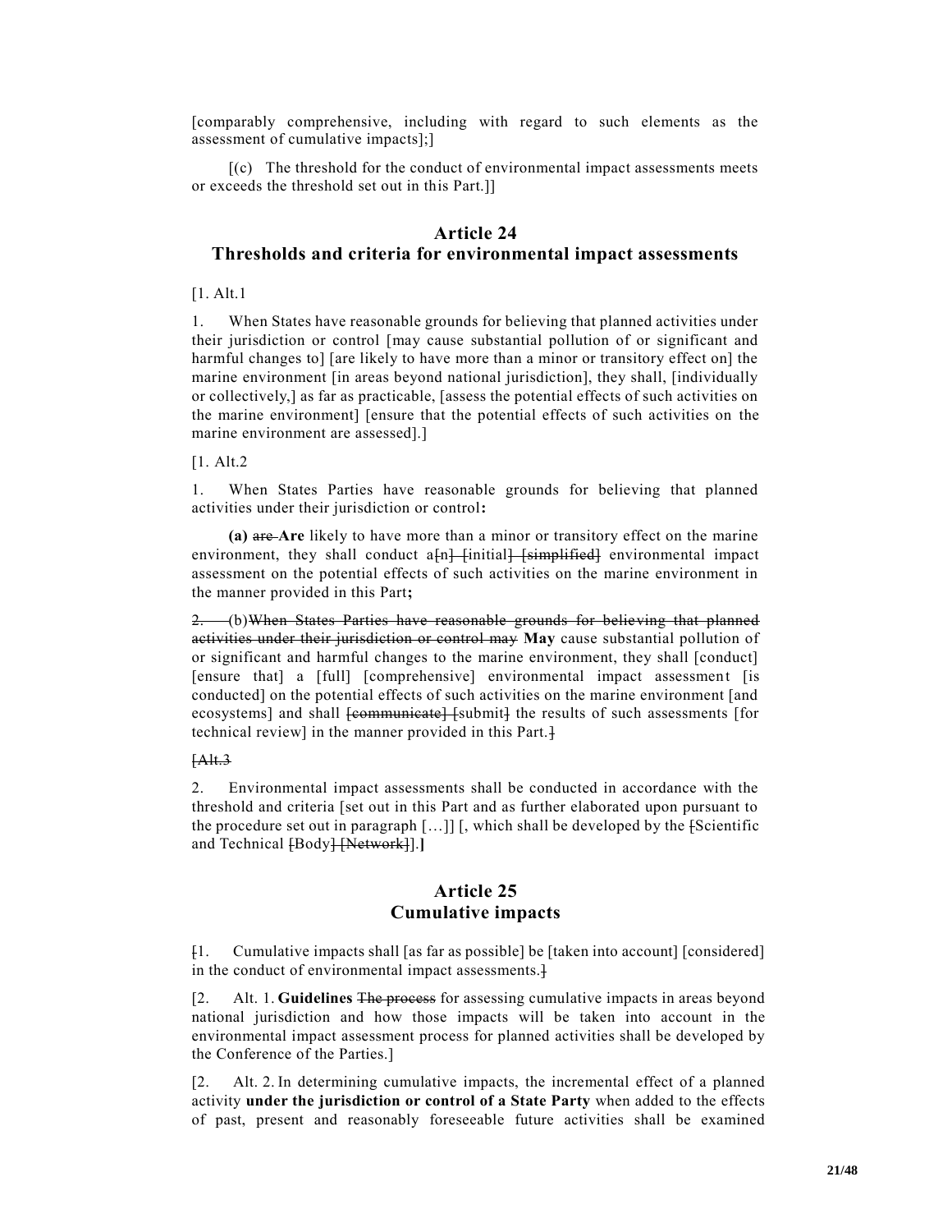[comparably comprehensive, including with regard to such elements as the assessment of cumulative impacts];]

[(c) The threshold for the conduct of environmental impact assessments meets or exceeds the threshold set out in this Part.]]

## Article 24
## Thresholds and criteria for environmental impact assessments

[1. Alt.1

1. When States have reasonable grounds for believing that planned activities under their jurisdiction or control [may cause substantial pollution of or significant and harmful changes to] [are likely to have more than a minor or transitory effect on] the marine environment [in areas beyond national jurisdiction], they shall, [individually or collectively,] as far as practicable, [assess the potential effects of such activities on the marine environment] [ensure that the potential effects of such activities on the marine environment are assessed].]

[1. Alt.2

1. When States Parties have reasonable grounds for believing that planned activities under their jurisdiction or control**:**

**(a)** ~~are~~ **Are** likely to have more than a minor or transitory effect on the marine environment, they shall conduct a~~[n]~~ ~~[initial]~~ ~~[simplified]~~ environmental impact assessment on the potential effects of such activities on the marine environment in the manner provided in this Part**;**

~~2.~~ (b)~~When States Parties have reasonable grounds for believing that planned activities under their jurisdiction or control may~~ **May** cause substantial pollution of or significant and harmful changes to the marine environment, they shall [conduct] [ensure that] a [full] [comprehensive] environmental impact assessment [is conducted] on the potential effects of such activities on the marine environment [and ecosystems] and shall ~~[communicate]~~ ~~[~~submit~~]~~ the results of such assessments [for technical review] in the manner provided in this Part.~~]~~

~~[Alt.3~~

2. Environmental impact assessments shall be conducted in accordance with the threshold and criteria [set out in this Part and as further elaborated upon pursuant to the procedure set out in paragraph […]] [, which shall be developed by the ~~[~~Scientific and Technical ~~[Body]~~ ~~[Network]~~]].**]**

## Article 25
## Cumulative impacts

~~[~~1. Cumulative impacts shall [as far as possible] be [taken into account] [considered] in the conduct of environmental impact assessments.~~]~~

[2. Alt. 1. **Guidelines** ~~The process~~ for assessing cumulative impacts in areas beyond national jurisdiction and how those impacts will be taken into account in the environmental impact assessment process for planned activities shall be developed by the Conference of the Parties.]

[2. Alt. 2. In determining cumulative impacts, the incremental effect of a planned activity **under the jurisdiction or control of a State Party** when added to the effects of past, present and reasonably foreseeable future activities shall be examined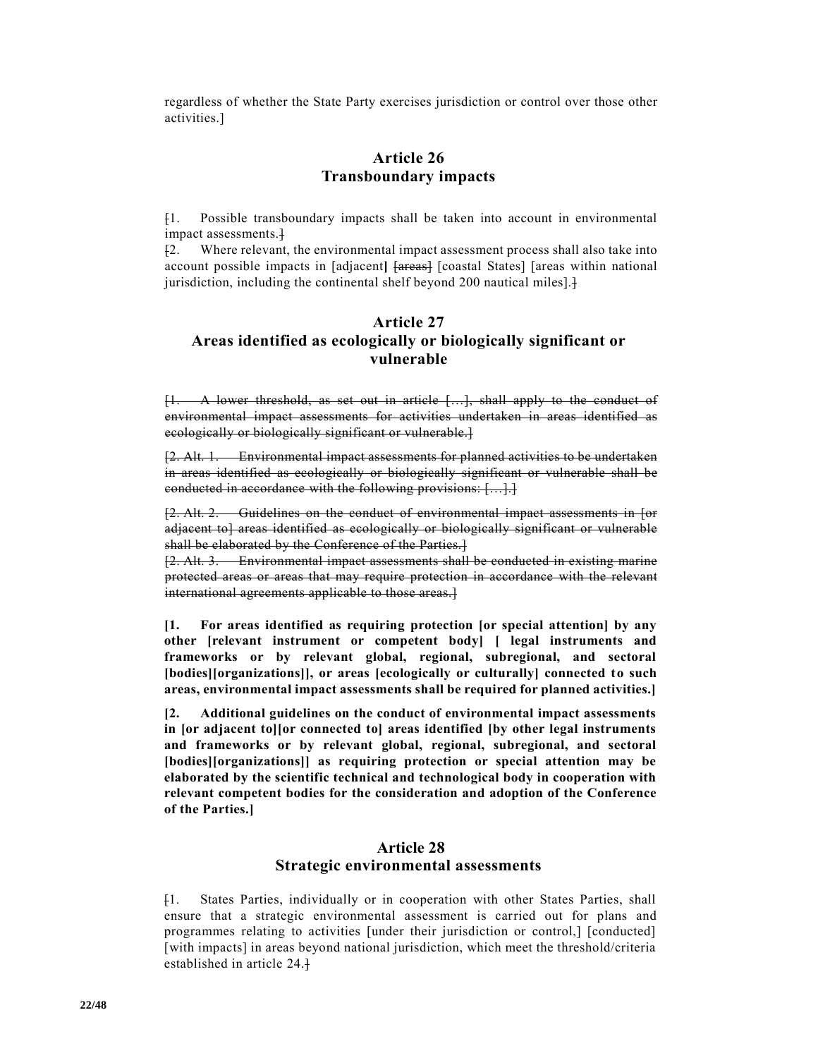regardless of whether the State Party exercises jurisdiction or control over those other activities.]

## Article 26
## Transboundary impacts

~~[~~1. Possible transboundary impacts shall be taken into account in environmental impact assessments.~~]~~

~~[~~2. Where relevant, the environmental impact assessment process shall also take into account possible impacts in [adjacent**]** ~~[areas]~~ [coastal States] [areas within national jurisdiction, including the continental shelf beyond 200 nautical miles].~~]~~

## Article 27
## Areas identified as ecologically or biologically significant or vulnerable

~~[1. A lower threshold, as set out in article […], shall apply to the conduct of environmental impact assessments for activities undertaken in areas identified as ecologically or biologically significant or vulnerable.]~~

~~[2. Alt. 1. Environmental impact assessments for planned activities to be undertaken in areas identified as ecologically or biologically significant or vulnerable shall be conducted in accordance with the following provisions: […].]~~

~~[2. Alt. 2. Guidelines on the conduct of environmental impact assessments in [or adjacent to] areas identified as ecologically or biologically significant or vulnerable shall be elaborated by the Conference of the Parties.]~~

~~[2. Alt. 3. Environmental impact assessments shall be conducted in existing marine protected areas or areas that may require protection in accordance with the relevant international agreements applicable to those areas.]~~

**[1. For areas identified as requiring protection [or special attention] by any other [relevant instrument or competent body] [ legal instruments and frameworks or by relevant global, regional, subregional, and sectoral [bodies][organizations]], or areas [ecologically or culturally] connected to such areas, environmental impact assessments shall be required for planned activities.]**

**[2. Additional guidelines on the conduct of environmental impact assessments in [or adjacent to][or connected to] areas identified [by other legal instruments and frameworks or by relevant global, regional, subregional, and sectoral [bodies][organizations]] as requiring protection or special attention may be elaborated by the scientific technical and technological body in cooperation with relevant competent bodies for the consideration and adoption of the Conference of the Parties.]**

## Article 28
## Strategic environmental assessments

~~[~~1. States Parties, individually or in cooperation with other States Parties, shall ensure that a strategic environmental assessment is carried out for plans and programmes relating to activities [under their jurisdiction or control,] [conducted] [with impacts] in areas beyond national jurisdiction, which meet the threshold/criteria established in article 24.~~]~~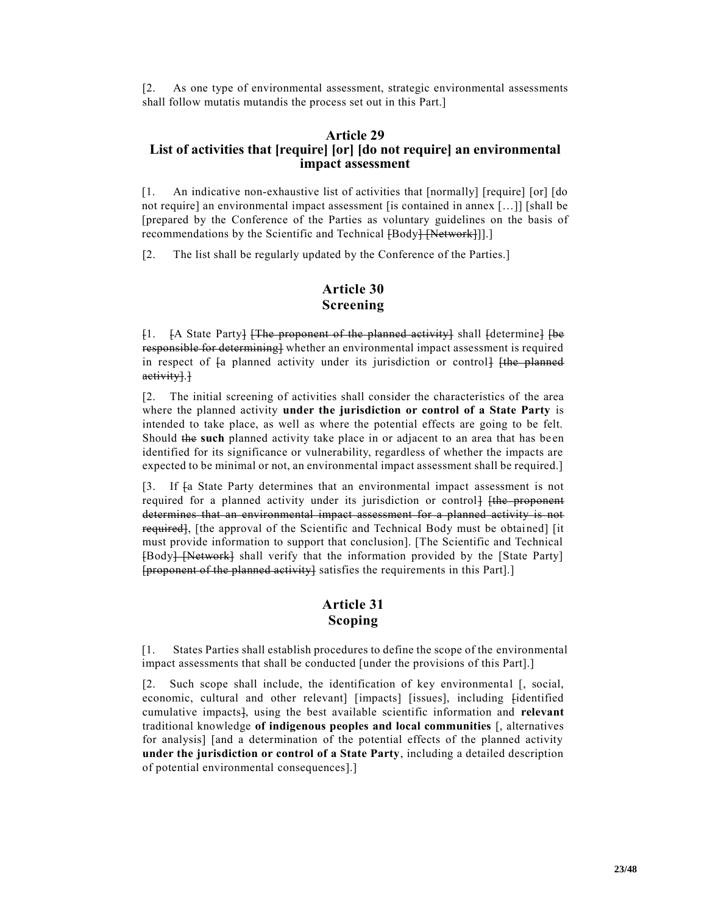[2. As one type of environmental assessment, strategic environmental assessments shall follow mutatis mutandis the process set out in this Part.]

## Article 29
## List of activities that [require] [or] [do not require] an environmental impact assessment

[1. An indicative non-exhaustive list of activities that [normally] [require] [or] [do not require] an environmental impact assessment [is contained in annex […]] [shall be [prepared by the Conference of the Parties as voluntary guidelines on the basis of recommendations by the Scientific and Technical ~~[~~Body~~] [Network]~~]].]

[2. The list shall be regularly updated by the Conference of the Parties.]

## Article 30
## Screening

~~[~~1. ~~[~~A State Party~~] [The proponent of the planned activity]~~ shall ~~[~~determine~~] [be responsible for determining]~~ whether an environmental impact assessment is required in respect of ~~[~~a planned activity under its jurisdiction or control~~] [the planned activity].]~~

[2. The initial screening of activities shall consider the characteristics of the area where the planned activity **under the jurisdiction or control of a State Party** is intended to take place, as well as where the potential effects are going to be felt. Should ~~the~~ **such** planned activity take place in or adjacent to an area that has been identified for its significance or vulnerability, regardless of whether the impacts are expected to be minimal or not, an environmental impact assessment shall be required.]

[3. If ~~[~~a State Party determines that an environmental impact assessment is not required for a planned activity under its jurisdiction or control~~] [the proponent determines that an environmental impact assessment for a planned activity is not required]~~, [the approval of the Scientific and Technical Body must be obtained] [it must provide information to support that conclusion]. [The Scientific and Technical ~~[~~Body~~] [Network]~~ shall verify that the information provided by the [State Party] ~~[proponent of the planned activity]~~ satisfies the requirements in this Part].]

## Article 31
## Scoping

[1. States Parties shall establish procedures to define the scope of the environmental impact assessments that shall be conducted [under the provisions of this Part].]

[2. Such scope shall include, the identification of key environmental [, social, economic, cultural and other relevant] [impacts] [issues], including ~~[~~identified cumulative impacts~~]~~, using the best available scientific information and **relevant** traditional knowledge **of indigenous peoples and local communities** [, alternatives for analysis] [and a determination of the potential effects of the planned activity **under the jurisdiction or control of a State Party**, including a detailed description of potential environmental consequences].]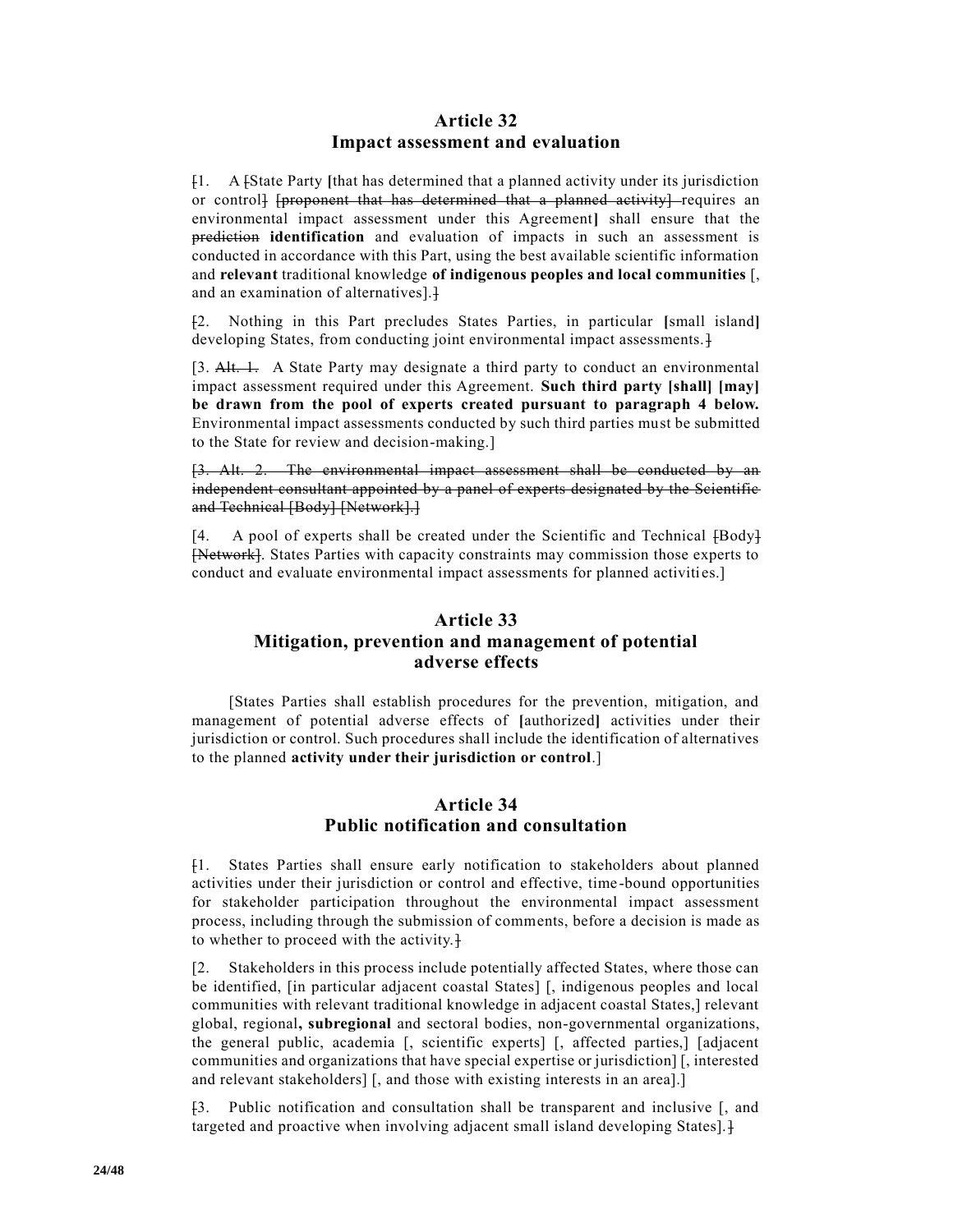## Article 32
## Impact assessment and evaluation

~~[~~1. A ~~[~~State Party **[**that has determined that a planned activity under its jurisdiction or control~~]~~ ~~[proponent that has determined that a planned activity]~~ requires an environmental impact assessment under this Agreement**]** shall ensure that the ~~prediction~~ **identification** and evaluation of impacts in such an assessment is conducted in accordance with this Part, using the best available scientific information and **relevant** traditional knowledge **of indigenous peoples and local communities** [, and an examination of alternatives].~~]~~

~~[~~2. Nothing in this Part precludes States Parties, in particular **[**small island**]** developing States, from conducting joint environmental impact assessments.~~]~~

[3. ~~Alt. 1.~~ A State Party may designate a third party to conduct an environmental impact assessment required under this Agreement. **Such third party [shall] [may] be drawn from the pool of experts created pursuant to paragraph 4 below.** Environmental impact assessments conducted by such third parties must be submitted to the State for review and decision-making.]

~~[3. Alt. 2. The environmental impact assessment shall be conducted by an independent consultant appointed by a panel of experts designated by the Scientific and Technical [Body] [Network].]~~

[4. A pool of experts shall be created under the Scientific and Technical ~~[~~Body~~]~~ ~~[Network]~~. States Parties with capacity constraints may commission those experts to conduct and evaluate environmental impact assessments for planned activities.]

## Article 33
## Mitigation, prevention and management of potential adverse effects

[States Parties shall establish procedures for the prevention, mitigation, and management of potential adverse effects of **[**authorized**]** activities under their jurisdiction or control. Such procedures shall include the identification of alternatives to the planned **activity under their jurisdiction or control**.]

## Article 34
## Public notification and consultation

~~[~~1. States Parties shall ensure early notification to stakeholders about planned activities under their jurisdiction or control and effective, time-bound opportunities for stakeholder participation throughout the environmental impact assessment process, including through the submission of comments, before a decision is made as to whether to proceed with the activity.~~]~~

[2. Stakeholders in this process include potentially affected States, where those can be identified, [in particular adjacent coastal States] [, indigenous peoples and local communities with relevant traditional knowledge in adjacent coastal States,] relevant global, regional**, subregional** and sectoral bodies, non-governmental organizations, the general public, academia [, scientific experts] [, affected parties,] [adjacent communities and organizations that have special expertise or jurisdiction] [, interested and relevant stakeholders] [, and those with existing interests in an area].]

~~[~~3. Public notification and consultation shall be transparent and inclusive [, and targeted and proactive when involving adjacent small island developing States].~~]~~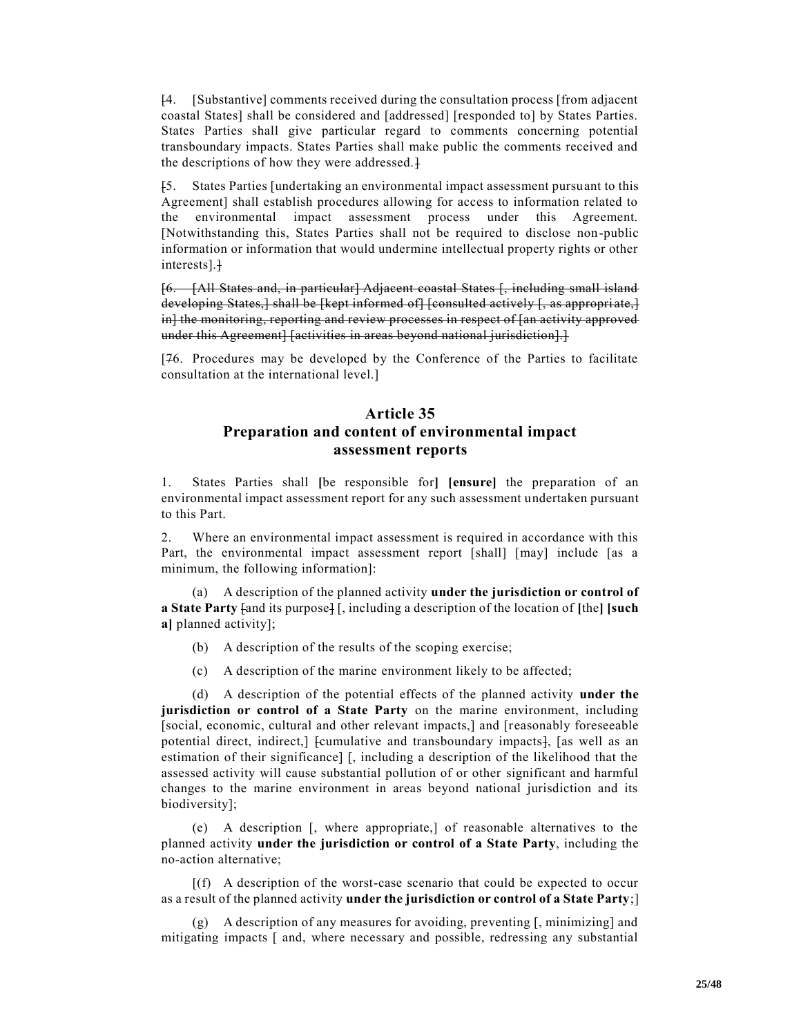~~[~~4. [Substantive] comments received during the consultation process [from adjacent coastal States] shall be considered and [addressed] [responded to] by States Parties. States Parties shall give particular regard to comments concerning potential transboundary impacts. States Parties shall make public the comments received and the descriptions of how they were addressed.~~]~~

~~[~~5. States Parties [undertaking an environmental impact assessment pursuant to this Agreement] shall establish procedures allowing for access to information related to the environmental impact assessment process under this Agreement. [Notwithstanding this, States Parties shall not be required to disclose non-public information or information that would undermine intellectual property rights or other interests].~~]~~

~~[6. [All States and, in particular] Adjacent coastal States [, including small island developing States,] shall be [kept informed of] [consulted actively [, as appropriate,] in] the monitoring, reporting and review processes in respect of [an activity approved under this Agreement] [activities in areas beyond national jurisdiction].]~~

[~~7~~6. Procedures may be developed by the Conference of the Parties to facilitate consultation at the international level.]

## Article 35
## Preparation and content of environmental impact assessment reports

1. States Parties shall **[**be responsible for**] [ensure]** the preparation of an environmental impact assessment report for any such assessment undertaken pursuant to this Part.

2. Where an environmental impact assessment is required in accordance with this Part, the environmental impact assessment report [shall] [may] include [as a minimum, the following information]:

(a) A description of the planned activity **under the jurisdiction or control of a State Party** ~~[and its purpose]~~ [, including a description of the location of **[**the**] [such a]** planned activity];

(b) A description of the results of the scoping exercise;

(c) A description of the marine environment likely to be affected;

(d) A description of the potential effects of the planned activity **under the jurisdiction or control of a State Party** on the marine environment, including [social, economic, cultural and other relevant impacts,] and [reasonably foreseeable potential direct, indirect,] ~~[~~cumulative and transboundary impacts~~]~~, [as well as an estimation of their significance] [, including a description of the likelihood that the assessed activity will cause substantial pollution of or other significant and harmful changes to the marine environment in areas beyond national jurisdiction and its biodiversity];

(e) A description [, where appropriate,] of reasonable alternatives to the planned activity **under the jurisdiction or control of a State Party**, including the no-action alternative;

[(f) A description of the worst-case scenario that could be expected to occur as a result of the planned activity **under the jurisdiction or control of a State Party**;]

(g) A description of any measures for avoiding, preventing [, minimizing] and mitigating impacts [ and, where necessary and possible, redressing any substantial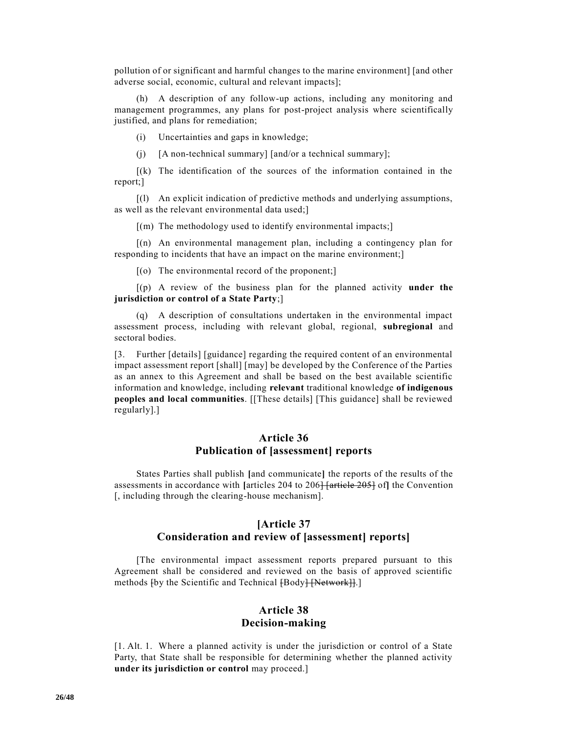pollution of or significant and harmful changes to the marine environment] [and other adverse social, economic, cultural and relevant impacts];

(h) A description of any follow-up actions, including any monitoring and management programmes, any plans for post-project analysis where scientifically justified, and plans for remediation;

(i) Uncertainties and gaps in knowledge;

(j) [A non-technical summary] [and/or a technical summary];

[(k) The identification of the sources of the information contained in the report;]

[(l) An explicit indication of predictive methods and underlying assumptions, as well as the relevant environmental data used;]

[(m) The methodology used to identify environmental impacts;]

[(n) An environmental management plan, including a contingency plan for responding to incidents that have an impact on the marine environment;]

[(o) The environmental record of the proponent;]

[(p) A review of the business plan for the planned activity **under the jurisdiction or control of a State Party**;]

(q) A description of consultations undertaken in the environmental impact assessment process, including with relevant global, regional, **subregional** and sectoral bodies.

[3. Further [details] [guidance] regarding the required content of an environmental impact assessment report [shall] [may] be developed by the Conference of the Parties as an annex to this Agreement and shall be based on the best available scientific information and knowledge, including **relevant** traditional knowledge **of indigenous peoples and local communities**. [[These details] [This guidance] shall be reviewed regularly].]

## Article 36
## Publication of [assessment] reports

States Parties shall publish **[**and communicate**]** the reports of the results of the assessments in accordance with **[**articles 204 to 206~~]~~ ~~[article 205]~~ of**]** the Convention [, including through the clearing-house mechanism].

## [Article 37
## Consideration and review of [assessment] reports]

[The environmental impact assessment reports prepared pursuant to this Agreement shall be considered and reviewed on the basis of approved scientific methods ~~[~~by the Scientific and Technical ~~[~~Body~~]~~ ~~[Network]]~~.]

## Article 38
## Decision-making

[1. Alt. 1. Where a planned activity is under the jurisdiction or control of a State Party, that State shall be responsible for determining whether the planned activity **under its jurisdiction or control** may proceed.]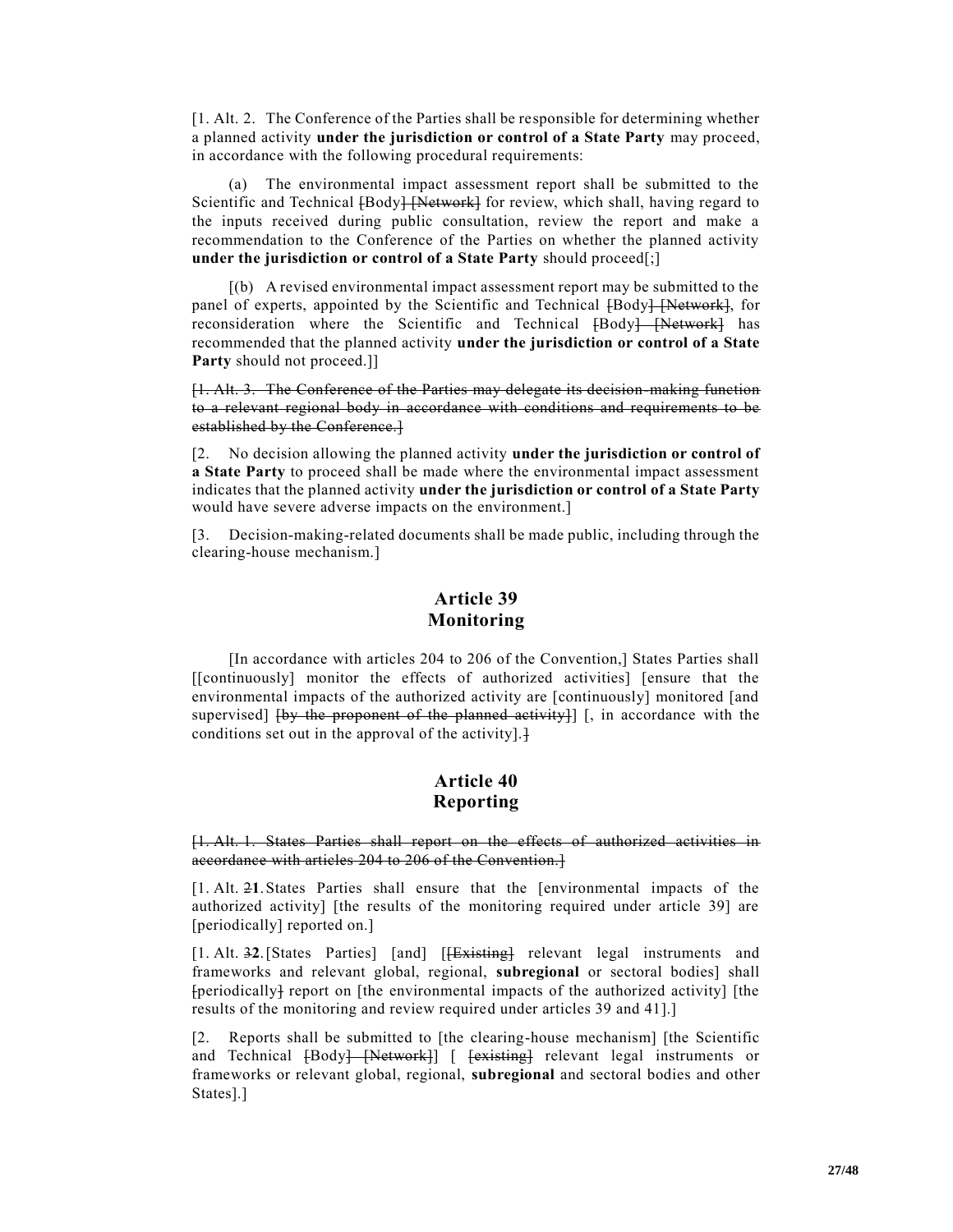[1. Alt. 2. The Conference of the Parties shall be responsible for determining whether a planned activity **under the jurisdiction or control of a State Party** may proceed, in accordance with the following procedural requirements:

(a) The environmental impact assessment report shall be submitted to the Scientific and Technical ~~[~~Body~~] [Network]~~ for review, which shall, having regard to the inputs received during public consultation, review the report and make a recommendation to the Conference of the Parties on whether the planned activity **under the jurisdiction or control of a State Party** should proceed[;]

[(b) A revised environmental impact assessment report may be submitted to the panel of experts, appointed by the Scientific and Technical ~~[~~Body~~] [Network]~~, for reconsideration where the Scientific and Technical ~~[~~Body~~] [Network]~~ has recommended that the planned activity **under the jurisdiction or control of a State Party** should not proceed.]]

~~[1. Alt. 3. The Conference of the Parties may delegate its decision-making function to a relevant regional body in accordance with conditions and requirements to be established by the Conference.]~~

[2. No decision allowing the planned activity **under the jurisdiction or control of a State Party** to proceed shall be made where the environmental impact assessment indicates that the planned activity **under the jurisdiction or control of a State Party** would have severe adverse impacts on the environment.]

[3. Decision-making-related documents shall be made public, including through the clearing-house mechanism.]

## Article 39
## Monitoring

[In accordance with articles 204 to 206 of the Convention,] States Parties shall [[continuously] monitor the effects of authorized activities] [ensure that the environmental impacts of the authorized activity are [continuously] monitored [and supervised] ~~[by the proponent of the planned activity]~~] [, in accordance with the conditions set out in the approval of the activity].~~]~~

## Article 40
## Reporting

~~[1. Alt. 1. States Parties shall report on the effects of authorized activities in accordance with articles 204 to 206 of the Convention.]~~

[1. Alt. ~~2~~**1**. States Parties shall ensure that the [environmental impacts of the authorized activity] [the results of the monitoring required under article 39] are [periodically] reported on.]

[1. Alt. ~~3~~**2**. [States Parties] [and] [~~[Existing]~~ relevant legal instruments and frameworks and relevant global, regional, **subregional** or sectoral bodies] shall ~~[~~periodically~~]~~ report on [the environmental impacts of the authorized activity] [the results of the monitoring and review required under articles 39 and 41].]

[2. Reports shall be submitted to [the clearing-house mechanism] [the Scientific and Technical ~~[~~Body~~] [Network]~~] [ ~~[existing]~~ relevant legal instruments or frameworks or relevant global, regional, **subregional** and sectoral bodies and other States].]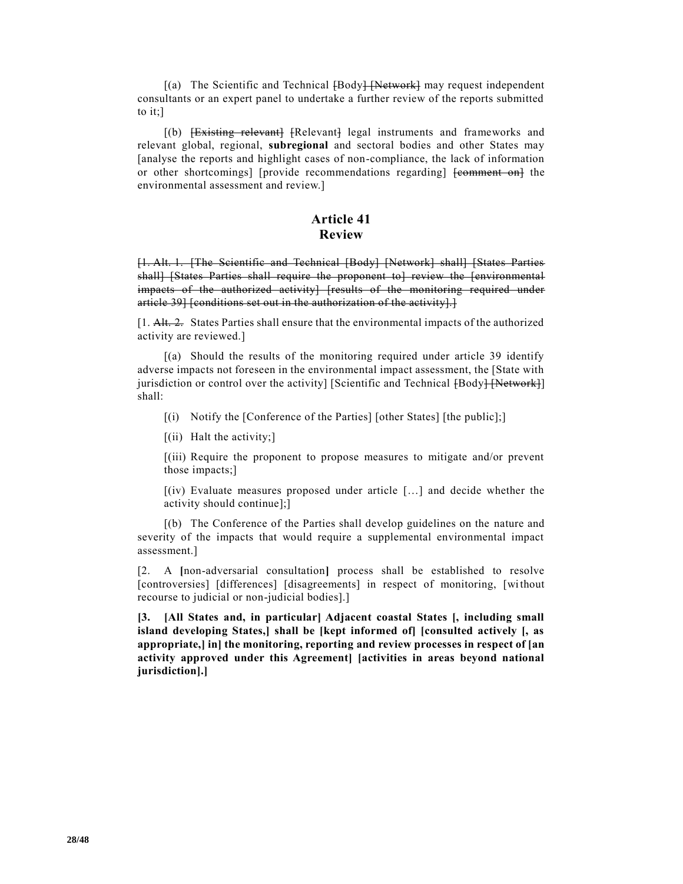[(a) The Scientific and Technical ~~[~~Body~~] [Network]~~ may request independent consultants or an expert panel to undertake a further review of the reports submitted to it;]

[(b) ~~[Existing relevant]~~ ~~[~~Relevant~~]~~ legal instruments and frameworks and relevant global, regional, **subregional** and sectoral bodies and other States may [analyse the reports and highlight cases of non-compliance, the lack of information or other shortcomings] [provide recommendations regarding] ~~[comment on]~~ the environmental assessment and review.]

## Article 41
## Review

~~[1. Alt. 1. [The Scientific and Technical [Body] [Network] shall] [States Parties shall] [States Parties shall require the proponent to] review the [environmental impacts of the authorized activity] [results of the monitoring required under article 39] [conditions set out in the authorization of the activity].]~~

[1. ~~Alt. 2.~~ States Parties shall ensure that the environmental impacts of the authorized activity are reviewed.]

[(a) Should the results of the monitoring required under article 39 identify adverse impacts not foreseen in the environmental impact assessment, the [State with jurisdiction or control over the activity] [Scientific and Technical ~~[~~Body~~] [Network]~~] shall:

[(i) Notify the [Conference of the Parties] [other States] [the public];]

[(ii) Halt the activity;]

[(iii) Require the proponent to propose measures to mitigate and/or prevent those impacts;]

[(iv) Evaluate measures proposed under article […] and decide whether the activity should continue];]

[(b) The Conference of the Parties shall develop guidelines on the nature and severity of the impacts that would require a supplemental environmental impact assessment.]

[2. A **[**non-adversarial consultation**]** process shall be established to resolve [controversies] [differences] [disagreements] in respect of monitoring, [without recourse to judicial or non-judicial bodies].]

**[3. [All States and, in particular] Adjacent coastal States [, including small island developing States,] shall be [kept informed of] [consulted actively [, as appropriate,] in] the monitoring, reporting and review processes in respect of [an activity approved under this Agreement] [activities in areas beyond national jurisdiction].]**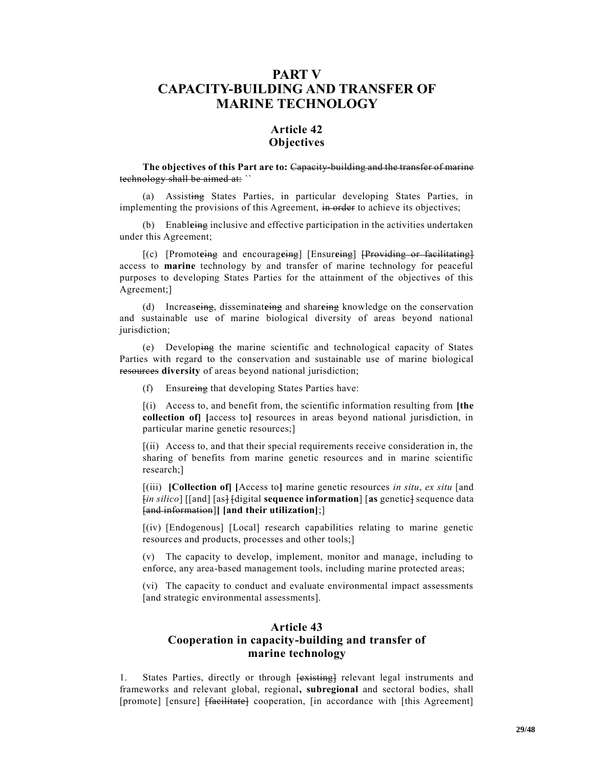# PART V
# CAPACITY-BUILDING AND TRANSFER OF MARINE TECHNOLOGY

## Article 42
## Objectives

**The objectives of this Part are to:** ~~Capacity-building and the transfer of marine technology shall be aimed at:~~ ``

(a) Assist~~ing~~ States Parties, in particular developing States Parties, in implementing the provisions of this Agreement, ~~in order~~ to achieve its objectives;

(b) Enabl**e**~~ing~~ inclusive and effective participation in the activities undertaken under this Agreement;

[(c) [Promot**e**~~ing~~ and encourag**e**~~ing~~] [Ensur**e**~~ing~~] ~~[Providing or facilitating]~~ access to **marine** technology by and transfer of marine technology for peaceful purposes to developing States Parties for the attainment of the objectives of this Agreement;]

(d) Increas**e**~~ing~~, disseminat**e**~~ing~~ and shar**e**~~ing~~ knowledge on the conservation and sustainable use of marine biological diversity of areas beyond national jurisdiction;

(e) Develop~~ing~~ the marine scientific and technological capacity of States Parties with regard to the conservation and sustainable use of marine biological ~~resources~~ **diversity** of areas beyond national jurisdiction;

(f) Ensur**e**~~ing~~ that developing States Parties have:

[(i) Access to, and benefit from, the scientific information resulting from **[the collection of] [**access to**]** resources in areas beyond national jurisdiction, in particular marine genetic resources;]

[(ii) Access to, and that their special requirements receive consideration in, the sharing of benefits from marine genetic resources and in marine scientific research;]

[(iii) **[Collection of] [**Access to**]** marine genetic resources *in situ*, *ex situ* [and ~~[~~*in silico*] [[and] [as~~]~~ ~~[~~digital **sequence information**] [**as** genetic~~]~~ sequence data ~~[and information]~~]**] [and their utilization]**;]

[(iv) [Endogenous] [Local] research capabilities relating to marine genetic resources and products, processes and other tools;]

(v) The capacity to develop, implement, monitor and manage, including to enforce, any area-based management tools, including marine protected areas;

(vi) The capacity to conduct and evaluate environmental impact assessments [and strategic environmental assessments].

## Article 43
## Cooperation in capacity-building and transfer of marine technology

1. States Parties, directly or through ~~[existing]~~ relevant legal instruments and frameworks and relevant global, regional**, subregional** and sectoral bodies, shall [promote] [ensure] ~~[facilitate]~~ cooperation, [in accordance with [this Agreement]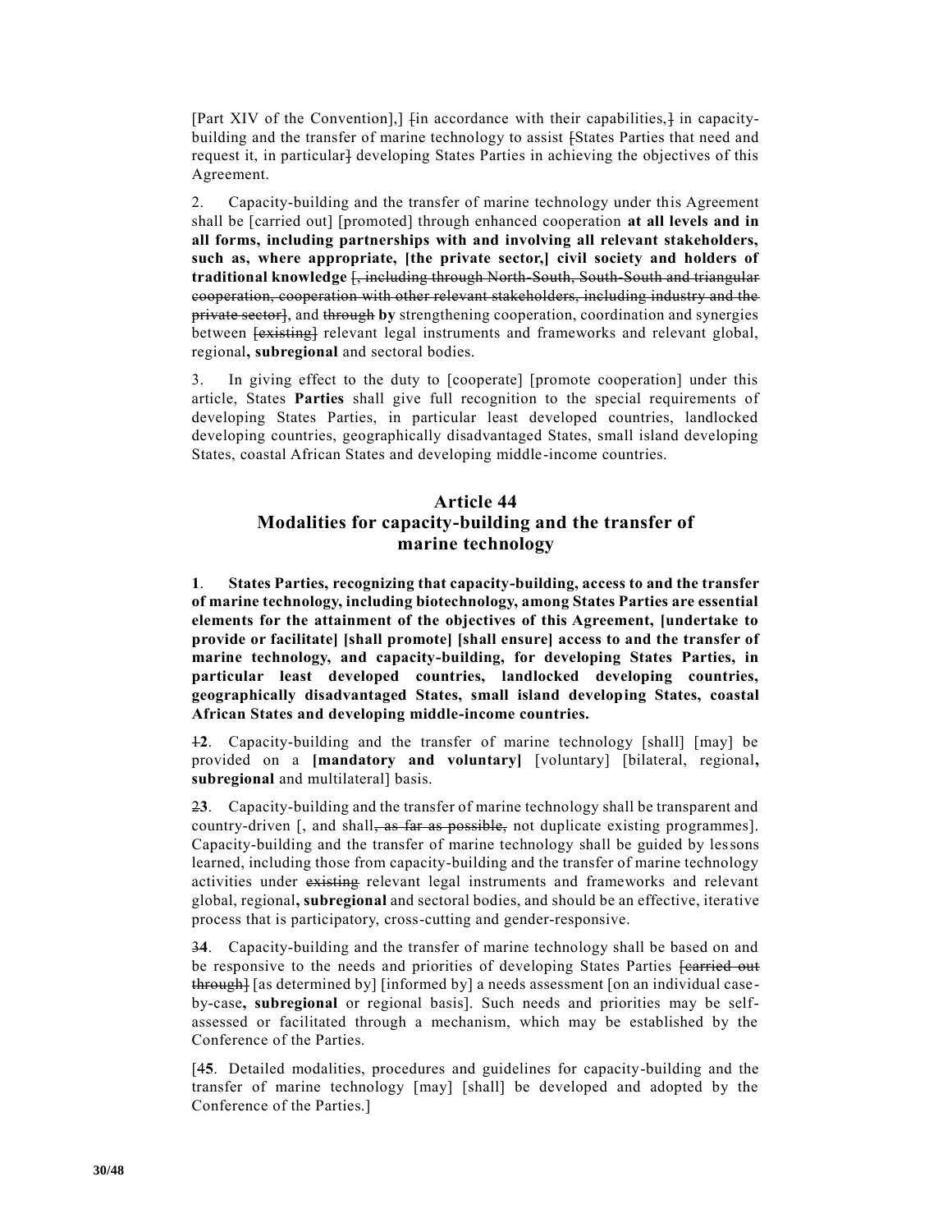[Part XIV of the Convention],] ~~[~~in accordance with their capabilities,~~]~~ in capacity-building and the transfer of marine technology to assist ~~[~~States Parties that need and request it, in particular~~]~~ developing States Parties in achieving the objectives of this Agreement.

2. Capacity-building and the transfer of marine technology under this Agreement shall be [carried out] [promoted] through enhanced cooperation **at all levels and in all forms, including partnerships with and involving all relevant stakeholders, such as, where appropriate, [the private sector,] civil society and holders of traditional knowledge** ~~[, including through North-South, South-South and triangular cooperation, cooperation with other relevant stakeholders, including industry and the private sector]~~, and ~~through~~ **by** strengthening cooperation, coordination and synergies between ~~[existing]~~ relevant legal instruments and frameworks and relevant global, regional**, subregional** and sectoral bodies.

3. In giving effect to the duty to [cooperate] [promote cooperation] under this article, States **Parties** shall give full recognition to the special requirements of developing States Parties, in particular least developed countries, landlocked developing countries, geographically disadvantaged States, small island developing States, coastal African States and developing middle-income countries.

## Article 44
## Modalities for capacity-building and the transfer of marine technology

**1**. **States Parties, recognizing that capacity-building, access to and the transfer of marine technology, including biotechnology, among States Parties are essential elements for the attainment of the objectives of this Agreement, [undertake to provide or facilitate] [shall promote] [shall ensure] access to and the transfer of marine technology, and capacity-building, for developing States Parties, in particular least developed countries, landlocked developing countries, geographically disadvantaged States, small island developing States, coastal African States and developing middle-income countries.**

~~1~~**2**. Capacity-building and the transfer of marine technology [shall] [may] be provided on a **[mandatory and voluntary]** [voluntary] [bilateral, regional**, subregional** and multilateral] basis.

~~2~~**3**. Capacity-building and the transfer of marine technology shall be transparent and country-driven [, and shall~~, as far as possible,~~ not duplicate existing programmes]. Capacity-building and the transfer of marine technology shall be guided by lessons learned, including those from capacity-building and the transfer of marine technology activities under ~~existing~~ relevant legal instruments and frameworks and relevant global, regional**, subregional** and sectoral bodies, and should be an effective, iterative process that is participatory, cross-cutting and gender-responsive.

~~3~~**4**. Capacity-building and the transfer of marine technology shall be based on and be responsive to the needs and priorities of developing States Parties ~~[carried out through]~~ [as determined by] [informed by] a needs assessment [on an individual case-by-case**, subregional** or regional basis]. Such needs and priorities may be self-assessed or facilitated through a mechanism, which may be established by the Conference of the Parties.

[~~4~~**5**. Detailed modalities, procedures and guidelines for capacity-building and the transfer of marine technology [may] [shall] be developed and adopted by the Conference of the Parties.]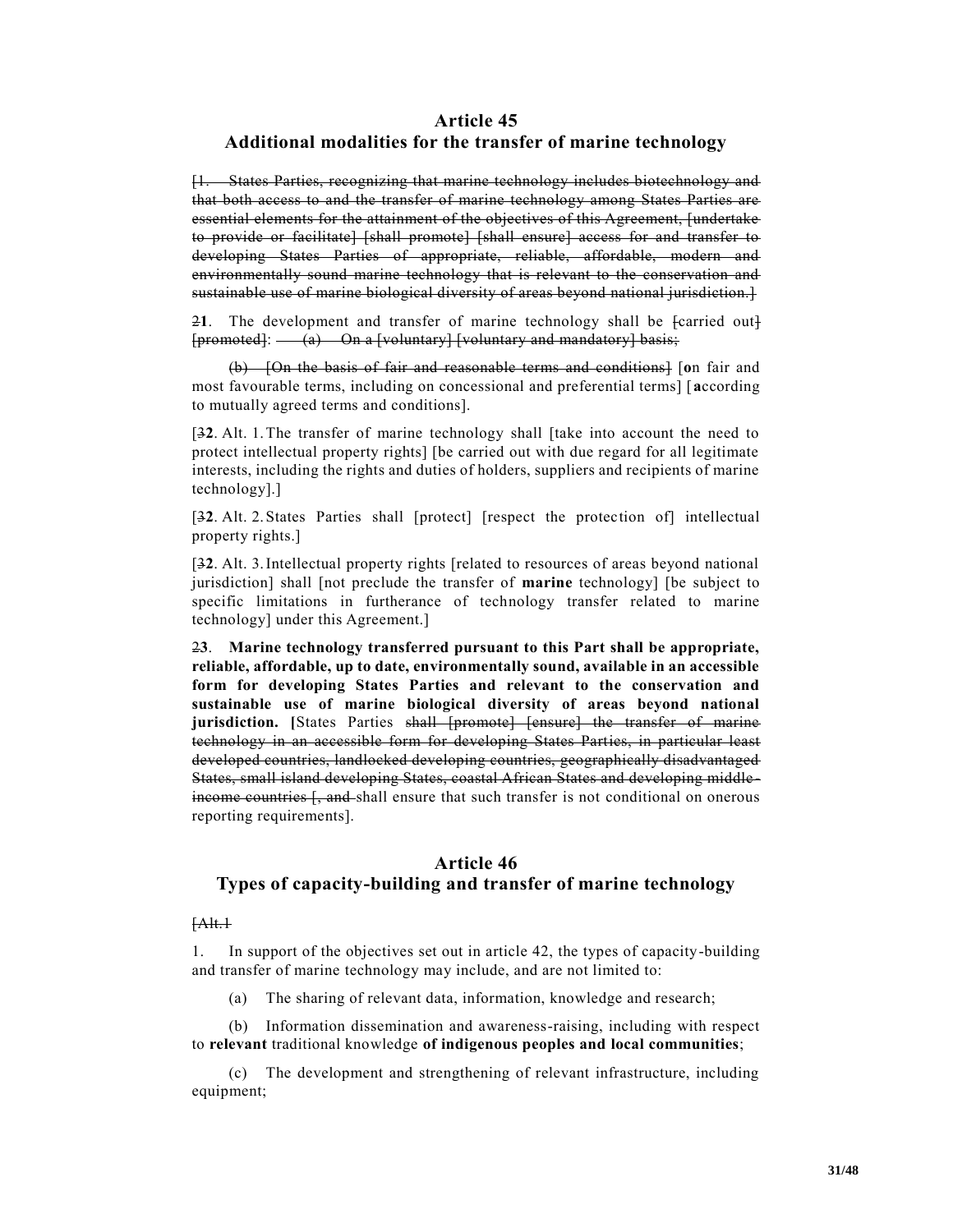## Article 45
## Additional modalities for the transfer of marine technology

~~[1. States Parties, recognizing that marine technology includes biotechnology and that both access to and the transfer of marine technology among States Parties are essential elements for the attainment of the objectives of this Agreement, [undertake to provide or facilitate] [shall promote] [shall ensure] access for and transfer to developing States Parties of appropriate, reliable, affordable, modern and environmentally sound marine technology that is relevant to the conservation and sustainable use of marine biological diversity of areas beyond national jurisdiction.]~~

~~2~~**1**. The development and transfer of marine technology shall be ~~[carried out]~~ ~~[promoted]~~: ~~(a) On a [voluntary] [voluntary and mandatory] basis;~~

~~(b) [On the basis of fair and reasonable terms and conditions]~~ [**o**n fair and most favourable terms, including on concessional and preferential terms] [**a**ccording to mutually agreed terms and conditions].

[~~3~~**2**. Alt. 1. The transfer of marine technology shall [take into account the need to protect intellectual property rights] [be carried out with due regard for all legitimate interests, including the rights and duties of holders, suppliers and recipients of marine technology].]

[~~3~~**2**. Alt. 2. States Parties shall [protect] [respect the protection of] intellectual property rights.]

[~~3~~**2**. Alt. 3. Intellectual property rights [related to resources of areas beyond national jurisdiction] shall [not preclude the transfer of **marine** technology] [be subject to specific limitations in furtherance of technology transfer related to marine technology] under this Agreement.]

~~2~~**3**. **Marine technology transferred pursuant to this Part shall be appropriate, reliable, affordable, up to date, environmentally sound, available in an accessible form for developing States Parties and relevant to the conservation and sustainable use of marine biological diversity of areas beyond national jurisdiction. [**States Parties ~~shall [promote] [ensure] the transfer of marine technology in an accessible form for developing States Parties, in particular least developed countries, landlocked developing countries, geographically disadvantaged States, small island developing States, coastal African States and developing middle-income countries [, and~~ shall ensure that such transfer is not conditional on onerous reporting requirements].

## Article 46
## Types of capacity-building and transfer of marine technology

~~[Alt.1~~

1. In support of the objectives set out in article 42, the types of capacity-building and transfer of marine technology may include, and are not limited to:

(a) The sharing of relevant data, information, knowledge and research;

(b) Information dissemination and awareness-raising, including with respect to **relevant** traditional knowledge **of indigenous peoples and local communities**;

(c) The development and strengthening of relevant infrastructure, including equipment;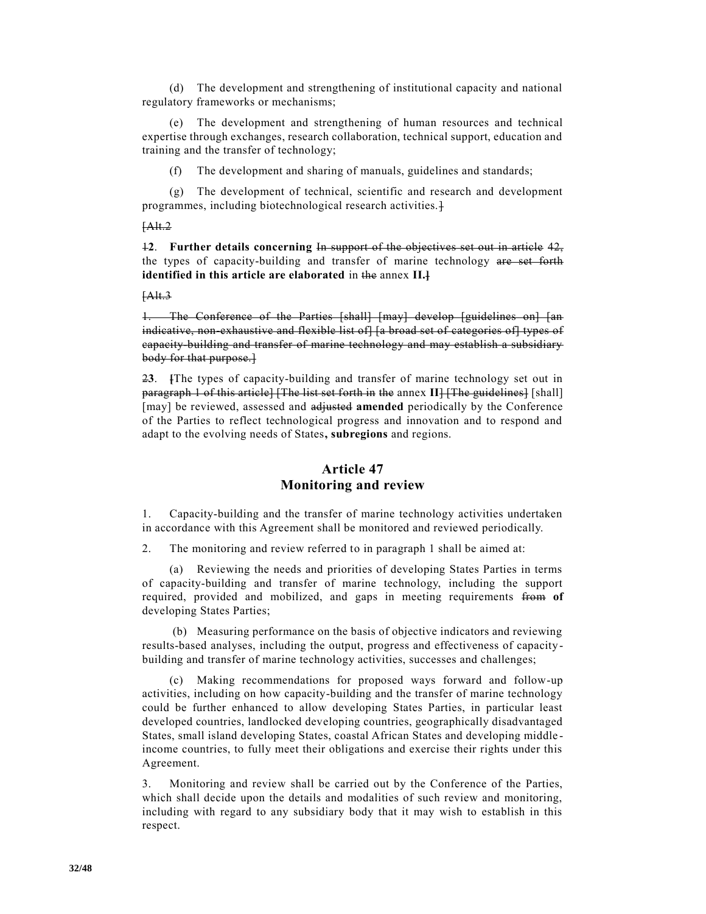(d) The development and strengthening of institutional capacity and national regulatory frameworks or mechanisms;

(e) The development and strengthening of human resources and technical expertise through exchanges, research collaboration, technical support, education and training and the transfer of technology;

(f) The development and sharing of manuals, guidelines and standards;

(g) The development of technical, scientific and research and development programmes, including biotechnological research activities.~~]~~

~~[Alt.2~~

~~1~~**2**. **Further details concerning** ~~In support of the objectives set out in article~~ ~~42,~~ the types of capacity-building and transfer of marine technology ~~are set forth~~ **identified in this article are elaborated** in ~~the~~ annex **II.**~~]~~

~~[Alt.3~~

~~1. The Conference of the Parties [shall] [may] develop [guidelines on] [an indicative, non-exhaustive and flexible list of] [a broad set of categories of] types of capacity-building and transfer of marine technology and may establish a subsidiary body for that purpose.]~~

~~2~~**3**. ~~[~~[The types of capacity-building and transfer of marine technology set out in ~~paragraph 1 of this article] [The list set forth in the~~ annex **II**~~] [The guidelines]~~ [shall] [may] be reviewed, assessed and ~~adjusted~~ **amended** periodically by the Conference of the Parties to reflect technological progress and innovation and to respond and adapt to the evolving needs of States**, subregions** and regions.

## Article 47
## Monitoring and review

1. Capacity-building and the transfer of marine technology activities undertaken in accordance with this Agreement shall be monitored and reviewed periodically.

2. The monitoring and review referred to in paragraph 1 shall be aimed at:

(a) Reviewing the needs and priorities of developing States Parties in terms of capacity-building and transfer of marine technology, including the support required, provided and mobilized, and gaps in meeting requirements ~~from~~ **of** developing States Parties;

(b) Measuring performance on the basis of objective indicators and reviewing results-based analyses, including the output, progress and effectiveness of capacity-building and transfer of marine technology activities, successes and challenges;

(c) Making recommendations for proposed ways forward and follow-up activities, including on how capacity-building and the transfer of marine technology could be further enhanced to allow developing States Parties, in particular least developed countries, landlocked developing countries, geographically disadvantaged States, small island developing States, coastal African States and developing middle-income countries, to fully meet their obligations and exercise their rights under this Agreement.

3. Monitoring and review shall be carried out by the Conference of the Parties, which shall decide upon the details and modalities of such review and monitoring, including with regard to any subsidiary body that it may wish to establish in this respect.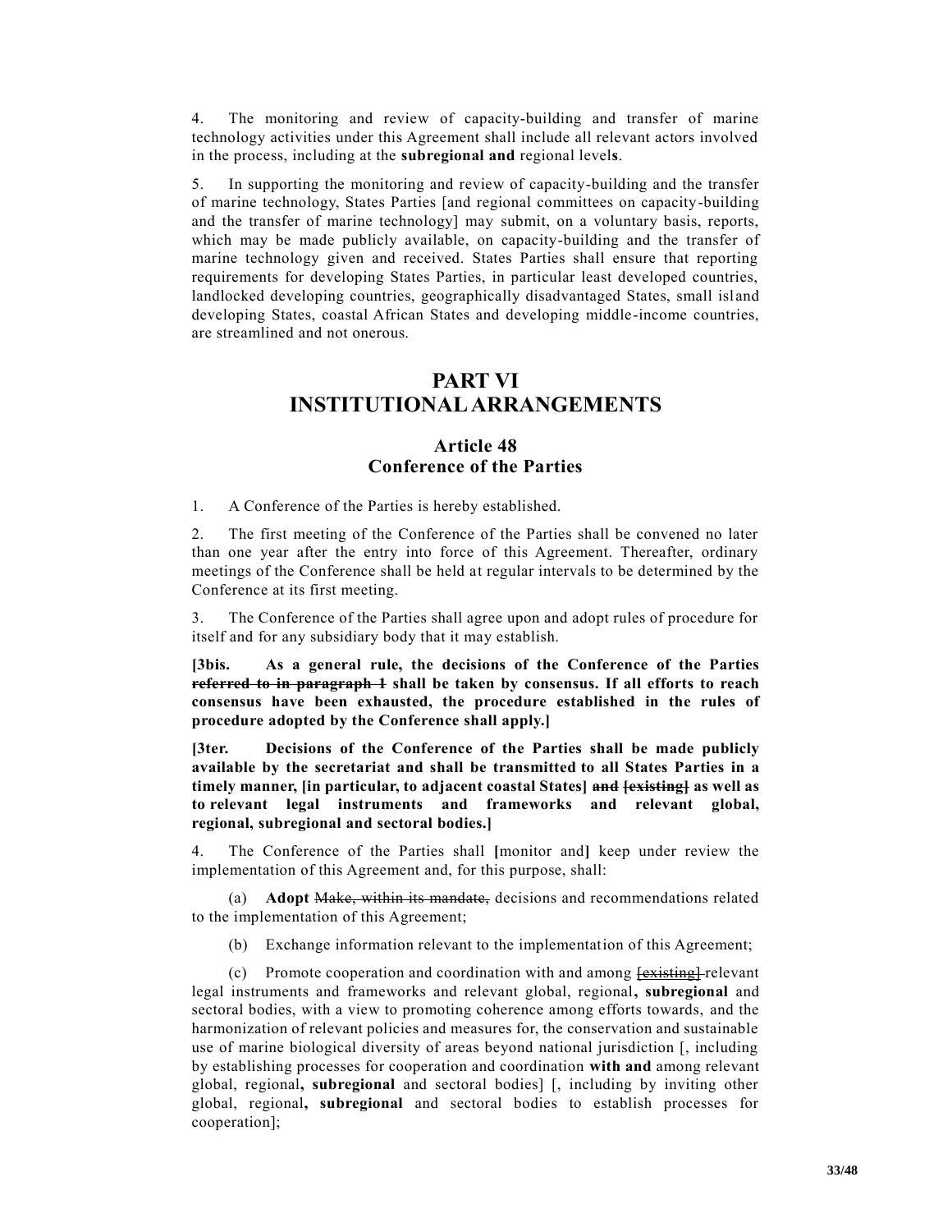4. The monitoring and review of capacity-building and transfer of marine technology activities under this Agreement shall include all relevant actors involved in the process, including at the **subregional and** regional level**s**.

5. In supporting the monitoring and review of capacity-building and the transfer of marine technology, States Parties [and regional committees on capacity-building and the transfer of marine technology] may submit, on a voluntary basis, reports, which may be made publicly available, on capacity-building and the transfer of marine technology given and received. States Parties shall ensure that reporting requirements for developing States Parties, in particular least developed countries, landlocked developing countries, geographically disadvantaged States, small island developing States, coastal African States and developing middle-income countries, are streamlined and not onerous.

# PART VI
# INSTITUTIONAL ARRANGEMENTS

## Article 48
## Conference of the Parties

1. A Conference of the Parties is hereby established.

2. The first meeting of the Conference of the Parties shall be convened no later than one year after the entry into force of this Agreement. Thereafter, ordinary meetings of the Conference shall be held at regular intervals to be determined by the Conference at its first meeting.

3. The Conference of the Parties shall agree upon and adopt rules of procedure for itself and for any subsidiary body that it may establish.

**[3bis. As a general rule, the decisions of the Conference of the Parties ~~referred to in paragraph 1~~ shall be taken by consensus. If all efforts to reach consensus have been exhausted, the procedure established in the rules of procedure adopted by the Conference shall apply.]**

**[3ter. Decisions of the Conference of the Parties shall be made publicly available by the secretariat and shall be transmitted to all States Parties in a timely manner, [in particular, to adjacent coastal States] ~~and [existing]~~ as well as to relevant legal instruments and frameworks and relevant global, regional, subregional and sectoral bodies.]**

4. The Conference of the Parties shall **[**monitor and**]** keep under review the implementation of this Agreement and, for this purpose, shall:

(a) **Adopt** ~~Make, within its mandate,~~ decisions and recommendations related to the implementation of this Agreement;

(b) Exchange information relevant to the implementation of this Agreement;

(c) Promote cooperation and coordination with and among ~~[existing]~~ relevant legal instruments and frameworks and relevant global, regional**, subregional** and sectoral bodies, with a view to promoting coherence among efforts towards, and the harmonization of relevant policies and measures for, the conservation and sustainable use of marine biological diversity of areas beyond national jurisdiction [, including by establishing processes for cooperation and coordination **with and** among relevant global, regional**, subregional** and sectoral bodies] [, including by inviting other global, regional**, subregional** and sectoral bodies to establish processes for cooperation];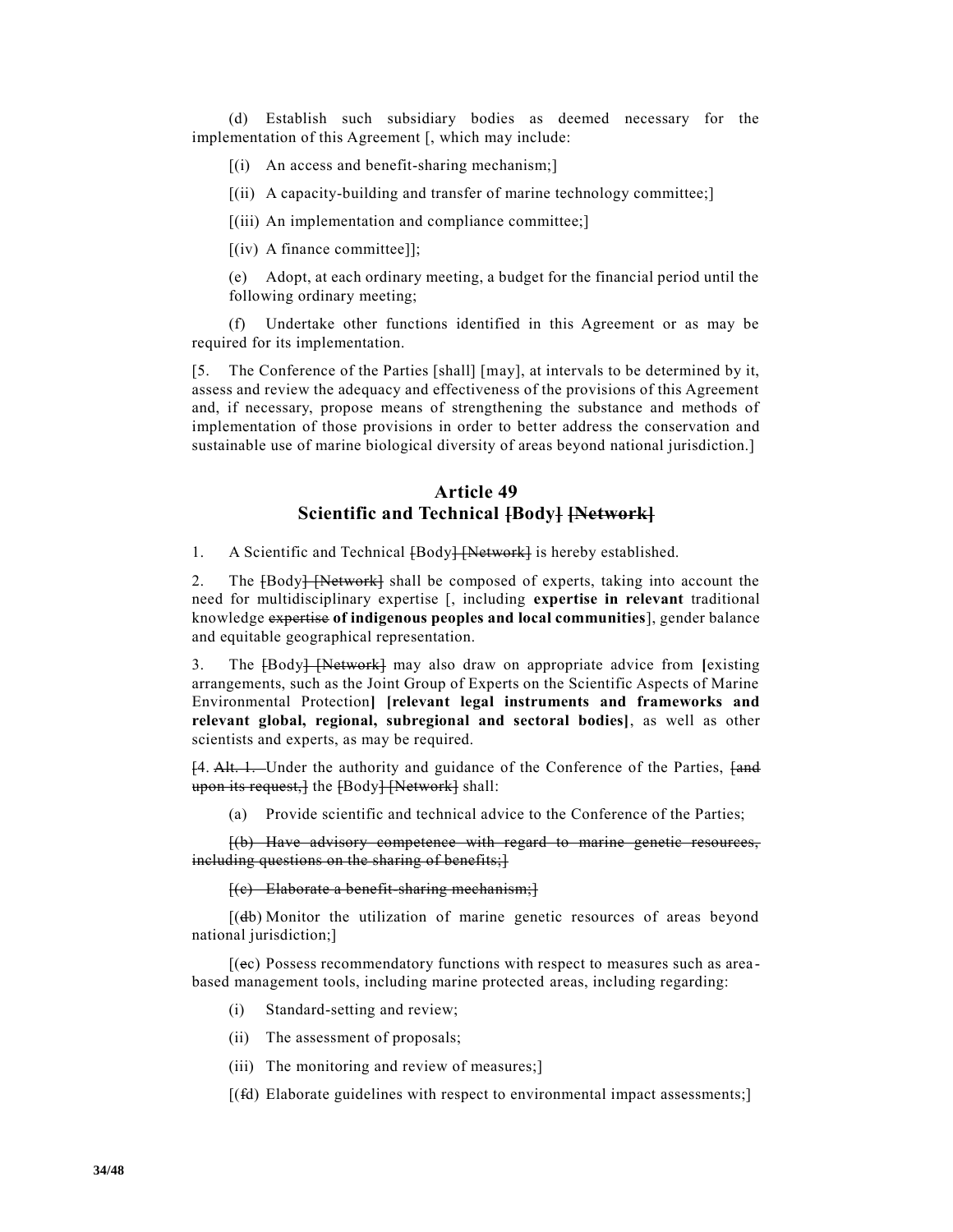(d) Establish such subsidiary bodies as deemed necessary for the implementation of this Agreement [, which may include:

[(i) An access and benefit-sharing mechanism;]

[(ii) A capacity-building and transfer of marine technology committee;]

[(iii) An implementation and compliance committee;]

[(iv) A finance committee]];

(e) Adopt, at each ordinary meeting, a budget for the financial period until the following ordinary meeting;

(f) Undertake other functions identified in this Agreement or as may be required for its implementation.

[5. The Conference of the Parties [shall] [may], at intervals to be determined by it, assess and review the adequacy and effectiveness of the provisions of this Agreement and, if necessary, propose means of strengthening the substance and methods of implementation of those provisions in order to better address the conservation and sustainable use of marine biological diversity of areas beyond national jurisdiction.]

## Article 49
## Scientific and Technical ~~[~~Body~~]~~ ~~[Network]~~

1. A Scientific and Technical ~~[~~Body~~] [Network]~~ is hereby established.

2. The ~~[~~Body~~] [Network]~~ shall be composed of experts, taking into account the need for multidisciplinary expertise [, including **expertise in relevant** traditional knowledge ~~expertise~~ **of indigenous peoples and local communities**], gender balance and equitable geographical representation.

3. The ~~[~~Body~~] [Network]~~ may also draw on appropriate advice from **[**existing arrangements, such as the Joint Group of Experts on the Scientific Aspects of Marine Environmental Protection**] [relevant legal instruments and frameworks and relevant global, regional, subregional and sectoral bodies]**, as well as other scientists and experts, as may be required.

~~[~~4. ~~Alt. 1.~~ Under the authority and guidance of the Conference of the Parties, ~~[and upon its request,]~~ the ~~[~~Body~~] [Network]~~ shall:

(a) Provide scientific and technical advice to the Conference of the Parties;

~~[(b) Have advisory competence with regard to marine genetic resources, including questions on the sharing of benefits;]~~

~~[(c) Elaborate a benefit-sharing mechanism;]~~

[(~~d~~b) Monitor the utilization of marine genetic resources of areas beyond national jurisdiction;]

[(~~e~~c) Possess recommendatory functions with respect to measures such as area-based management tools, including marine protected areas, including regarding:

(i) Standard-setting and review;

(ii) The assessment of proposals;

(iii) The monitoring and review of measures;]

[(~~f~~d) Elaborate guidelines with respect to environmental impact assessments;]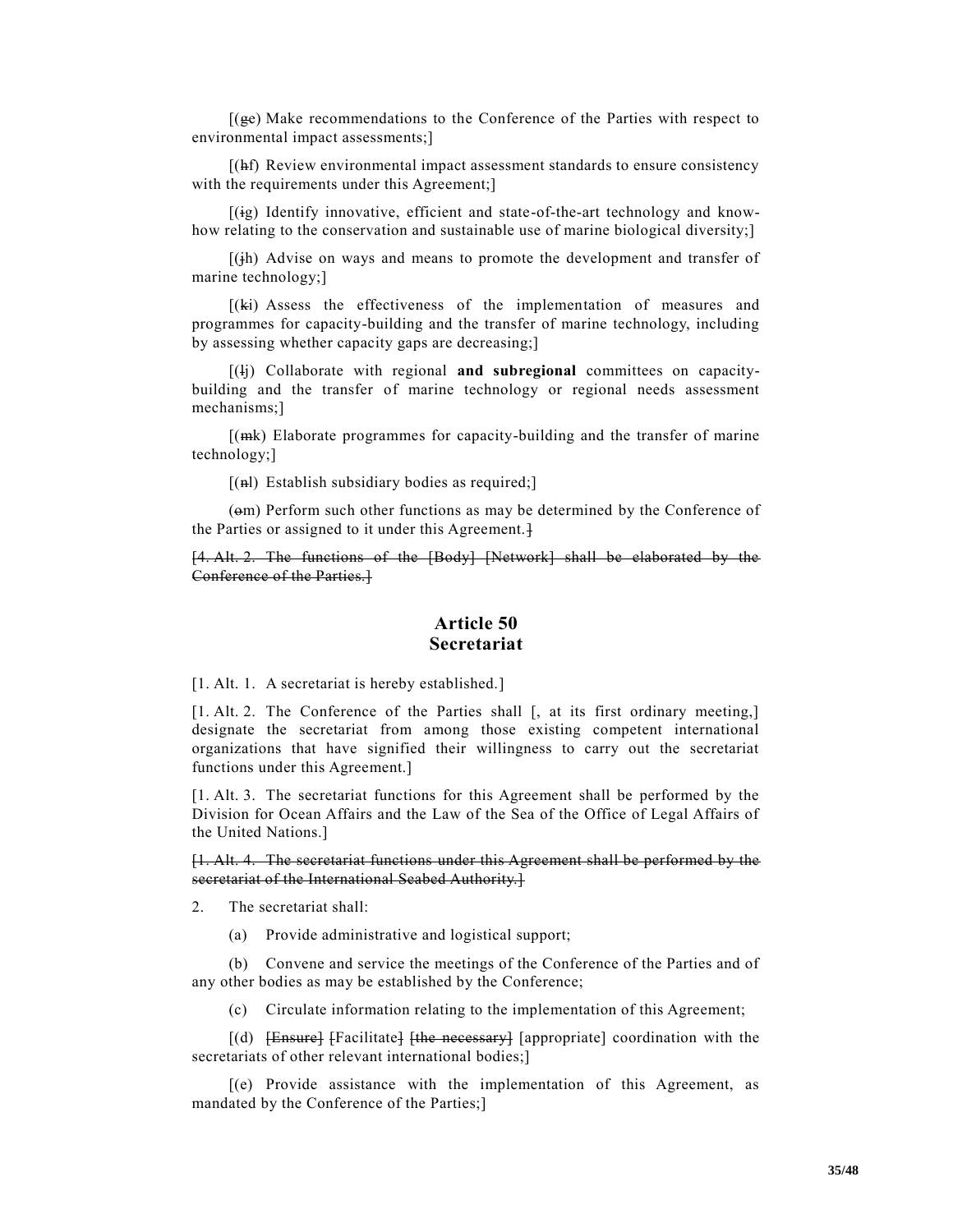[(~~g~~e) Make recommendations to the Conference of the Parties with respect to environmental impact assessments;]

[(~~h~~f) Review environmental impact assessment standards to ensure consistency with the requirements under this Agreement;]

[(~~i~~g) Identify innovative, efficient and state-of-the-art technology and know-how relating to the conservation and sustainable use of marine biological diversity;]

[(~~j~~h) Advise on ways and means to promote the development and transfer of marine technology;]

[(~~k~~i) Assess the effectiveness of the implementation of measures and programmes for capacity-building and the transfer of marine technology, including by assessing whether capacity gaps are decreasing;]

[(~~l~~j) Collaborate with regional **and subregional** committees on capacity-building and the transfer of marine technology or regional needs assessment mechanisms;]

[(~~m~~k) Elaborate programmes for capacity-building and the transfer of marine technology;]

[(~~n~~l) Establish subsidiary bodies as required;]

(~~o~~m) Perform such other functions as may be determined by the Conference of the Parties or assigned to it under this Agreement.~~]~~

~~[4. Alt. 2. The functions of the [Body] [Network] shall be elaborated by the Conference of the Parties.]~~

## Article 50
## Secretariat

[1. Alt. 1. A secretariat is hereby established.]

[1. Alt. 2. The Conference of the Parties shall [, at its first ordinary meeting,] designate the secretariat from among those existing competent international organizations that have signified their willingness to carry out the secretariat functions under this Agreement.]

[1. Alt. 3. The secretariat functions for this Agreement shall be performed by the Division for Ocean Affairs and the Law of the Sea of the Office of Legal Affairs of the United Nations.]

~~[1. Alt. 4. The secretariat functions under this Agreement shall be performed by the secretariat of the International Seabed Authority.]~~

2. The secretariat shall:

(a) Provide administrative and logistical support;

(b) Convene and service the meetings of the Conference of the Parties and of any other bodies as may be established by the Conference;

(c) Circulate information relating to the implementation of this Agreement;

[(d) ~~[Ensure]~~ ~~[~~Facilitate~~]~~ ~~[the necessary]~~ [appropriate] coordination with the secretariats of other relevant international bodies;]

[(e) Provide assistance with the implementation of this Agreement, as mandated by the Conference of the Parties;]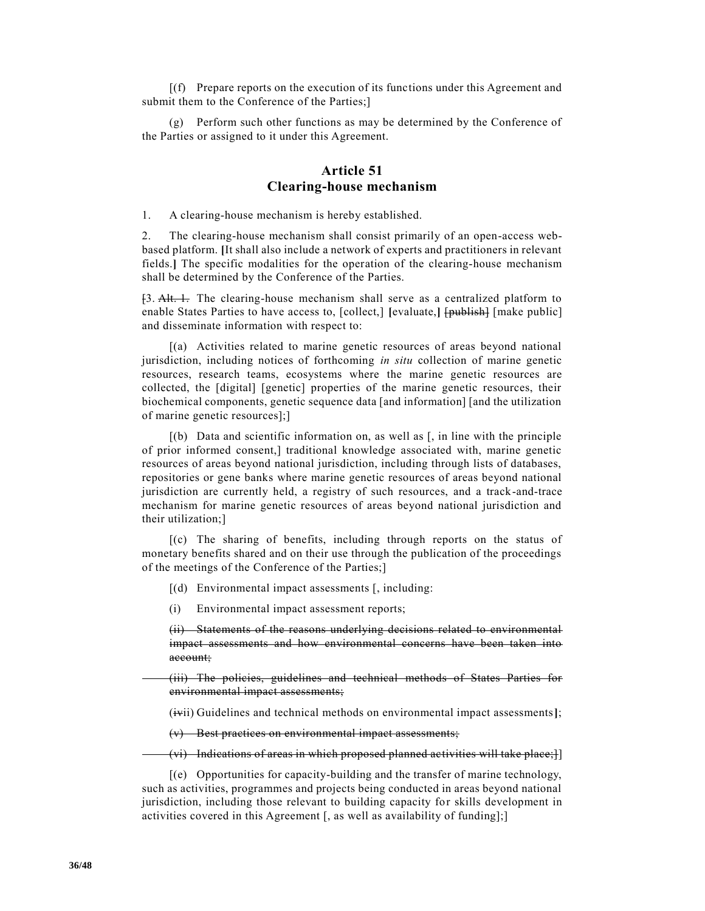[(f) Prepare reports on the execution of its functions under this Agreement and submit them to the Conference of the Parties;]

(g) Perform such other functions as may be determined by the Conference of the Parties or assigned to it under this Agreement.

## Article 51
## Clearing-house mechanism

1. A clearing-house mechanism is hereby established.

2. The clearing-house mechanism shall consist primarily of an open-access web-based platform. **[**It shall also include a network of experts and practitioners in relevant fields.**]** The specific modalities for the operation of the clearing-house mechanism shall be determined by the Conference of the Parties.

~~[~~3. ~~Alt. 1.~~ The clearing-house mechanism shall serve as a centralized platform to enable States Parties to have access to, [collect,] **[**evaluate,**]** ~~[publish]~~ [make public] and disseminate information with respect to:

[(a) Activities related to marine genetic resources of areas beyond national jurisdiction, including notices of forthcoming *in situ* collection of marine genetic resources, research teams, ecosystems where the marine genetic resources are collected, the [digital] [genetic] properties of the marine genetic resources, their biochemical components, genetic sequence data [and information] [and the utilization of marine genetic resources];]

[(b) Data and scientific information on, as well as [, in line with the principle of prior informed consent,] traditional knowledge associated with, marine genetic resources of areas beyond national jurisdiction, including through lists of databases, repositories or gene banks where marine genetic resources of areas beyond national jurisdiction are currently held, a registry of such resources, and a track-and-trace mechanism for marine genetic resources of areas beyond national jurisdiction and their utilization;]

[(c) The sharing of benefits, including through reports on the status of monetary benefits shared and on their use through the publication of the proceedings of the meetings of the Conference of the Parties;]

[(d) Environmental impact assessments [, including:

(i) Environmental impact assessment reports;

~~(ii) Statements of the reasons underlying decisions related to environmental impact assessments and how environmental concerns have been taken into account;~~

~~(iii) The policies, guidelines and technical methods of States Parties for environmental impact assessments;~~

(~~iv~~ii) Guidelines and technical methods on environmental impact assessments**]**;

~~(v) Best practices on environmental impact assessments;~~

~~(vi) Indications of areas in which proposed planned activities will take place;]~~]

[(e) Opportunities for capacity-building and the transfer of marine technology, such as activities, programmes and projects being conducted in areas beyond national jurisdiction, including those relevant to building capacity for skills development in activities covered in this Agreement [, as well as availability of funding];]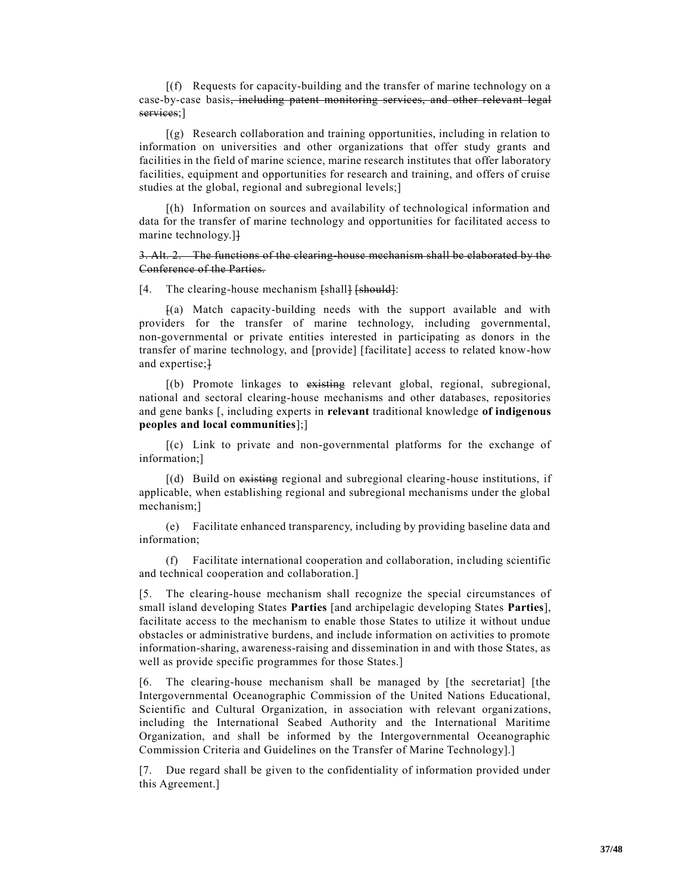[(f) Requests for capacity-building and the transfer of marine technology on a case-by-case basis~~, including patent monitoring services, and other relevant legal services~~;]

[(g) Research collaboration and training opportunities, including in relation to information on universities and other organizations that offer study grants and facilities in the field of marine science, marine research institutes that offer laboratory facilities, equipment and opportunities for research and training, and offers of cruise studies at the global, regional and subregional levels;]

[(h) Information on sources and availability of technological information and data for the transfer of marine technology and opportunities for facilitated access to marine technology.]~~]~~

~~3. Alt. 2. The functions of the clearing-house mechanism shall be elaborated by the Conference of the Parties.~~

[4. The clearing-house mechanism ~~[shall]~~ ~~[should]~~:

~~[~~(a) Match capacity-building needs with the support available and with providers for the transfer of marine technology, including governmental, non-governmental or private entities interested in participating as donors in the transfer of marine technology, and [provide] [facilitate] access to related know-how and expertise;~~]~~

[(b) Promote linkages to ~~existing~~ relevant global, regional, subregional, national and sectoral clearing-house mechanisms and other databases, repositories and gene banks [, including experts in **relevant** traditional knowledge **of indigenous peoples and local communities**];]

[(c) Link to private and non-governmental platforms for the exchange of information;]

[(d) Build on ~~existing~~ regional and subregional clearing-house institutions, if applicable, when establishing regional and subregional mechanisms under the global mechanism;]

(e) Facilitate enhanced transparency, including by providing baseline data and information;

(f) Facilitate international cooperation and collaboration, including scientific and technical cooperation and collaboration.]

[5. The clearing-house mechanism shall recognize the special circumstances of small island developing States **Parties** [and archipelagic developing States **Parties**], facilitate access to the mechanism to enable those States to utilize it without undue obstacles or administrative burdens, and include information on activities to promote information-sharing, awareness-raising and dissemination in and with those States, as well as provide specific programmes for those States.]

[6. The clearing-house mechanism shall be managed by [the secretariat] [the Intergovernmental Oceanographic Commission of the United Nations Educational, Scientific and Cultural Organization, in association with relevant organizations, including the International Seabed Authority and the International Maritime Organization, and shall be informed by the Intergovernmental Oceanographic Commission Criteria and Guidelines on the Transfer of Marine Technology].]

[7. Due regard shall be given to the confidentiality of information provided under this Agreement.]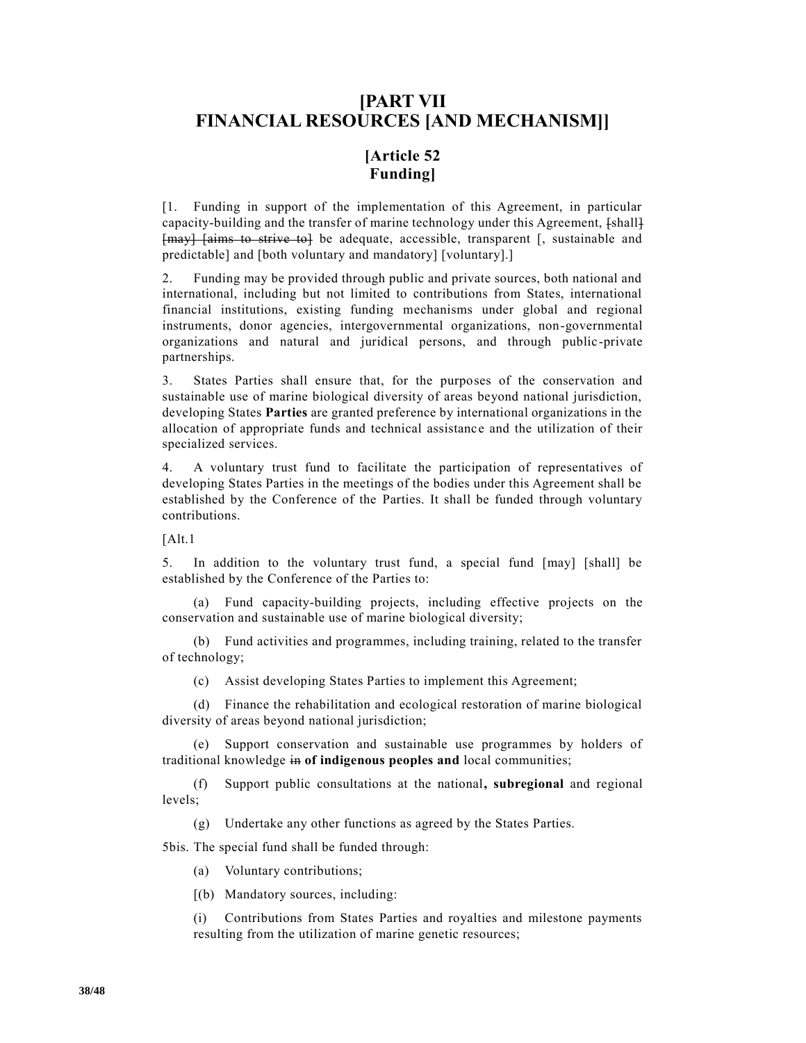# [PART VII FINANCIAL RESOURCES [AND MECHANISM]]

## [Article 52 Funding]

[1. Funding in support of the implementation of this Agreement, in particular capacity-building and the transfer of marine technology under this Agreement, ~~[shall]~~ ~~[may] [aims to strive to]~~ be adequate, accessible, transparent [, sustainable and predictable] and [both voluntary and mandatory] [voluntary].]

2. Funding may be provided through public and private sources, both national and international, including but not limited to contributions from States, international financial institutions, existing funding mechanisms under global and regional instruments, donor agencies, intergovernmental organizations, non-governmental organizations and natural and juridical persons, and through public-private partnerships.

3. States Parties shall ensure that, for the purposes of the conservation and sustainable use of marine biological diversity of areas beyond national jurisdiction, developing States **Parties** are granted preference by international organizations in the allocation of appropriate funds and technical assistance and the utilization of their specialized services.

4. A voluntary trust fund to facilitate the participation of representatives of developing States Parties in the meetings of the bodies under this Agreement shall be established by the Conference of the Parties. It shall be funded through voluntary contributions.

[Alt.1

5. In addition to the voluntary trust fund, a special fund [may] [shall] be established by the Conference of the Parties to:

(a) Fund capacity-building projects, including effective projects on the conservation and sustainable use of marine biological diversity;

(b) Fund activities and programmes, including training, related to the transfer of technology;

(c) Assist developing States Parties to implement this Agreement;

(d) Finance the rehabilitation and ecological restoration of marine biological diversity of areas beyond national jurisdiction;

(e) Support conservation and sustainable use programmes by holders of traditional knowledge ~~in~~ **of indigenous peoples and** local communities;

(f) Support public consultations at the national**, subregional** and regional levels;

(g) Undertake any other functions as agreed by the States Parties.

5bis. The special fund shall be funded through:

(a) Voluntary contributions;

[(b) Mandatory sources, including:

(i) Contributions from States Parties and royalties and milestone payments resulting from the utilization of marine genetic resources;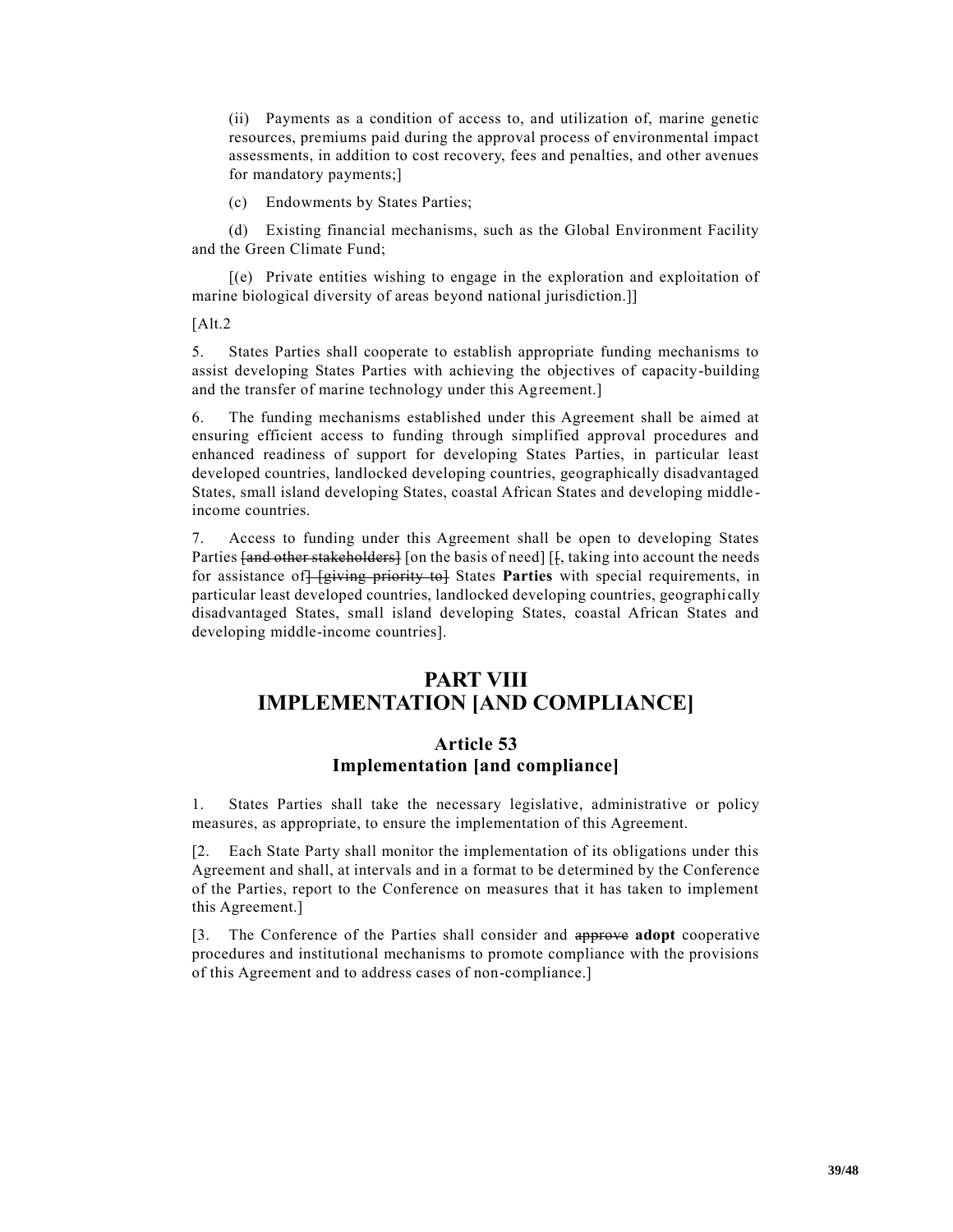(ii) Payments as a condition of access to, and utilization of, marine genetic resources, premiums paid during the approval process of environmental impact assessments, in addition to cost recovery, fees and penalties, and other avenues for mandatory payments;]

(c) Endowments by States Parties;

(d) Existing financial mechanisms, such as the Global Environment Facility and the Green Climate Fund;

[(e) Private entities wishing to engage in the exploration and exploitation of marine biological diversity of areas beyond national jurisdiction.]]

[Alt.2

5. States Parties shall cooperate to establish appropriate funding mechanisms to assist developing States Parties with achieving the objectives of capacity-building and the transfer of marine technology under this Agreement.]

6. The funding mechanisms established under this Agreement shall be aimed at ensuring efficient access to funding through simplified approval procedures and enhanced readiness of support for developing States Parties, in particular least developed countries, landlocked developing countries, geographically disadvantaged States, small island developing States, coastal African States and developing middle-income countries.

7. Access to funding under this Agreement shall be open to developing States Parties ~~[and other stakeholders]~~ [on the basis of need] [~~[~~, taking into account the needs for assistance of~~] [giving priority to]~~ States **Parties** with special requirements, in particular least developed countries, landlocked developing countries, geographically disadvantaged States, small island developing States, coastal African States and developing middle-income countries].

# PART VIII
# IMPLEMENTATION [AND COMPLIANCE]

## Article 53
## Implementation [and compliance]

1. States Parties shall take the necessary legislative, administrative or policy measures, as appropriate, to ensure the implementation of this Agreement.

[2. Each State Party shall monitor the implementation of its obligations under this Agreement and shall, at intervals and in a format to be determined by the Conference of the Parties, report to the Conference on measures that it has taken to implement this Agreement.]

[3. The Conference of the Parties shall consider and ~~approve~~ **adopt** cooperative procedures and institutional mechanisms to promote compliance with the provisions of this Agreement and to address cases of non-compliance.]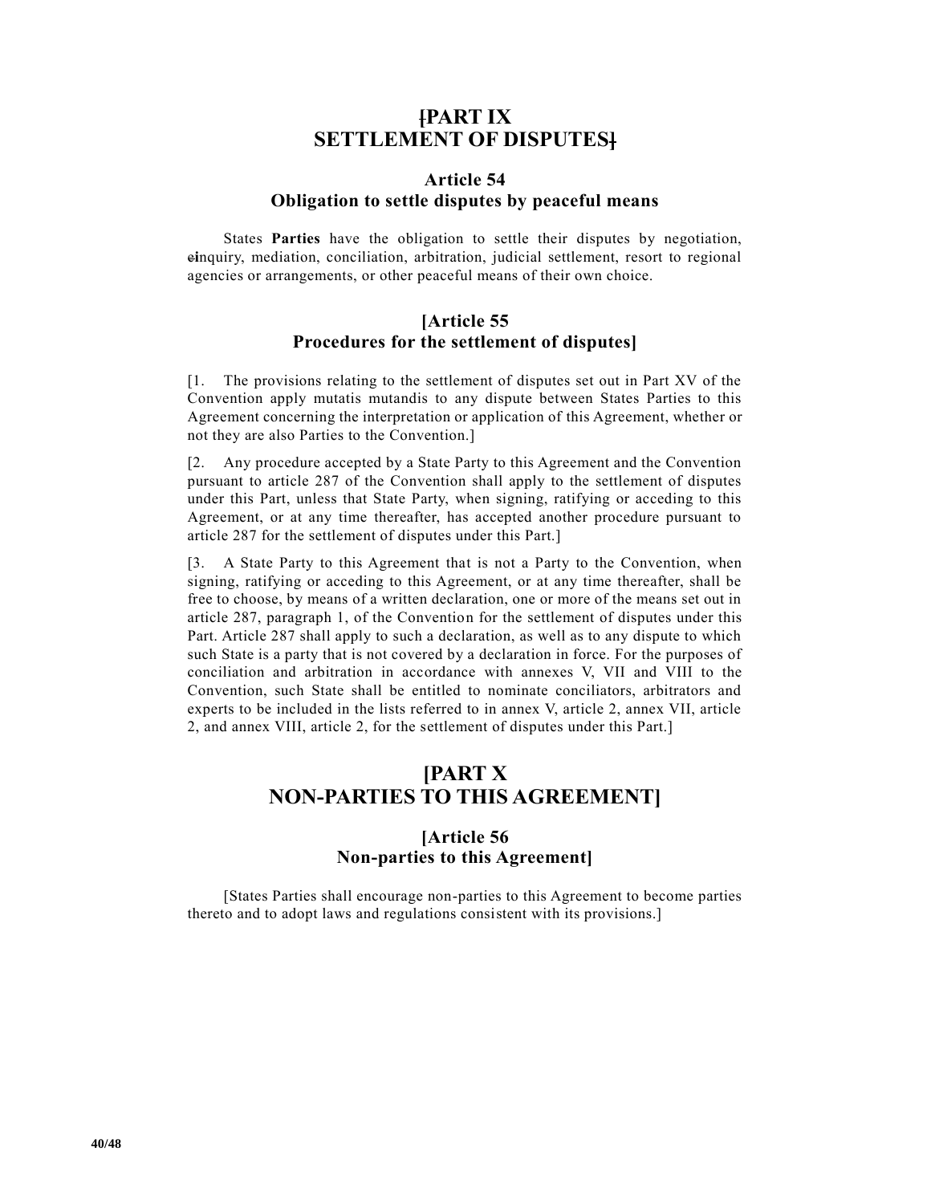## [PART IX SETTLEMENT OF DISPUTES]

### Article 54
### Obligation to settle disputes by peaceful means

States **Parties** have the obligation to settle their disputes by negotiation, einquiry, mediation, conciliation, arbitration, judicial settlement, resort to regional agencies or arrangements, or other peaceful means of their own choice.

### [Article 55
### Procedures for the settlement of disputes]

[1. The provisions relating to the settlement of disputes set out in Part XV of the Convention apply mutatis mutandis to any dispute between States Parties to this Agreement concerning the interpretation or application of this Agreement, whether or not they are also Parties to the Convention.]

[2. Any procedure accepted by a State Party to this Agreement and the Convention pursuant to article 287 of the Convention shall apply to the settlement of disputes under this Part, unless that State Party, when signing, ratifying or acceding to this Agreement, or at any time thereafter, has accepted another procedure pursuant to article 287 for the settlement of disputes under this Part.]

[3. A State Party to this Agreement that is not a Party to the Convention, when signing, ratifying or acceding to this Agreement, or at any time thereafter, shall be free to choose, by means of a written declaration, one or more of the means set out in article 287, paragraph 1, of the Convention for the settlement of disputes under this Part. Article 287 shall apply to such a declaration, as well as to any dispute to which such State is a party that is not covered by a declaration in force. For the purposes of conciliation and arbitration in accordance with annexes V, VII and VIII to the Convention, such State shall be entitled to nominate conciliators, arbitrators and experts to be included in the lists referred to in annex V, article 2, annex VII, article 2, and annex VIII, article 2, for the settlement of disputes under this Part.]

## [PART X NON-PARTIES TO THIS AGREEMENT]

### [Article 56
### Non-parties to this Agreement]

[States Parties shall encourage non-parties to this Agreement to become parties thereto and to adopt laws and regulations consistent with its provisions.]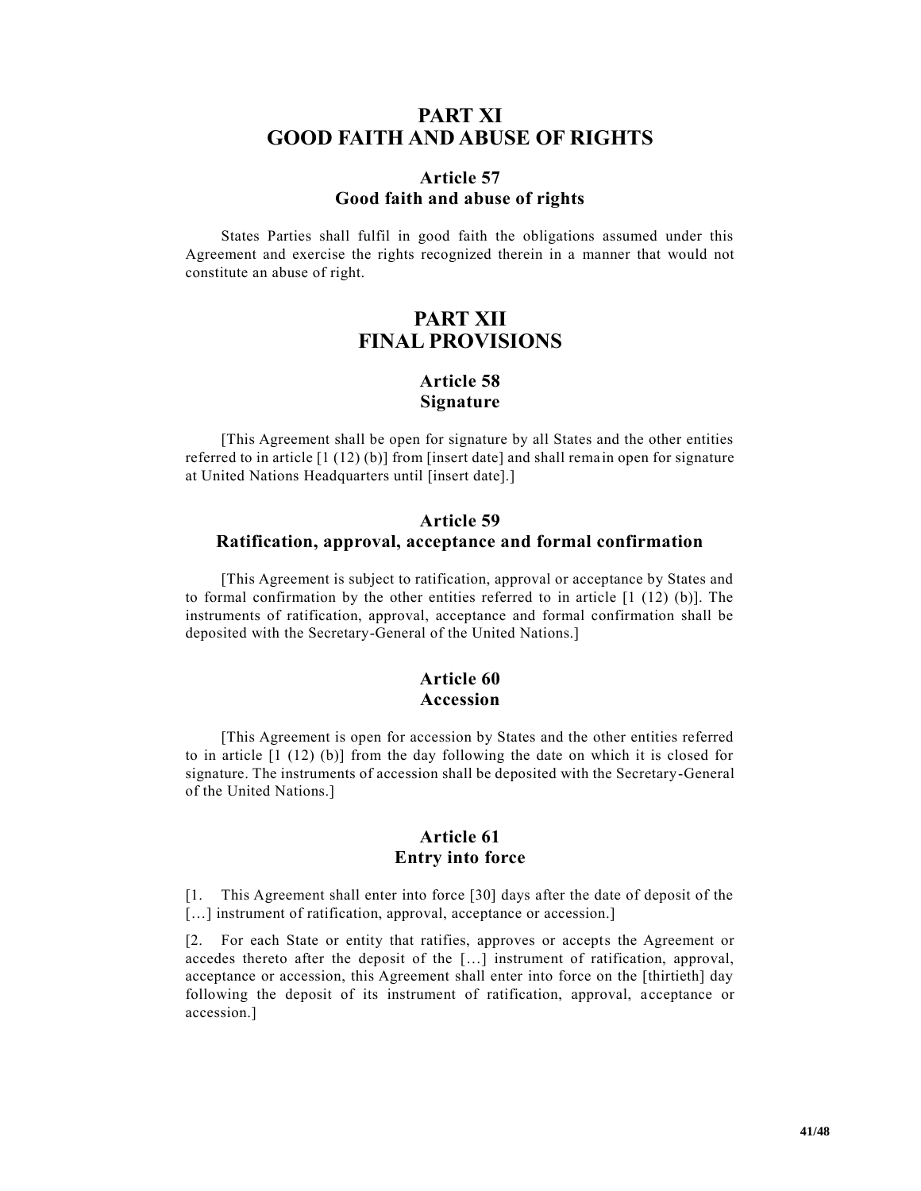# PART XI
# GOOD FAITH AND ABUSE OF RIGHTS

## Article 57
## Good faith and abuse of rights

States Parties shall fulfil in good faith the obligations assumed under this Agreement and exercise the rights recognized therein in a manner that would not constitute an abuse of right.

# PART XII
# FINAL PROVISIONS

## Article 58
## Signature

[This Agreement shall be open for signature by all States and the other entities referred to in article [1 (12) (b)] from [insert date] and shall remain open for signature at United Nations Headquarters until [insert date].]

## Article 59
## Ratification, approval, acceptance and formal confirmation

[This Agreement is subject to ratification, approval or acceptance by States and to formal confirmation by the other entities referred to in article [1 (12) (b)]. The instruments of ratification, approval, acceptance and formal confirmation shall be deposited with the Secretary-General of the United Nations.]

## Article 60
## Accession

[This Agreement is open for accession by States and the other entities referred to in article [1 (12) (b)] from the day following the date on which it is closed for signature. The instruments of accession shall be deposited with the Secretary-General of the United Nations.]

## Article 61
## Entry into force

[1. This Agreement shall enter into force [30] days after the date of deposit of the […] instrument of ratification, approval, acceptance or accession.]

[2. For each State or entity that ratifies, approves or accepts the Agreement or accedes thereto after the deposit of the […] instrument of ratification, approval, acceptance or accession, this Agreement shall enter into force on the [thirtieth] day following the deposit of its instrument of ratification, approval, acceptance or accession.]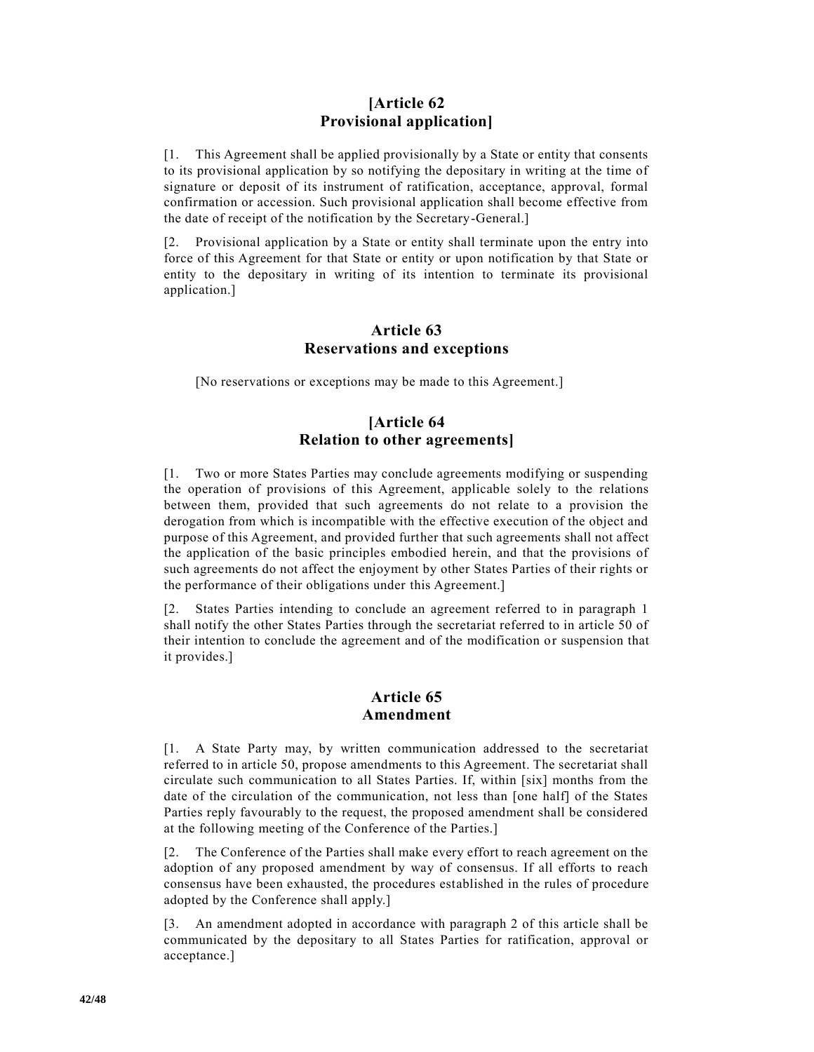## [Article 62 Provisional application]

[1. This Agreement shall be applied provisionally by a State or entity that consents to its provisional application by so notifying the depositary in writing at the time of signature or deposit of its instrument of ratification, acceptance, approval, formal confirmation or accession. Such provisional application shall become effective from the date of receipt of the notification by the Secretary-General.]

[2. Provisional application by a State or entity shall terminate upon the entry into force of this Agreement for that State or entity or upon notification by that State or entity to the depositary in writing of its intention to terminate its provisional application.]

## Article 63 Reservations and exceptions

[No reservations or exceptions may be made to this Agreement.]

## [Article 64 Relation to other agreements]

[1. Two or more States Parties may conclude agreements modifying or suspending the operation of provisions of this Agreement, applicable solely to the relations between them, provided that such agreements do not relate to a provision the derogation from which is incompatible with the effective execution of the object and purpose of this Agreement, and provided further that such agreements shall not affect the application of the basic principles embodied herein, and that the provisions of such agreements do not affect the enjoyment by other States Parties of their rights or the performance of their obligations under this Agreement.]

[2. States Parties intending to conclude an agreement referred to in paragraph 1 shall notify the other States Parties through the secretariat referred to in article 50 of their intention to conclude the agreement and of the modification or suspension that it provides.]

## Article 65 Amendment

[1. A State Party may, by written communication addressed to the secretariat referred to in article 50, propose amendments to this Agreement. The secretariat shall circulate such communication to all States Parties. If, within [six] months from the date of the circulation of the communication, not less than [one half] of the States Parties reply favourably to the request, the proposed amendment shall be considered at the following meeting of the Conference of the Parties.]

[2. The Conference of the Parties shall make every effort to reach agreement on the adoption of any proposed amendment by way of consensus. If all efforts to reach consensus have been exhausted, the procedures established in the rules of procedure adopted by the Conference shall apply.]

[3. An amendment adopted in accordance with paragraph 2 of this article shall be communicated by the depositary to all States Parties for ratification, approval or acceptance.]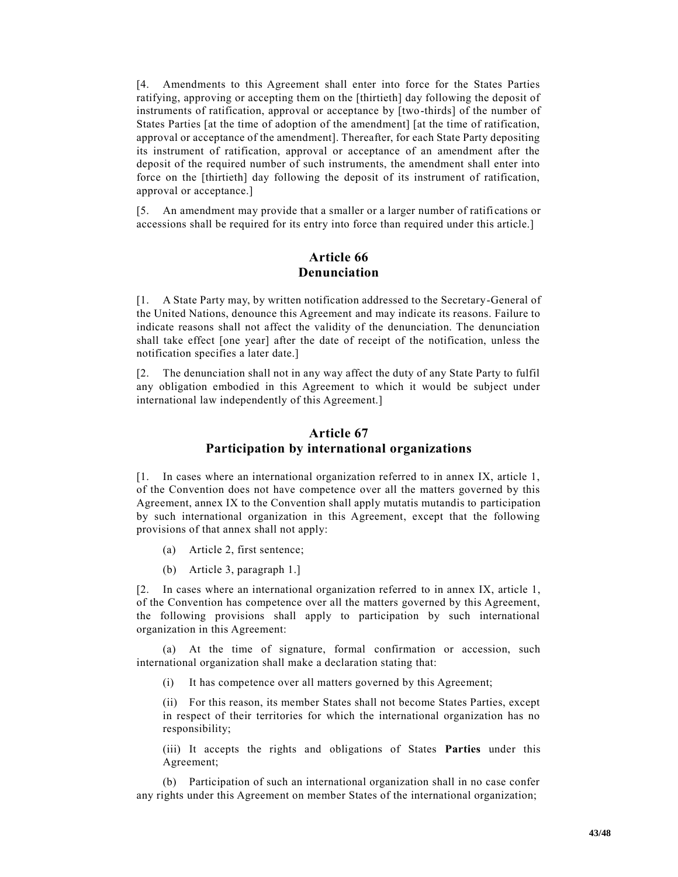[4. Amendments to this Agreement shall enter into force for the States Parties ratifying, approving or accepting them on the [thirtieth] day following the deposit of instruments of ratification, approval or acceptance by [two-thirds] of the number of States Parties [at the time of adoption of the amendment] [at the time of ratification, approval or acceptance of the amendment]. Thereafter, for each State Party depositing its instrument of ratification, approval or acceptance of an amendment after the deposit of the required number of such instruments, the amendment shall enter into force on the [thirtieth] day following the deposit of its instrument of ratification, approval or acceptance.]

[5. An amendment may provide that a smaller or a larger number of ratifications or accessions shall be required for its entry into force than required under this article.]

## Article 66
## Denunciation

[1. A State Party may, by written notification addressed to the Secretary-General of the United Nations, denounce this Agreement and may indicate its reasons. Failure to indicate reasons shall not affect the validity of the denunciation. The denunciation shall take effect [one year] after the date of receipt of the notification, unless the notification specifies a later date.]

[2. The denunciation shall not in any way affect the duty of any State Party to fulfil any obligation embodied in this Agreement to which it would be subject under international law independently of this Agreement.]

## Article 67
## Participation by international organizations

[1. In cases where an international organization referred to in annex IX, article 1, of the Convention does not have competence over all the matters governed by this Agreement, annex IX to the Convention shall apply mutatis mutandis to participation by such international organization in this Agreement, except that the following provisions of that annex shall not apply:

(a) Article 2, first sentence;

(b) Article 3, paragraph 1.]

[2. In cases where an international organization referred to in annex IX, article 1, of the Convention has competence over all the matters governed by this Agreement, the following provisions shall apply to participation by such international organization in this Agreement:

(a) At the time of signature, formal confirmation or accession, such international organization shall make a declaration stating that:

(i) It has competence over all matters governed by this Agreement;

(ii) For this reason, its member States shall not become States Parties, except in respect of their territories for which the international organization has no responsibility;

(iii) It accepts the rights and obligations of States **Parties** under this Agreement;

(b) Participation of such an international organization shall in no case confer any rights under this Agreement on member States of the international organization;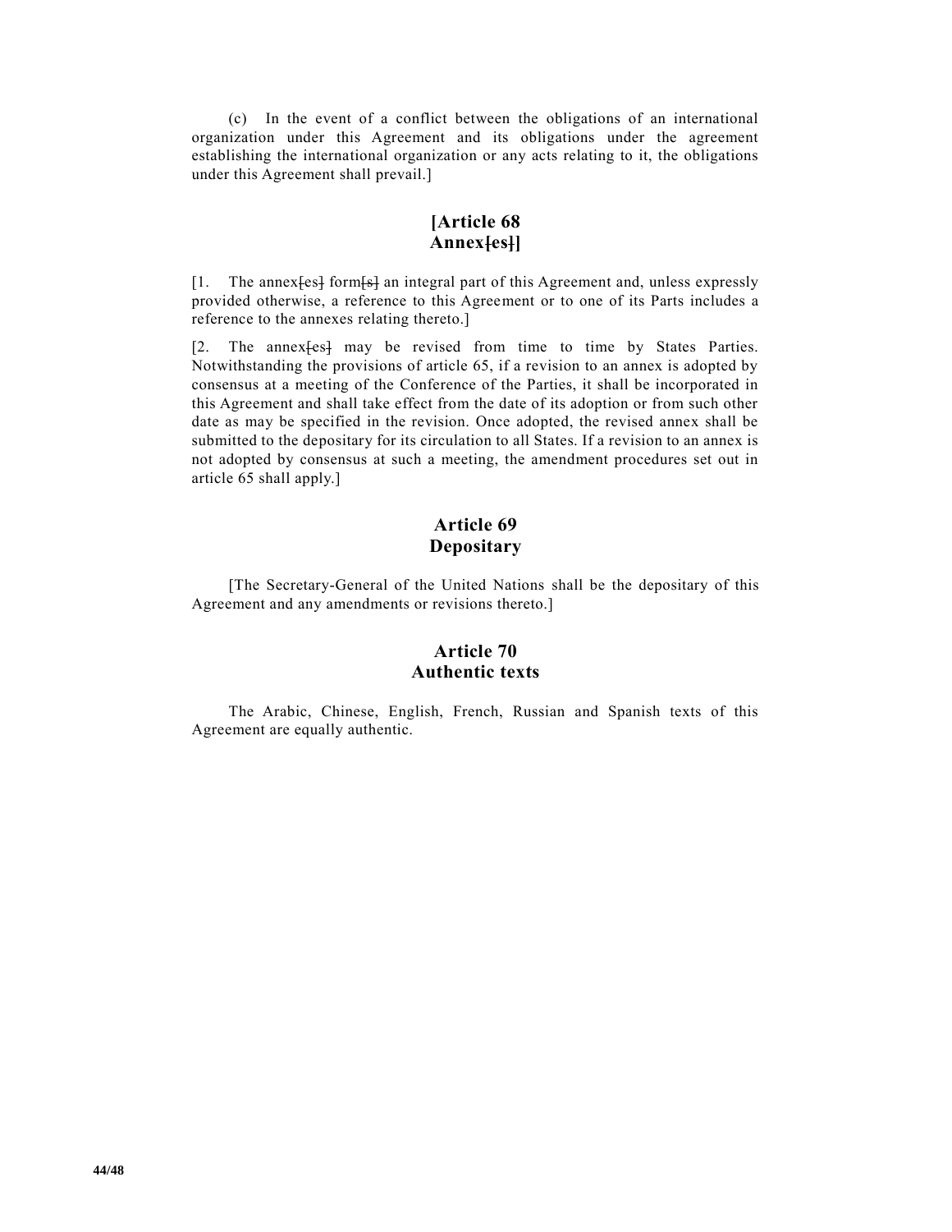(c) In the event of a conflict between the obligations of an international organization under this Agreement and its obligations under the agreement establishing the international organization or any acts relating to it, the obligations under this Agreement shall prevail.]

## [Article 68
## Annex~~[~~es~~]~~]

[1. The annex~~[~~es~~]~~ form~~[~~s~~]~~ an integral part of this Agreement and, unless expressly provided otherwise, a reference to this Agreement or to one of its Parts includes a reference to the annexes relating thereto.]

[2. The annex~~[~~es~~]~~ may be revised from time to time by States Parties. Notwithstanding the provisions of article 65, if a revision to an annex is adopted by consensus at a meeting of the Conference of the Parties, it shall be incorporated in this Agreement and shall take effect from the date of its adoption or from such other date as may be specified in the revision. Once adopted, the revised annex shall be submitted to the depositary for its circulation to all States. If a revision to an annex is not adopted by consensus at such a meeting, the amendment procedures set out in article 65 shall apply.]

## Article 69
## Depositary

[The Secretary-General of the United Nations shall be the depositary of this Agreement and any amendments or revisions thereto.]

## Article 70
## Authentic texts

The Arabic, Chinese, English, French, Russian and Spanish texts of this Agreement are equally authentic.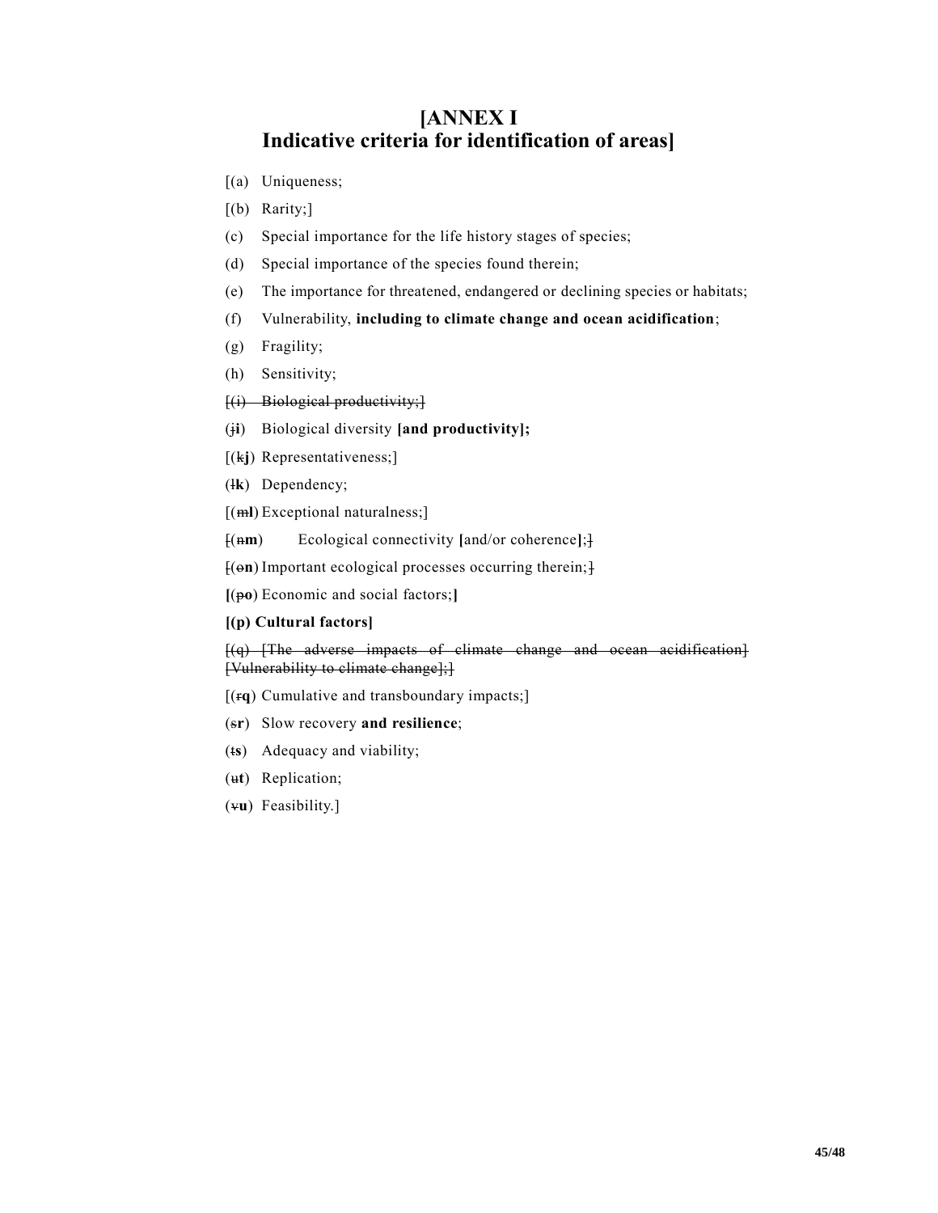# [ANNEX I
Indicative criteria for identification of areas]

[(a) Uniqueness;

[(b) Rarity;]

(c) Special importance for the life history stages of species;

(d) Special importance of the species found therein;

(e) The importance for threatened, endangered or declining species or habitats;

(f) Vulnerability, **including to climate change and ocean acidification**;

(g) Fragility;

(h) Sensitivity;

~~[(i) Biological productivity;]~~

(~~j~~**i**) Biological diversity **[and productivity];**

[(~~k~~**j**) Representativeness;]

(~~l~~**k**) Dependency;

[(~~m~~**l**) Exceptional naturalness;]

~~[~~(~~n~~**m**) Ecological connectivity **[**and/or coherence**]**;~~]~~

~~[~~(~~o~~**n**) Important ecological processes occurring therein;~~]~~

**[**(~~p~~**o**) Economic and social factors;**]**

**[(p) Cultural factors]**

~~[(q) [The adverse impacts of climate change and ocean acidification] [Vulnerability to climate change];]~~

[(~~r~~**q**) Cumulative and transboundary impacts;]

(~~s~~**r**) Slow recovery **and resilience**;

(~~t~~**s**) Adequacy and viability;

(~~u~~**t**) Replication;

(~~v~~**u**) Feasibility.]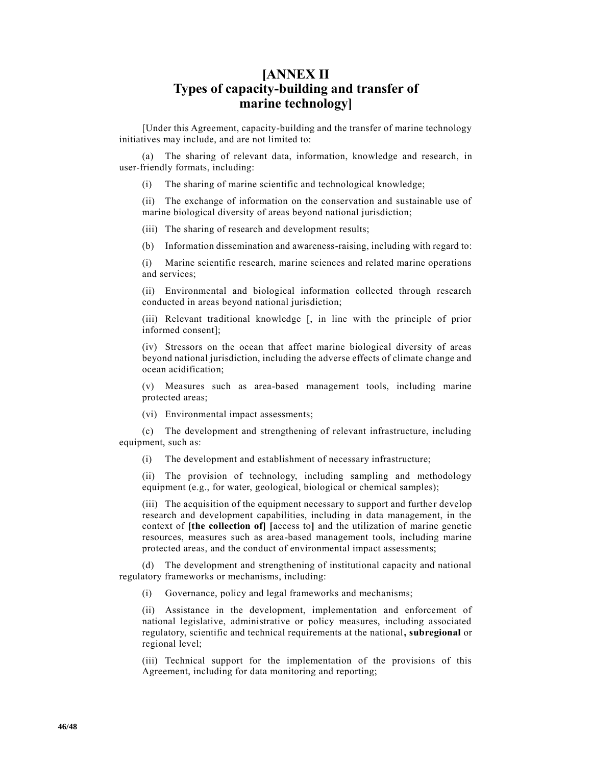# [ANNEX II Types of capacity-building and transfer of marine technology]

[Under this Agreement, capacity-building and the transfer of marine technology initiatives may include, and are not limited to:

(a) The sharing of relevant data, information, knowledge and research, in user-friendly formats, including:

(i) The sharing of marine scientific and technological knowledge;

(ii) The exchange of information on the conservation and sustainable use of marine biological diversity of areas beyond national jurisdiction;

(iii) The sharing of research and development results;

(b) Information dissemination and awareness-raising, including with regard to:

(i) Marine scientific research, marine sciences and related marine operations and services;

(ii) Environmental and biological information collected through research conducted in areas beyond national jurisdiction;

(iii) Relevant traditional knowledge [, in line with the principle of prior informed consent];

(iv) Stressors on the ocean that affect marine biological diversity of areas beyond national jurisdiction, including the adverse effects of climate change and ocean acidification;

(v) Measures such as area-based management tools, including marine protected areas;

(vi) Environmental impact assessments;

(c) The development and strengthening of relevant infrastructure, including equipment, such as:

(i) The development and establishment of necessary infrastructure;

(ii) The provision of technology, including sampling and methodology equipment (e.g., for water, geological, biological or chemical samples);

(iii) The acquisition of the equipment necessary to support and further develop research and development capabilities, including in data management, in the context of **[the collection of] [**access to**]** and the utilization of marine genetic resources, measures such as area-based management tools, including marine protected areas, and the conduct of environmental impact assessments;

(d) The development and strengthening of institutional capacity and national regulatory frameworks or mechanisms, including:

(i) Governance, policy and legal frameworks and mechanisms;

(ii) Assistance in the development, implementation and enforcement of national legislative, administrative or policy measures, including associated regulatory, scientific and technical requirements at the national**, subregional** or regional level;

(iii) Technical support for the implementation of the provisions of this Agreement, including for data monitoring and reporting;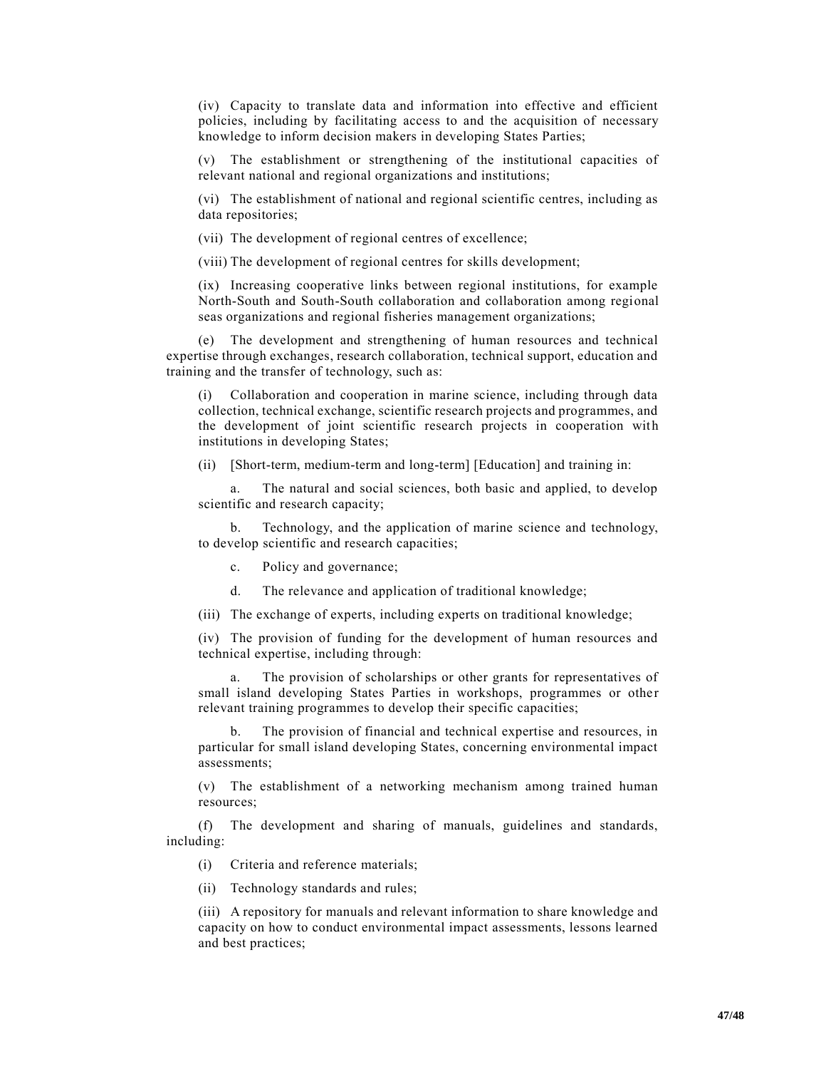(iv) Capacity to translate data and information into effective and efficient policies, including by facilitating access to and the acquisition of necessary knowledge to inform decision makers in developing States Parties;

(v) The establishment or strengthening of the institutional capacities of relevant national and regional organizations and institutions;

(vi) The establishment of national and regional scientific centres, including as data repositories;

(vii) The development of regional centres of excellence;

(viii) The development of regional centres for skills development;

(ix) Increasing cooperative links between regional institutions, for example North-South and South-South collaboration and collaboration among regional seas organizations and regional fisheries management organizations;

(e) The development and strengthening of human resources and technical expertise through exchanges, research collaboration, technical support, education and training and the transfer of technology, such as:

(i) Collaboration and cooperation in marine science, including through data collection, technical exchange, scientific research projects and programmes, and the development of joint scientific research projects in cooperation with institutions in developing States;

(ii) [Short-term, medium-term and long-term] [Education] and training in:

a. The natural and social sciences, both basic and applied, to develop scientific and research capacity;

b. Technology, and the application of marine science and technology, to develop scientific and research capacities;

c. Policy and governance;

d. The relevance and application of traditional knowledge;

(iii) The exchange of experts, including experts on traditional knowledge;

(iv) The provision of funding for the development of human resources and technical expertise, including through:

a. The provision of scholarships or other grants for representatives of small island developing States Parties in workshops, programmes or other relevant training programmes to develop their specific capacities;

b. The provision of financial and technical expertise and resources, in particular for small island developing States, concerning environmental impact assessments;

(v) The establishment of a networking mechanism among trained human resources;

(f) The development and sharing of manuals, guidelines and standards, including:

(i) Criteria and reference materials;

(ii) Technology standards and rules;

(iii) A repository for manuals and relevant information to share knowledge and capacity on how to conduct environmental impact assessments, lessons learned and best practices;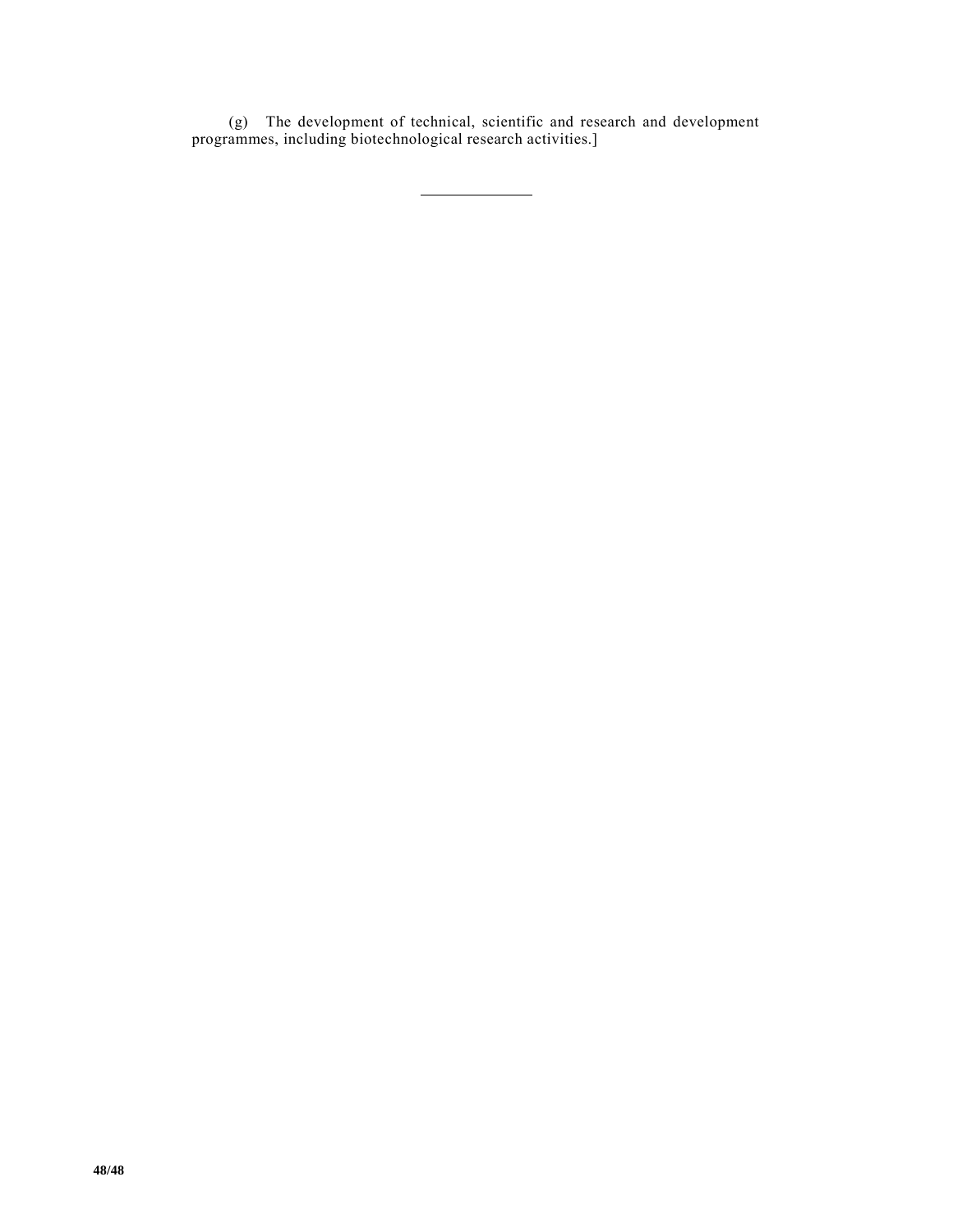(g) The development of technical, scientific and research and development programmes, including biotechnological research activities.]

---